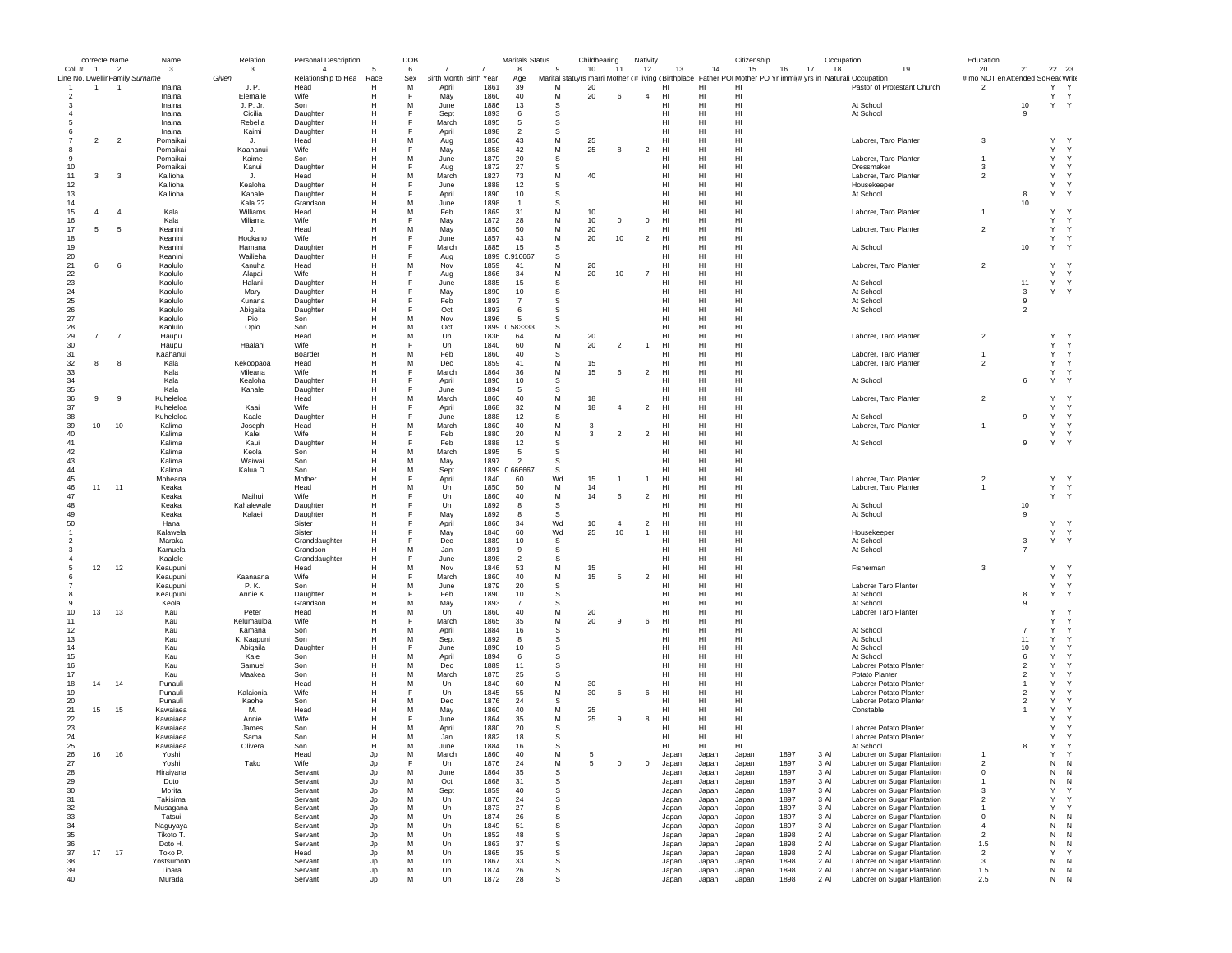| | correcte | Name | Name | Relation | Personal Description | | DOB | | | Maritals Status | | Childbearing | | Nativity | | | Citizenship | | | Occupation | | Education | | | |
|---|---|---|---|---|---|---|---|---|---|---|---|---|---|---|---|---|---|---|---|---|---|---|---|---|---|
| Col. # | 1 | 2 | 3 | 3 | 4 | 5 | 6 | 7 | 7 | 8 | 9 | 10 | 11 | 12 | 13 | 14 | 15 | 16 | 17 | 18 | 19 | 20 | 21 | 22 | 23 |
| Line No. | Dwelling | Family | Surname | Given | Relationship to Head | Race | Sex | Birth Month | Birth Year | Age | Marital status | yrs married | Mother children born | # living children | Birthplace | Father POB | Mother POB | Yr immig | # yrs in US | Naturalization | Occupation | # mo NOT employed | Attended School | Read | Write |
| 1 | 1 | 1 | Inaina | J. P. | Head | H | M | April | 1861 | 39 | M | 20 | | | HI | HI | HI | | | | Pastor of Protestant Church | 2 | | Y | Y |
| 2 | | | Inaina | Elemaile | Wife | H | F | May | 1860 | 40 | M | 20 | 6 | 4 | HI | HI | HI | | | | | | | Y | Y |
| 3 | | | Inaina | J. P. Jr. | Son | H | M | June | 1886 | 13 | S | | | | HI | HI | HI | | | | At School | | 10 | Y | Y |
| 4 | | | Inaina | Cicilia | Daughter | H | F | Sept | 1893 | 6 | S | | | | HI | HI | HI | | | | At School | | 9 | | |
| 5 | | | Inaina | Rebella | Daughter | H | F | March | 1895 | 5 | S | | | | HI | HI | HI | | | | | | | | |
| 6 | | | Inaina | Kaimi | Daughter | H | F | April | 1898 | 2 | S | | | | HI | HI | HI | | | | | | | | |
| 7 | 2 | 2 | Pomaikai | J. | Head | H | M | Aug | 1856 | 43 | M | 25 | | | HI | HI | HI | | | | Laborer, Taro Planter | 3 | | Y | Y |
| 8 | | | Pomaikai | Kaahanui | Wife | H | F | May | 1858 | 42 | M | 25 | 8 | 2 | HI | HI | HI | | | | | | | Y | Y |
| 9 | | | Pomaikai | Kaime | Son | H | M | June | 1879 | 20 | S | | | | HI | HI | HI | | | | Laborer, Taro Planter | 1 | | Y | Y |
| 10 | | | Pomaikai | Kanui | Daughter | H | F | Aug | 1872 | 27 | S | | | | HI | HI | HI | | | | Dressmaker | 3 | | Y | Y |
| 11 | 3 | 3 | Kailioha | J. | Head | H | M | March | 1827 | 73 | M | 40 | | | HI | HI | HI | | | | Laborer, Taro Planter | 2 | | Y | Y |
| 12 | | | Kailioha | Kealoha | Daughter | H | F | June | 1888 | 12 | S | | | | HI | HI | HI | | | | Housekeeper | | | Y | Y |
| 13 | | | Kailioha | Kahale | Daughter | H | F | April | 1890 | 10 | S | | | | HI | HI | HI | | | | At School | | 8 | Y | Y |
| 14 | | | | Kala ?? | Grandson | H | M | June | 1898 | 1 | S | | | | HI | HI | HI | | | | | | 10 | | |
| 15 | 4 | 4 | Kala | Williams | Head | H | M | Feb | 1869 | 31 | M | 10 | | | HI | HI | HI | | | | Laborer, Taro Planter | 1 | | Y | Y |
| 16 | | | Kala | Miliama | Wife | H | F | May | 1872 | 28 | M | 10 | 0 | 0 | HI | HI | HI | | | | | | | Y | Y |
| 17 | 5 | 5 | Keanini | J. | Head | H | M | May | 1850 | 50 | M | 20 | | | HI | HI | HI | | | | Laborer, Taro Planter | 2 | | Y | Y |
| 18 | | | Keanini | Hookano | Wife | H | F | June | 1857 | 43 | M | 20 | 10 | 2 | HI | HI | HI | | | | | | | Y | Y |
| 19 | | | Keanini | Hamana | Daughter | H | F | March | 1885 | 15 | S | | | | HI | HI | HI | | | | At School | | 10 | Y | Y |
| 20 | | | Keanini | Wailieha | Daughter | H | F | Aug | 1899 | 0.916667 | S | | | | HI | HI | HI | | | | | | | | |
| 21 | 6 | 6 | Kaolulo | Kanuha | Head | H | M | Nov | 1859 | 41 | M | 20 | | | HI | HI | HI | | | | Laborer, Taro Planter | 2 | | Y | Y |
| 22 | | | Kaolulo | Alapai | Wife | H | F | Aug | 1866 | 34 | M | 20 | 10 | 7 | HI | HI | HI | | | | | | | Y | Y |
| 23 | | | Kaolulo | Halani | Daughter | H | F | June | 1885 | 15 | S | | | | HI | HI | HI | | | | At School | | 11 | Y | Y |
| 24 | | | Kaolulo | Mary | Daughter | H | F | May | 1890 | 10 | S | | | | HI | HI | HI | | | | At School | | 3 | Y | Y |
| 25 | | | Kaolulo | Kunana | Daughter | H | F | Feb | 1893 | 7 | S | | | | HI | HI | HI | | | | At School | | 9 | | |
| 26 | | | Kaolulo | Abigaita | Daughter | H | F | Oct | 1893 | 6 | S | | | | HI | HI | HI | | | | At School | | 2 | | |
| 27 | | | Kaolulo | Pio | Son | H | M | Nov | 1896 | 5 | S | | | | HI | HI | HI | | | | | | | | |
| 28 | | | Kaolulo | Opio | Son | H | M | Oct | 1899 | 0.583333 | S | | | | HI | HI | HI | | | | | | | | |
| 29 | 7 | 7 | Haupu | | Head | H | M | Un | 1836 | 64 | M | 20 | | | HI | HI | HI | | | | Laborer, Taro Planter | 2 | | Y | Y |
| 30 | | | Haupu | Haalani | Wife | H | F | Un | 1840 | 60 | M | 20 | 2 | 1 | HI | HI | HI | | | | | | | Y | Y |
| 31 | | | Kaahanui | | Boarder | H | M | Feb | 1860 | 40 | S | | | | HI | HI | HI | | | | Laborer, Taro Planter | 1 | | Y | Y |
| 32 | 8 | 8 | Kala | Kekoopaoa | Head | H | M | Dec | 1859 | 41 | M | 15 | | | HI | HI | HI | | | | Laborer, Taro Planter | 2 | | Y | Y |
| 33 | | | Kala | Mileana | Wife | H | F | March | 1864 | 36 | M | 15 | 6 | 2 | HI | HI | HI | | | | | | | Y | Y |
| 34 | | | Kala | Kealoha | Daughter | H | F | April | 1890 | 10 | S | | | | HI | HI | HI | | | | At School | | 6 | Y | Y |
| 35 | | | Kala | Kahale | Daughter | H | F | June | 1894 | 5 | S | | | | HI | HI | HI | | | | | | | | |
| 36 | 9 | 9 | Kuheleloa | | Head | H | M | March | 1860 | 40 | M | 18 | | | HI | HI | HI | | | | Laborer, Taro Planter | 2 | | Y | Y |
| 37 | | | Kuheleloa | Kaai | Wife | H | F | April | 1868 | 32 | M | 18 | 4 | 2 | HI | HI | HI | | | | | | | Y | Y |
| 38 | | | Kuheleloa | Kaale | Daughter | H | F | June | 1888 | 12 | S | | | | HI | HI | HI | | | | At School | | 9 | Y | Y |
| 39 | 10 | 10 | Kalima | Joseph | Head | H | M | March | 1860 | 40 | M | 3 | | | HI | HI | HI | | | | Laborer, Taro Planter | 1 | | Y | Y |
| 40 | | | Kalima | Kalei | Wife | H | F | Feb | 1880 | 20 | M | 3 | 2 | 2 | HI | HI | HI | | | | | | | Y | Y |
| 41 | | | Kalima | Kaui | Daughter | H | F | Feb | 1888 | 12 | S | | | | HI | HI | HI | | | | At School | | 9 | Y | Y |
| 42 | | | Kalima | Keola | Son | H | M | March | 1895 | 5 | S | | | | HI | HI | HI | | | | | | | | |
| 43 | | | Kalima | Waiwai | Son | H | M | May | 1897 | 2 | S | | | | HI | HI | HI | | | | | | | | |
| 44 | | | Kalima | Kalua D. | Son | H | M | Sept | 1899 | 0.666667 | S | | | | HI | HI | HI | | | | | | | | |
| 45 | | | Moheana | | Mother | H | F | April | 1840 | 60 | Wd | 15 | 1 | 1 | HI | HI | HI | | | | Laborer, Taro Planter | 2 | | Y | Y |
| 46 | 11 | 11 | Keaka | | Head | H | M | Un | 1850 | 50 | M | 14 | | | HI | HI | HI | | | | Laborer, Taro Planter | 1 | | Y | Y |
| 47 | | | Keaka | Maihui | Wife | H | F | Un | 1860 | 40 | M | 14 | 6 | 2 | HI | HI | HI | | | | | | | Y | Y |
| 48 | | | Keaka | Kahalewale | Daughter | H | F | Un | 1892 | 8 | S | | | | HI | HI | HI | | | | At School | | 10 | | |
| 49 | | | Keaka | Kalaei | Daughter | H | F | May | 1892 | 8 | S | | | | HI | HI | HI | | | | At School | | 9 | | |
| 50 | | | Hana | | Sister | H | F | April | 1866 | 34 | Wd | 10 | 4 | 2 | HI | HI | HI | | | | | | | Y | Y |
| 1 | | | Kalawela | | Sister | H | F | May | 1840 | 60 | Wd | 25 | 10 | 1 | HI | HI | HI | | | | Housekeeper | | | Y | Y |
| 2 | | | Maraka | | Granddaughter | H | F | Dec | 1889 | 10 | S | | | | HI | HI | HI | | | | At School | | 3 | Y | Y |
| 3 | | | Kamuela | | Grandson | H | M | Jan | 1891 | 9 | S | | | | HI | HI | HI | | | | At School | | 7 | | |
| 4 | | | Kaalele | | Granddaughter | H | F | June | 1898 | 2 | S | | | | HI | HI | HI | | | | | | | | |
| 5 | 12 | 12 | Keaupuni | | Head | H | M | Nov | 1846 | 53 | M | 15 | | | HI | HI | HI | | | | Fisherman | 3 | | Y | Y |
| 6 | | | Keaupuni | Kaanaana | Wife | H | F | March | 1860 | 40 | M | 15 | 5 | 2 | HI | HI | HI | | | | | | | Y | Y |
| 7 | | | Keaupuni | P. K. | Son | H | M | June | 1879 | 20 | S | | | | HI | HI | HI | | | | Laborer Taro Planter | | | Y | Y |
| 8 | | | Keaupuni | Annie K. | Daughter | H | F | Feb | 1890 | 10 | S | | | | HI | HI | HI | | | | At School | | 8 | Y | Y |
| 9 | | | Keola | | Grandson | H | M | May | 1893 | 7 | S | | | | HI | HI | HI | | | | At School | | 9 | | |
| 10 | 13 | 13 | Kau | Peter | Head | H | M | Un | 1860 | 40 | M | 20 | | | HI | HI | HI | | | | Laborer Taro Planter | | | Y | Y |
| 11 | | | Kau | Kelumauloa | Wife | H | F | March | 1865 | 35 | M | 20 | 9 | 6 | HI | HI | HI | | | | | | | Y | Y |
| 12 | | | Kau | Kamana | Son | H | M | April | 1884 | 16 | S | | | | HI | HI | HI | | | | At School | | 7 | Y | Y |
| 13 | | | Kau | K. Kaapuni | Son | H | M | Sept | 1892 | 8 | S | | | | HI | HI | HI | | | | At School | | 11 | Y | Y |
| 14 | | | Kau | Abigaila | Daughter | H | F | June | 1890 | 10 | S | | | | HI | HI | HI | | | | At School | | 10 | Y | Y |
| 15 | | | Kau | Kale | Son | H | M | April | 1894 | 6 | S | | | | HI | HI | HI | | | | At School | | 6 | Y | Y |
| 16 | | | Kau | Samuel | Son | H | M | Dec | 1889 | 11 | S | | | | HI | HI | HI | | | | Laborer Potato Planter | | 2 | Y | Y |
| 17 | | | Kau | Maakea | Son | H | M | March | 1875 | 25 | S | | | | HI | HI | HI | | | | Potato Planter | | 2 | Y | Y |
| 18 | 14 | 14 | Punauli | | Head | H | M | Un | 1840 | 60 | M | 30 | | | HI | HI | HI | | | | Laborer Potato Planter | | 1 | Y | Y |
| 19 | | | Punauli | Kalaionia | Wife | H | F | Un | 1845 | 55 | M | 30 | 6 | 6 | HI | HI | HI | | | | Laborer Potato Planter | | 2 | Y | Y |
| 20 | | | Punauli | Kaohe | Son | H | M | Dec | 1876 | 24 | S | | | | HI | HI | HI | | | | Laborer Potato Planter | | 2 | Y | Y |
| 21 | 15 | 15 | Kawaiaea | M. | Head | H | M | May | 1860 | 40 | M | 25 | | | HI | HI | HI | | | | Constable | | 1 | Y | Y |
| 22 | | | Kawaiaea | Annie | Wife | H | F | June | 1864 | 35 | M | 25 | 9 | 8 | HI | HI | HI | | | | | | | Y | Y |
| 23 | | | Kawaiaea | James | Son | H | M | April | 1880 | 20 | S | | | | HI | HI | HI | | | | Laborer Potato Planter | | | Y | Y |
| 24 | | | Kawaiaea | Sama | Son | H | M | Jan | 1882 | 18 | S | | | | HI | HI | HI | | | | Laborer Potato Planter | | | Y | Y |
| 25 | | | Kawaiaea | Olivera | Son | H | M | June | 1884 | 16 | S | | | | HI | HI | HI | | | | At School | | 8 | Y | Y |
| 26 | 16 | 16 | Yoshi | | Head | Jp | M | March | 1860 | 40 | M | 5 | | | Japan | Japan | Japan | 1897 | 3 | Al | Laborer on Sugar Plantation | 1 | | Y | Y |
| 27 | | | Yoshi | Tako | Wife | Jp | F | Un | 1876 | 24 | M | 5 | 0 | 0 | Japan | Japan | Japan | 1897 | 3 | Al | Laborer on Sugar Plantation | 2 | | N | N |
| 28 | | | Hiraiyana | | Servant | Jp | M | June | 1864 | 35 | S | | | | Japan | Japan | Japan | 1897 | 3 | Al | Laborer on Sugar Plantation | 0 | | N | N |
| 29 | | | Doto | | Servant | Jp | M | Oct | 1868 | 31 | S | | | | Japan | Japan | Japan | 1897 | 3 | Al | Laborer on Sugar Plantation | 1 | | N | N |
| 30 | | | Morita | | Servant | Jp | M | Sept | 1859 | 40 | S | | | | Japan | Japan | Japan | 1897 | 3 | Al | Laborer on Sugar Plantation | 3 | | Y | Y |
| 31 | | | Takisima | | Servant | Jp | M | Un | 1876 | 24 | S | | | | Japan | Japan | Japan | 1897 | 3 | Al | Laborer on Sugar Plantation | 2 | | Y | Y |
| 32 | | | Musagana | | Servant | Jp | M | Un | 1873 | 27 | S | | | | Japan | Japan | Japan | 1897 | 3 | Al | Laborer on Sugar Plantation | 1 | | Y | Y |
| 33 | | | Tatsui | | Servant | Jp | M | Un | 1874 | 26 | S | | | | Japan | Japan | Japan | 1897 | 3 | Al | Laborer on Sugar Plantation | 0 | | N | N |
| 34 | | | Naguyaya | | Servant | Jp | M | Un | 1849 | 51 | S | | | | Japan | Japan | Japan | 1897 | 3 | Al | Laborer on Sugar Plantation | 4 | | N | N |
| 35 | | | Tikoto T. | | Servant | Jp | M | Un | 1852 | 48 | S | | | | Japan | Japan | Japan | 1898 | 2 | Al | Laborer on Sugar Plantation | 2 | | N | N |
| 36 | | | Doto H. | | Servant | Jp | M | Un | 1863 | 37 | S | | | | Japan | Japan | Japan | 1898 | 2 | Al | Laborer on Sugar Plantation | 1.5 | | N | N |
| 37 | 17 | 17 | Toko P. | | Head | Jp | M | Un | 1865 | 35 | S | | | | Japan | Japan | Japan | 1898 | 2 | Al | Laborer on Sugar Plantation | 2 | | Y | Y |
| 38 | | | Yostsumoto | | Servant | Jp | M | Un | 1867 | 33 | S | | | | Japan | Japan | Japan | 1898 | 2 | Al | Laborer on Sugar Plantation | 3 | | N | N |
| 39 | | | Tibara | | Servant | Jp | M | Un | 1874 | 26 | S | | | | Japan | Japan | Japan | 1898 | 2 | Al | Laborer on Sugar Plantation | 1.5 | | N | N |
| 40 | | | Murada | | Servant | Jp | M | Un | 1872 | 28 | S | | | | Japan | Japan | Japan | 1898 | 2 | Al | Laborer on Sugar Plantation | 2.5 | | N | N |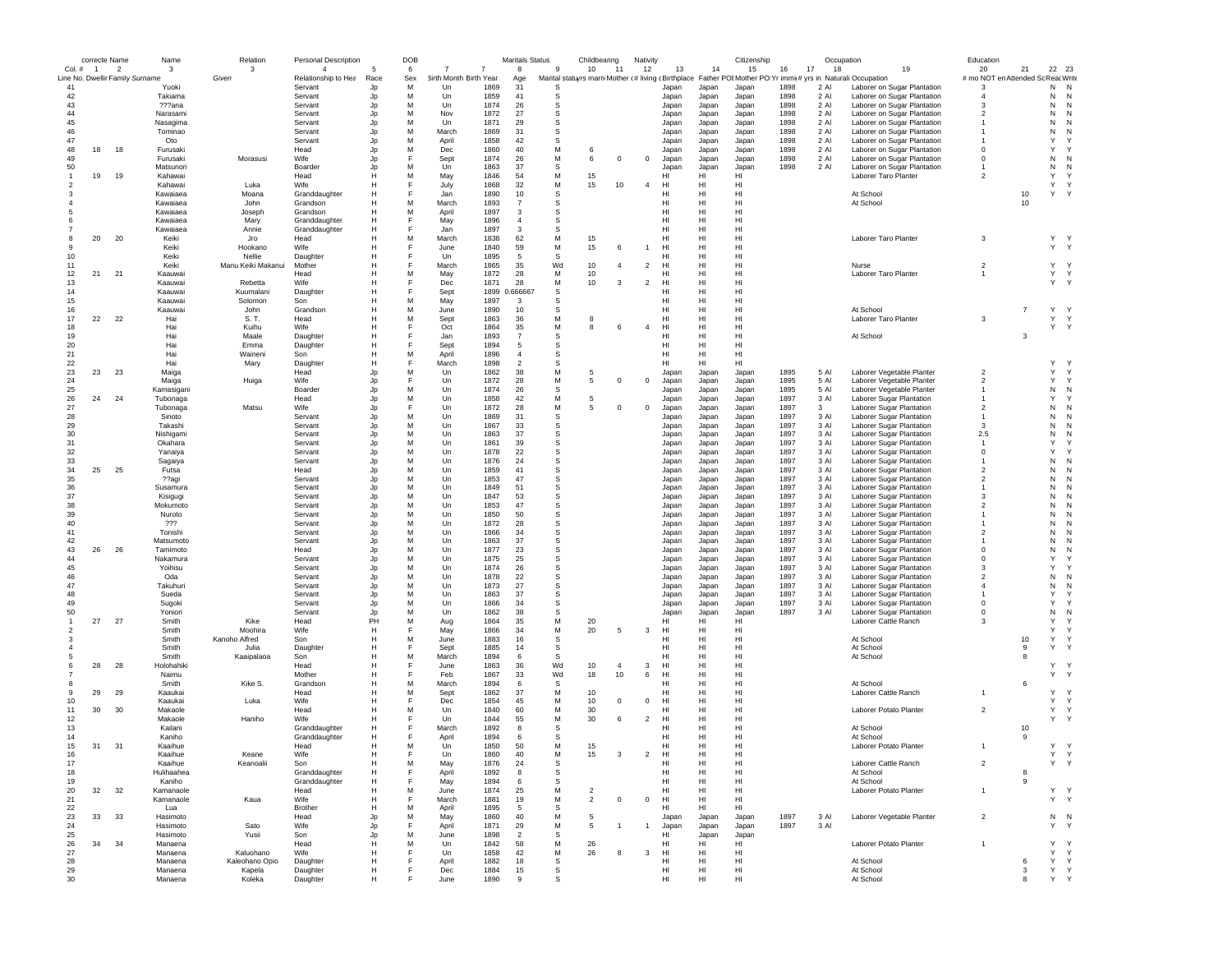| correcte | Name | | Name | | Relation | Personal Description | | DOB | | | Maritals Status | | Childbearing | | Nativity | | | Citizenship | | | Occupation | Education | | | |
|---|---|---|---|---|---|---|---|---|---|---|---|---|---|---|---|---|---|---|---|---|---|---|---|---|---|
| Col. # | 1 | 2 | 3 | | 4 | 5 | 6 | 7 | 7 | 8 | 9 | 10 | 11 | 12 | 13 | 14 | 15 | 16 | 17 | 18 | 19 | 20 | 21 | 22 | 23 |
| Line No. | Dwellin | Family | Surname | Given | Relationship to Hea | Race | Sex | Birth Month | Birth Year | Age | Marital status | yrs marri | Mother c# | # living c | Birthplace | Father POB | Mother PO | Yr immi | # yrs in | Naturali | Occupation | # mo NOT en | Attended Sc | Read | Write |
| 41 | | | Yuoki | | Servant | Jp | M | Un | 1869 | 31 | S | | | | Japan | Japan | Japan | 1898 | 2 | Al | Laborer on Sugar Plantation | 3 | | N | N |
| 42 | | | Takiama | | Servant | Jp | M | Un | 1859 | 41 | S | | | | Japan | Japan | Japan | 1898 | 2 | Al | Laborer on Sugar Plantation | 4 | | N | N |
| 43 | | | ???ana | | Servant | Jp | M | Un | 1874 | 26 | S | | | | Japan | Japan | Japan | 1898 | 2 | Al | Laborer on Sugar Plantation | 3 | | N | N |
| 44 | | | Narasami | | Servant | Jp | M | Nov | 1872 | 27 | S | | | | Japan | Japan | Japan | 1898 | 2 | Al | Laborer on Sugar Plantation | 2 | | N | N |
| 45 | | | Nasagima | | Servant | Jp | M | Un | 1871 | 29 | S | | | | Japan | Japan | Japan | 1898 | 2 | Al | Laborer on Sugar Plantation | 1 | | N | N |
| 46 | | | Tominao | | Servant | Jp | M | March | 1869 | 31 | S | | | | Japan | Japan | Japan | 1898 | 2 | Al | Laborer on Sugar Plantation | 1 | | N | N |
| 47 | | | Oto | | Servant | Jp | M | April | 1858 | 42 | S | | | | Japan | Japan | Japan | 1898 | 2 | Al | Laborer on Sugar Plantation | 1 | | Y | Y |
| 48 | 18 | 18 | Furusaki | | Head | Jp | M | Dec | 1860 | 40 | M | 6 | | | Japan | Japan | Japan | 1898 | 2 | Al | Laborer on Sugar Plantation | 0 | | Y | Y |
| 49 | | | Furusaki | Morasusi | Wife | Jp | F | Sept | 1874 | 26 | M | 6 | 0 | 0 | Japan | Japan | Japan | 1898 | 2 | Al | Laborer on Sugar Plantation | 0 | | N | N |
| 50 | | | Matsunori | | Boarder | Jp | M | Un | 1863 | 37 | S | | | | Japan | Japan | Japan | 1898 | 2 | Al | Laborer on Sugar Plantation | 1 | | N | N |
| 1 | 19 | 19 | Kahawai | | Head | H | M | May | 1846 | 54 | M | 15 | | | HI | HI | HI | | | | Laborer Taro Planter | 2 | | Y | Y |
| 2 | | | Kahawai | Luka | Wife | H | F | July | 1868 | 32 | M | 15 | 10 | 4 | HI | HI | HI | | | | | | | Y | Y |
| 3 | | | Kawaiaea | Moana | Granddaughter | H | F | Jan | 1890 | 10 | S | | | | HI | HI | HI | | | | At School | | 10 | Y | Y |
| 4 | | | Kawaiaea | John | Grandson | H | M | March | 1893 | 7 | S | | | | HI | HI | HI | | | | At School | | 10 | | |
| 5 | | | Kawaiaea | Joseph | Grandson | H | M | April | 1897 | 3 | S | | | | HI | HI | HI | | | | | | | | |
| 6 | | | Kawaiaea | Mary | Granddaughter | H | F | May | 1896 | 4 | S | | | | HI | HI | HI | | | | | | | | |
| 7 | | | Kawaiaea | Annie | Granddaughter | H | F | Jan | 1897 | 3 | S | | | | HI | HI | HI | | | | | | | | |
| 8 | 20 | 20 | Keiki | Jro | Head | H | M | March | 1838 | 62 | M | 15 | | | HI | HI | HI | | | | Laborer Taro Planter | 3 | | Y | Y |
| 9 | | | Keiki | Hookano | Wife | H | F | June | 1840 | 59 | M | 15 | 6 | 1 | HI | HI | HI | | | | | | | Y | Y |
| 10 | | | Keiki | Nellie | Daughter | H | F | Un | 1895 | 5 | S | | | | HI | HI | HI | | | | | | | | |
| 11 | | | Keiki | Manu Keiki Makanui | Mother | H | F | March | 1865 | 35 | Wd | 10 | 4 | 2 | HI | HI | HI | | | | Nurse | 2 | | Y | Y |
| 12 | 21 | 21 | Kaauwai | | Head | H | M | May | 1872 | 28 | M | 10 | | | HI | HI | HI | | | | Laborer Taro Planter | 1 | | Y | Y |
| 13 | | | Kaauwai | Rebetta | Wife | H | F | Dec | 1871 | 28 | M | 10 | 3 | 2 | HI | HI | HI | | | | | | | Y | Y |
| 14 | | | Kaauwai | Kuumalani | Daughter | H | F | Sept | 1899 | 0.666667 | S | | | | HI | HI | HI | | | | | | | | |
| 15 | | | Kaauwai | Solomon | Son | H | M | May | 1897 | 3 | S | | | | HI | HI | HI | | | | | | | | |
| 16 | | | Kaauwai | John | Grandson | H | M | June | 1890 | 10 | S | | | | HI | HI | HI | | | | At School | | 7 | Y | Y |
| 17 | 22 | 22 | Hai | S. T. | Head | H | M | Sept | 1863 | 36 | M | 8 | | | HI | HI | HI | | | | Laborer Taro Planter | 3 | | Y | Y |
| 18 | | | Hai | Kuihu | Wife | H | F | Oct | 1864 | 35 | M | 8 | 6 | 4 | HI | HI | HI | | | | | | | Y | Y |
| 19 | | | Hai | Maale | Daughter | H | F | Jan | 1893 | 7 | S | | | | HI | HI | HI | | | | At School | | 3 | | |
| 20 | | | Hai | Emma | Daughter | H | F | Sept | 1894 | 5 | S | | | | HI | HI | HI | | | | | | | | |
| 21 | | | Hai | Waineni | Son | H | M | April | 1896 | 4 | S | | | | HI | HI | HI | | | | | | | | |
| 22 | | | Hai | Mary | Daughter | H | F | March | 1898 | 2 | S | | | | HI | HI | HI | | | | | | | Y | Y |
| 23 | 23 | 23 | Maiga | | Head | Jp | M | Un | 1862 | 38 | M | 5 | | | Japan | Japan | Japan | 1895 | 5 | Al | Laborer Vegetable Planter | 2 | | Y | Y |
| 24 | | | Maiga | Huiga | Wife | Jp | F | Un | 1872 | 28 | M | 5 | 0 | 0 | Japan | Japan | Japan | 1895 | 5 | Al | Laborer Vegetable Planter | 2 | | Y | Y |
| 25 | | | Kamasigani | | Boarder | Jp | M | Un | 1874 | 26 | S | | | | Japan | Japan | Japan | 1895 | 5 | Al | Laborer Vegetable Planter | 1 | | N | N |
| 26 | 24 | 24 | Tubonaga | | Head | Jp | M | Un | 1858 | 42 | M | 5 | | | Japan | Japan | Japan | 1897 | 3 | Al | Laborer Sugar Plantation | 1 | | Y | Y |
| 27 | | | Tubonaga | Matsu | Wife | Jp | F | Un | 1872 | 28 | M | 5 | 0 | 0 | Japan | Japan | Japan | 1897 | 3 | | Laborer Sugar Plantation | 2 | | N | N |
| 28 | | | Sinoto | | Servant | Jp | M | Un | 1869 | 31 | S | | | | Japan | Japan | Japan | 1897 | 3 | Al | Laborer Sugar Plantation | 1 | | N | N |
| 29 | | | Takashi | | Servant | Jp | M | Un | 1867 | 33 | S | | | | Japan | Japan | Japan | 1897 | 3 | Al | Laborer Sugar Plantation | 3 | | N | N |
| 30 | | | Nishigami | | Servant | Jp | M | Un | 1863 | 37 | S | | | | Japan | Japan | Japan | 1897 | 3 | Al | Laborer Sugar Plantation | 2.5 | | N | N |
| 31 | | | Okahara | | Servant | Jp | M | Un | 1861 | 39 | S | | | | Japan | Japan | Japan | 1897 | 3 | Al | Laborer Sugar Plantation | 1 | | Y | Y |
| 32 | | | Yanaiya | | Servant | Jp | M | Un | 1878 | 22 | S | | | | Japan | Japan | Japan | 1897 | 3 | Al | Laborer Sugar Plantation | 0 | | Y | Y |
| 33 | | | Sagaiya | | Servant | Jp | M | Un | 1876 | 24 | S | | | | Japan | Japan | Japan | 1897 | 3 | Al | Laborer Sugar Plantation | 1 | | N | N |
| 34 | 25 | 25 | Futsa | | Head | Jp | M | Un | 1859 | 41 | S | | | | Japan | Japan | Japan | 1897 | 3 | Al | Laborer Sugar Plantation | 2 | | N | N |
| 35 | | | ??agi | | Servant | Jp | M | Un | 1853 | 47 | S | | | | Japan | Japan | Japan | 1897 | 3 | Al | Laborer Sugar Plantation | 2 | | N | N |
| 36 | | | Susamura | | Servant | Jp | M | Un | 1849 | 51 | S | | | | Japan | Japan | Japan | 1897 | 3 | Al | Laborer Sugar Plantation | 1 | | N | N |
| 37 | | | Kisigugi | | Servant | Jp | M | Un | 1847 | 53 | S | | | | Japan | Japan | Japan | 1897 | 3 | Al | Laborer Sugar Plantation | 3 | | N | N |
| 38 | | | Mokumoto | | Servant | Jp | M | Un | 1853 | 47 | S | | | | Japan | Japan | Japan | 1897 | 3 | Al | Laborer Sugar Plantation | 2 | | N | N |
| 39 | | | Nuroto | | Servant | Jp | M | Un | 1850 | 50 | S | | | | Japan | Japan | Japan | 1897 | 3 | Al | Laborer Sugar Plantation | 1 | | N | N |
| 40 | | | ??? | | Servant | Jp | M | Un | 1872 | 28 | S | | | | Japan | Japan | Japan | 1897 | 3 | Al | Laborer Sugar Plantation | 1 | | N | N |
| 41 | | | Tonishi | | Servant | Jp | M | Un | 1866 | 34 | S | | | | Japan | Japan | Japan | 1897 | 3 | Al | Laborer Sugar Plantation | 2 | | N | N |
| 42 | | | Matsumoto | | Servant | Jp | M | Un | 1863 | 37 | S | | | | Japan | Japan | Japan | 1897 | 3 | Al | Laborer Sugar Plantation | 1 | | N | N |
| 43 | 26 | 26 | Tamimoto | | Head | Jp | M | Un | 1877 | 23 | S | | | | Japan | Japan | Japan | 1897 | 3 | Al | Laborer Sugar Plantation | 0 | | N | N |
| 44 | | | Nakamura | | Servant | Jp | M | Un | 1875 | 25 | S | | | | Japan | Japan | Japan | 1897 | 3 | Al | Laborer Sugar Plantation | 0 | | Y | Y |
| 45 | | | Yoihisu | | Servant | Jp | M | Un | 1874 | 26 | S | | | | Japan | Japan | Japan | 1897 | 3 | Al | Laborer Sugar Plantation | 3 | | Y | Y |
| 46 | | | Oda | | Servant | Jp | M | Un | 1878 | 22 | S | | | | Japan | Japan | Japan | 1897 | 3 | Al | Laborer Sugar Plantation | 2 | | N | N |
| 47 | | | Takuhuri | | Servant | Jp | M | Un | 1873 | 27 | S | | | | Japan | Japan | Japan | 1897 | 3 | Al | Laborer Sugar Plantation | 4 | | N | N |
| 48 | | | Sueda | | Servant | Jp | M | Un | 1863 | 37 | S | | | | Japan | Japan | Japan | 1897 | 3 | Al | Laborer Sugar Plantation | 1 | | Y | Y |
| 49 | | | Sugoki | | Servant | Jp | M | Un | 1866 | 34 | S | | | | Japan | Japan | Japan | 1897 | 3 | Al | Laborer Sugar Plantation | 0 | | Y | Y |
| 50 | | | Yoniori | | Servant | Jp | M | Un | 1862 | 38 | S | | | | Japan | Japan | Japan | 1897 | 3 | Al | Laborer Sugar Plantation | 0 | | N | N |
| 1 | 27 | 27 | Smith | Kike | Head | PH | M | Aug | 1864 | 35 | M | 20 | | | HI | HI | HI | | | | Laborer Cattle Ranch | 3 | | Y | Y |
| 2 | | | Smith | Moohira | Wife | H | F | Sept | 1866 | 34 | M | 20 | 5 | 3 | HI | HI | HI | | | | | | | Y | Y |
| 3 | | | Smith | Kanoho Alfred | Son | H | M | June | 1883 | 16 | S | | | | HI | HI | HI | | | | At School | | 10 | Y | Y |
| 4 | | | Smith | Julia | Daughter | H | F | Sept | 1885 | 14 | S | | | | HI | HI | HI | | | | At School | | 9 | Y | Y |
| 5 | | | Smith | Kaaipalaoa | Son | H | M | March | 1894 | 6 | S | | | | HI | HI | HI | | | | At School | | 8 | | |
| 6 | 28 | 28 | Holohahiki | | Head | H | F | June | 1863 | 36 | Wd | 10 | 4 | 3 | HI | HI | HI | | | | | | | Y | Y |
| 7 | | | Naimu | | Mother | H | F | Feb | 1867 | 33 | Wd | 18 | 10 | 6 | HI | HI | HI | | | | | | | Y | Y |
| 8 | | | Smith | Kike S. | Grandson | H | M | March | 1894 | 6 | S | | | | HI | HI | HI | | | | At School | | 6 | | |
| 9 | 29 | 29 | Kaaukai | | Head | H | M | Sept | 1862 | 37 | M | 10 | | | HI | HI | HI | | | | Laborer Cattle Ranch | 1 | | Y | Y |
| 10 | | | Kaaukai | Luka | Wife | H | F | Dec | 1854 | 45 | M | 10 | 0 | 0 | HI | HI | HI | | | | | | | Y | Y |
| 11 | 30 | 30 | Makaole | | Head | H | M | Un | 1840 | 60 | M | 30 | | | HI | HI | HI | | | | Laborer Potato Planter | 2 | | Y | Y |
| 12 | | | Makaole | Haniho | Wife | H | F | Un | 1844 | 55 | M | 30 | 6 | 2 | HI | HI | HI | | | | | | | Y | Y |
| 13 | | | Kailani | | Granddaughter | H | F | March | 1892 | 8 | S | | | | HI | HI | HI | | | | At School | | 10 | | |
| 14 | | | Kaniho | | Granddaughter | H | F | April | 1894 | 6 | S | | | | HI | HI | HI | | | | At School | | 9 | | |
| 15 | 31 | 31 | Kaaihue | | Head | H | M | Un | 1850 | 50 | M | 15 | | | HI | HI | HI | | | | Laborer Potato Planter | 1 | | Y | Y |
| 16 | | | Kaaihue | Keane | Wife | H | F | Un | 1860 | 40 | M | 15 | 3 | 2 | HI | HI | HI | | | | | | | Y | Y |
| 17 | | | Kaaihue | Keanoalii | Son | H | M | May | 1876 | 24 | S | | | | HI | HI | HI | | | | Laborer Cattle Ranch | 2 | | Y | Y |
| 18 | | | Hulihaahea | | Granddaughter | H | F | April | 1892 | 8 | S | | | | HI | HI | HI | | | | At School | | 8 | | |
| 19 | | | Kaniho | | Granddaughter | H | F | May | 1894 | 6 | S | | | | HI | HI | HI | | | | At School | | 9 | | |
| 20 | 32 | 32 | Kamanaole | | Head | H | M | June | 1874 | 25 | M | 2 | | | HI | HI | HI | | | | Laborer Potato Planter | 1 | | Y | Y |
| 21 | | | Kamanaole | Kaua | Wife | H | F | March | 1881 | 19 | M | 2 | 0 | 0 | HI | HI | HI | | | | | | | Y | Y |
| 22 | | | Lua | | Brother | H | M | April | 1895 | 5 | S | | | | HI | HI | HI | | | | | | | | |
| 23 | 33 | 33 | Hasimoto | | Head | Jp | M | May | 1860 | 40 | M | 5 | | | Japan | Japan | Japan | 1897 | 3 | Al | Laborer Vegetable Planter | 2 | | N | N |
| 24 | | | Hasimoto | Sato | Wife | Jp | F | April | 1871 | 29 | M | 5 | 1 | 1 | Japan | Japan | Japan | 1897 | 3 | Al | | | | Y | Y |
| 25 | | | Hasimoto | Yusii | Son | Jp | M | June | 1898 | 2 | S | | | | HI | Japan | Japan | | | | | | | | |
| 26 | 34 | 34 | Manaena | | Head | H | M | Un | 1842 | 58 | M | 26 | | | HI | HI | HI | | | | Laborer Potato Planter | 1 | | Y | Y |
| 27 | | | Manaena | Kaluohano | Wife | H | F | Un | 1858 | 42 | M | 26 | 8 | 3 | HI | HI | HI | | | | | | | Y | Y |
| 28 | | | Manaena | Kaleohano Opio | Daughter | H | F | April | 1882 | 18 | S | | | | HI | HI | HI | | | | At School | | 6 | Y | Y |
| 29 | | | Manaena | Kapela | Daughter | H | F | Dec | 1884 | 15 | S | | | | HI | HI | HI | | | | At School | | 3 | Y | Y |
| 30 | | | Manaena | Koleka | Daughter | H | F | June | 1890 | 9 | S | | | | HI | HI | HI | | | | At School | | 8 | Y | Y |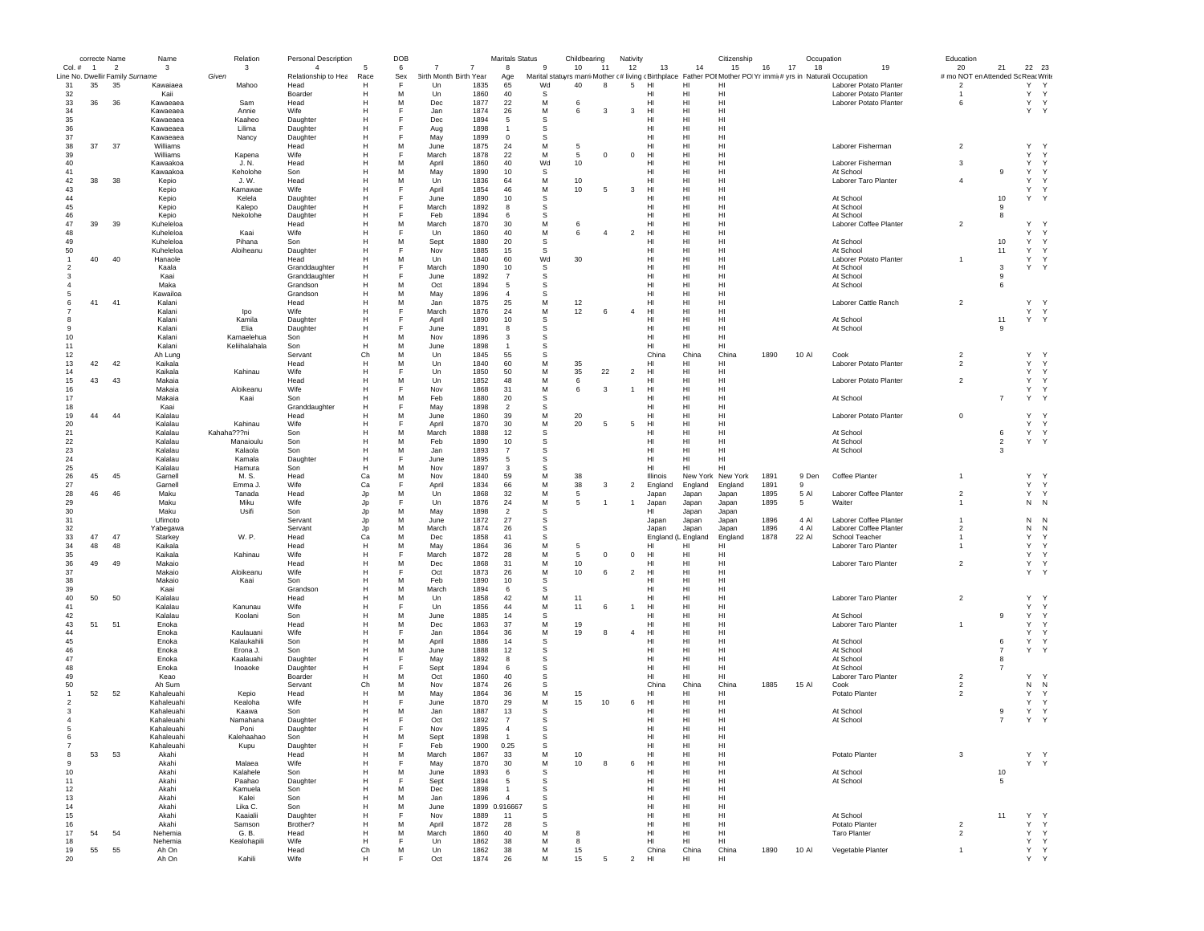| | correcte | Name | Name | | Relation | Personal Description | | DOB | | | Maritals Status | | Childbearing | | Nativity | | | Citizenship | | | Occupation | | Education | | |
|---|---|---|---|---|---|---|---|---|---|---|---|---|---|---|---|---|---|---|---|---|---|---|---|---|---|
| Col. # | 1 | 2 | 3 | 3 | 4 | 5 | 6 | 7 | 7 | 8 | 9 | 10 | 11 | 12 | 13 | 14 | 15 | 16 | 17 | 18 | 19 | 20 | 21 | 22 | 23 |
| Line No. | Dwellir | Family | Surname | Given | Relationship to Hea | Race | Sex | Birth Month | Birth Year | Age | Marital status | yrs marri | Mother c(# | living c | Birthplace | Father POB | Mother PO | Yr immi | # yrs in | Naturali | Occupation | # mo NOT en | Attended Sc | Read | Write |
| 31 | 35 | 35 | Kawaiaea | Mahoo | Head | H | F | Un | 1835 | 65 | Wd | 40 | 8 | 5 | HI | HI | HI | | | | Laborer Potato Planter | 2 | | Y | Y |
| 32 | | | Kaii | | Boarder | H | M | Un | 1860 | 40 | S | | | | HI | HI | HI | | | | Laborer Potato Planter | 1 | | Y | Y |
| 33 | 36 | 36 | Kawaeaea | Sam | Head | H | M | Dec | 1877 | 22 | M | 6 | | | HI | HI | HI | | | | Laborer Potato Planter | 6 | | Y | Y |
| 34 | | | Kawaeaea | Annie | Wife | H | F | Jan | 1874 | 26 | M | 6 | 3 | 3 | HI | HI | HI | | | | | | | Y | Y |
| 35 | | | Kawaeaea | Kaaheo | Daughter | H | F | Dec | 1894 | 5 | S | | | | HI | HI | HI | | | | | | | | |
| 36 | | | Kawaeaea | Lilima | Daughter | H | F | Aug | 1898 | 1 | S | | | | HI | HI | HI | | | | | | | | |
| 37 | | | Kawaeaea | Nancy | Daughter | H | F | May | 1899 | 0 | S | | | | HI | HI | HI | | | | | | | | |
| 38 | 37 | 37 | Williams | | Head | H | M | June | 1875 | 24 | M | 5 | | | HI | HI | HI | | | | Laborer Fisherman | 2 | | Y | Y |
| 39 | | | Williams | Kapena | Wife | H | F | March | 1878 | 22 | M | 5 | 0 | 0 | HI | HI | HI | | | | | | | Y | Y |
| 40 | | | Kawaakoa | J. N. | Head | H | M | April | 1860 | 40 | Wd | 10 | | | HI | HI | HI | | | | Laborer Fisherman | 3 | | Y | Y |
| 41 | | | Kawaakoa | Keholohe | Son | H | M | May | 1890 | 10 | S | | | | HI | HI | HI | | | | At School | | 9 | Y | Y |
| 42 | 38 | 38 | Kepio | J. W. | Head | H | M | Un | 1836 | 64 | M | 10 | | | HI | HI | HI | | | | Laborer Taro Planter | 4 | | Y | Y |
| 43 | | | Kepio | Kamawae | Wife | H | F | April | 1854 | 46 | M | 10 | 5 | 3 | HI | HI | HI | | | | | | | Y | Y |
| 44 | | | Kepio | Kelela | Daughter | H | F | June | 1890 | 10 | S | | | | HI | HI | HI | | | | At School | | 10 | Y | Y |
| 45 | | | Kepio | Kalepo | Daughter | H | F | March | 1892 | 8 | S | | | | HI | HI | HI | | | | At School | | 9 | | |
| 46 | | | Kepio | Nekolohe | Daughter | H | F | Feb | 1894 | 6 | S | | | | HI | HI | HI | | | | At School | | 8 | | |
| 47 | 39 | 39 | Kuheleloa | | Head | H | M | March | 1870 | 30 | M | 6 | | | HI | HI | HI | | | | Laborer Coffee Planter | 2 | | Y | Y |
| 48 | | | Kuheleloa | Kaai | Wife | H | F | Un | 1860 | 40 | M | 6 | 4 | 2 | HI | HI | HI | | | | | | | Y | Y |
| 49 | | | Kuheleloa | Pihana | Son | H | M | Sept | 1880 | 20 | S | | | | HI | HI | HI | | | | At School | | 10 | Y | Y |
| 50 | | | Kuheleloa | Aloiheanu | Daughter | H | F | Nov | 1885 | 15 | S | | | | HI | HI | HI | | | | At School | | 11 | Y | Y |
| 1 | 40 | 40 | Hanaole | | Head | H | M | Un | 1840 | 60 | Wd | 30 | | | HI | HI | HI | | | | Laborer Potato Planter | 1 | | Y | Y |
| 2 | | | Kaala | | Granddaughter | H | F | March | 1890 | 10 | S | | | | HI | HI | HI | | | | At School | | 3 | Y | Y |
| 3 | | | Kaai | | Granddaughter | H | F | June | 1892 | 7 | S | | | | HI | HI | HI | | | | At School | | 9 | | |
| 4 | | | Maka | | Grandson | H | M | Oct | 1894 | 5 | S | | | | HI | HI | HI | | | | At School | | 6 | | |
| 5 | | | Kawailoa | | Grandson | H | M | May | 1896 | 4 | S | | | | HI | HI | HI | | | | | | | | |
| 6 | 41 | 41 | Kalani | | Head | H | M | Jan | 1875 | 25 | M | 12 | | | HI | HI | HI | | | | Laborer Cattle Ranch | 2 | | Y | Y |
| 7 | | | Kalani | Ipo | Wife | H | F | March | 1876 | 24 | M | 12 | 6 | 4 | HI | HI | HI | | | | | | | Y | Y |
| 8 | | | Kalani | Kamila | Daughter | H | F | April | 1890 | 10 | S | | | | HI | HI | HI | | | | At School | | 11 | Y | Y |
| 9 | | | Kalani | Elia | Daughter | H | F | June | 1891 | 8 | S | | | | HI | HI | HI | | | | At School | | 9 | | |
| 10 | | | Kalani | Kamaelehua | Son | H | M | Nov | 1896 | 3 | S | | | | HI | HI | HI | | | | | | | | |
| 11 | | | Kalani | Keliihalahala | Son | H | M | June | 1898 | 1 | S | | | | HI | HI | HI | | | | | | | | |
| 12 | | | Ah Lung | | Servant | Ch | M | Un | 1845 | 55 | S | | | | China | China | China | 1890 | 10 | Al | Cook | 2 | | Y | Y |
| 13 | 42 | 42 | Kaikala | | Head | H | M | Un | 1840 | 60 | M | 35 | | | HI | HI | HI | | | | Laborer Potato Planter | 2 | | Y | Y |
| 14 | | | Kaikala | Kahinau | Wife | H | F | Un | 1850 | 50 | M | 35 | 22 | 2 | HI | HI | HI | | | | | | | Y | Y |
| 15 | 43 | 43 | Makaia | | Head | H | M | Un | 1852 | 48 | M | 6 | | | HI | HI | HI | | | | Laborer Potato Planter | 2 | | Y | Y |
| 16 | | | Makaia | Aloikeanu | Wife | H | F | Nov | 1868 | 31 | M | 6 | 3 | 1 | HI | HI | HI | | | | | | | Y | Y |
| 17 | | | Makaia | Kaai | Son | H | M | Feb | 1880 | 20 | S | | | | HI | HI | HI | | | | At School | | 7 | Y | Y |
| 18 | | | Kaai | | Granddaughter | H | F | May | 1898 | 2 | S | | | | HI | HI | HI | | | | | | | | |
| 19 | 44 | 44 | Kalalau | | Head | H | M | June | 1860 | 39 | M | 20 | | | HI | HI | HI | | | | Laborer Potato Planter | 0 | | Y | Y |
| 20 | | | Kalalau | Kahinau | Wife | H | F | April | 1870 | 30 | M | 20 | 5 | 5 | HI | HI | HI | | | | | | | Y | Y |
| 21 | | | Kalalau | Kahaha???ni | Son | H | M | March | 1888 | 12 | S | | | | HI | HI | HI | | | | At School | | 6 | Y | Y |
| 22 | | | Kalalau | Manaioulu | Son | H | M | Feb | 1890 | 10 | S | | | | HI | HI | HI | | | | At School | | 2 | Y | Y |
| 23 | | | Kalalau | Kalaola | Son | H | M | Jan | 1893 | 7 | S | | | | HI | HI | HI | | | | At School | | 3 | | |
| 24 | | | Kalalau | Kamala | Daughter | H | F | June | 1895 | 5 | S | | | | HI | HI | HI | | | | | | | | |
| 25 | | | Kalalau | Hamura | Son | H | M | Nov | 1897 | 3 | S | | | | HI | HI | HI | | | | | | | | |
| 26 | 45 | 45 | Garnell | M. S. | Head | Ca | M | Nov | 1840 | 59 | M | 38 | | | Illinois | New York | New York | 1891 | 9 | Den | Coffee Planter | 1 | | Y | Y |
| 27 | | | Garnell | Emma J. | Wife | Ca | F | April | 1834 | 66 | M | 38 | 3 | 2 | England | England | England | 1891 | 9 | | | | | Y | Y |
| 28 | 46 | 46 | Maku | Tanada | Head | Jp | M | Un | 1868 | 32 | M | 5 | | | Japan | Japan | Japan | 1895 | 5 | Al | Laborer Coffee Planter | 2 | | Y | Y |
| 29 | | | Maku | Miku | Wife | Jp | F | Un | 1876 | 24 | M | 5 | 1 | 1 | Japan | Japan | Japan | 1895 | 5 | | Waiter | 1 | | N | N |
| 30 | | | Maku | Usifi | Son | Jp | M | May | 1898 | 2 | S | | | | HI | Japan | Japan | | | | | | | | |
| 31 | | | Ufimoto | | Servant | Jp | M | June | 1872 | 27 | S | | | | Japan | Japan | Japan | 1896 | 4 | Al | Laborer Coffee Planter | 1 | | N | N |
| 32 | | | Yabegawa | | Servant | Jp | M | March | 1874 | 26 | S | | | | Japan | Japan | Japan | 1896 | 4 | Al | Laborer Coffee Planter | 2 | | N | N |
| 33 | 47 | 47 | Starkey | W. P. | Head | Ca | M | Dec | 1858 | 41 | S | | | | England (L | England | England | 1878 | 22 | Al | School Teacher | 1 | | Y | Y |
| 34 | 48 | 48 | Kaikala | | Head | H | M | May | 1864 | 36 | M | 5 | | | HI | HI | HI | | | | Laborer Taro Planter | 1 | | Y | Y |
| 35 | | | Kaikala | Kahinau | Wife | H | F | March | 1872 | 28 | M | 5 | 0 | 0 | HI | HI | HI | | | | | | | Y | Y |
| 36 | 49 | 49 | Makaio | | Head | H | M | Dec | 1868 | 31 | M | 10 | | | HI | HI | HI | | | | Laborer Taro Planter | 2 | | Y | Y |
| 37 | | | Makaio | Aloikeanu | Wife | H | F | Oct | 1873 | 26 | M | 10 | 6 | 2 | HI | HI | HI | | | | | | | Y | Y |
| 38 | | | Makaio | Kaai | Son | H | M | Feb | 1890 | 10 | S | | | | HI | HI | HI | | | | | | | | |
| 39 | | | Kaai | | Grandson | H | M | March | 1894 | 6 | S | | | | HI | HI | HI | | | | | | | | |
| 40 | 50 | 50 | Kalalau | | Head | H | M | Un | 1858 | 42 | M | 11 | | | HI | HI | HI | | | | Laborer Taro Planter | 2 | | Y | Y |
| 41 | | | Kalalau | Kanunau | Wife | H | F | Un | 1856 | 44 | M | 11 | 6 | 1 | HI | HI | HI | | | | | | | Y | Y |
| 42 | | | Kalalau | Koolani | Son | H | M | June | 1885 | 14 | S | | | | HI | HI | HI | | | | At School | | 9 | Y | Y |
| 43 | 51 | 51 | Enoka | | Head | H | M | Dec | 1863 | 37 | M | 19 | | | HI | HI | HI | | | | Laborer Taro Planter | 1 | | Y | Y |
| 44 | | | Enoka | Kaulauani | Wife | H | F | Jan | 1864 | 36 | M | 19 | 8 | 4 | HI | HI | HI | | | | | | | Y | Y |
| 45 | | | Enoka | Kalaukahili | Son | H | M | April | 1886 | 14 | S | | | | HI | HI | HI | | | | At School | | 6 | Y | Y |
| 46 | | | Enoka | Erona J. | Son | H | M | June | 1888 | 12 | S | | | | HI | HI | HI | | | | At School | | 7 | Y | Y |
| 47 | | | Enoka | Kaalauahi | Daughter | H | F | May | 1892 | 8 | S | | | | HI | HI | HI | | | | At School | | 8 | | |
| 48 | | | Enoka | Inoaoke | Daughter | H | F | Sept | 1894 | 6 | S | | | | HI | HI | HI | | | | At School | | 7 | | |
| 49 | | | Keao | | Boarder | H | M | Oct | 1860 | 40 | S | | | | HI | HI | HI | | | | Laborer Taro Planter | 2 | | Y | Y |
| 50 | | | Ah Sum | | Servant | Ch | M | Nov | 1874 | 26 | S | | | | China | China | China | 1885 | 15 | Al | Cook | 2 | | N | N |
| 1 | 52 | 52 | Kahaleuahi | Kepio | Head | H | M | May | 1864 | 36 | M | 15 | | | HI | HI | HI | | | | Potato Planter | 2 | | Y | Y |
| 2 | | | Kahaleuahi | Kealoha | Wife | H | F | June | 1870 | 29 | M | 15 | 10 | 6 | HI | HI | HI | | | | | | | Y | Y |
| 3 | | | Kahaleuahi | Kaawa | Son | H | M | Jan | 1887 | 13 | S | | | | HI | HI | HI | | | | At School | | 9 | Y | Y |
| 4 | | | Kahaleuahi | Namahana | Daughter | H | F | Oct | 1892 | 7 | S | | | | HI | HI | HI | | | | At School | | 7 | Y | Y |
| 5 | | | Kahaleuahi | Poni | Daughter | H | F | Nov | 1895 | 4 | S | | | | HI | HI | HI | | | | | | | | |
| 6 | | | Kahaleuahi | Kalehaahao | Son | H | M | Sept | 1898 | 1 | S | | | | HI | HI | HI | | | | | | | | |
| 7 | | | Kahaleuahi | Kupu | Daughter | H | F | Feb | 1900 | 0.25 | S | | | | HI | HI | HI | | | | | | | | |
| 8 | 53 | 53 | Akahi | | Head | H | M | March | 1867 | 33 | M | 10 | | | HI | HI | HI | | | | Potato Planter | 3 | | Y | Y |
| 9 | | | Akahi | Malaea | Wife | H | F | May | 1870 | 30 | M | 10 | 8 | 6 | HI | HI | HI | | | | | | | Y | Y |
| 10 | | | Akahi | Kalahele | Son | H | M | June | 1893 | 6 | S | | | | HI | HI | HI | | | | At School | | 10 | | |
| 11 | | | Akahi | Paahao | Daughter | H | F | Sept | 1894 | 5 | S | | | | HI | HI | HI | | | | At School | | 5 | | |
| 12 | | | Akahi | Kamuela | Son | H | M | Dec | 1898 | 1 | S | | | | HI | HI | HI | | | | | | | | |
| 13 | | | Akahi | Kalei | Son | H | M | Jan | 1896 | 4 | S | | | | HI | HI | HI | | | | | | | | |
| 14 | | | Akahi | Lika C. | Son | H | M | June | 1899 | 0.916667 | S | | | | HI | HI | HI | | | | | | | | |
| 15 | | | Akahi | Kaaialii | Daughter | H | F | Nov | 1889 | 11 | S | | | | HI | HI | HI | | | | At School | | 11 | Y | Y |
| 16 | | | Akahi | Samson | Brother? | H | M | April | 1872 | 28 | S | | | | HI | HI | HI | | | | Potato Planter | 2 | | Y | Y |
| 17 | 54 | 54 | Nehemia | G. B. | Head | H | M | March | 1860 | 40 | M | 8 | | | HI | HI | HI | | | | Taro Planter | 2 | | Y | Y |
| 18 | | | Nehemia | Kealohapili | Wife | H | F | Un | 1862 | 38 | M | 8 | | | HI | HI | HI | | | | | | | Y | Y |
| 19 | 55 | 55 | Ah On | | Head | Ch | M | Un | 1862 | 38 | M | 15 | | | China | China | China | 1890 | 10 | Al | Vegetable Planter | 1 | | Y | Y |
| 20 | | | Ah On | Kahili | Wife | H | F | Oct | 1874 | 26 | M | 15 | 5 | 2 | HI | HI | HI | | | | | | | Y | Y |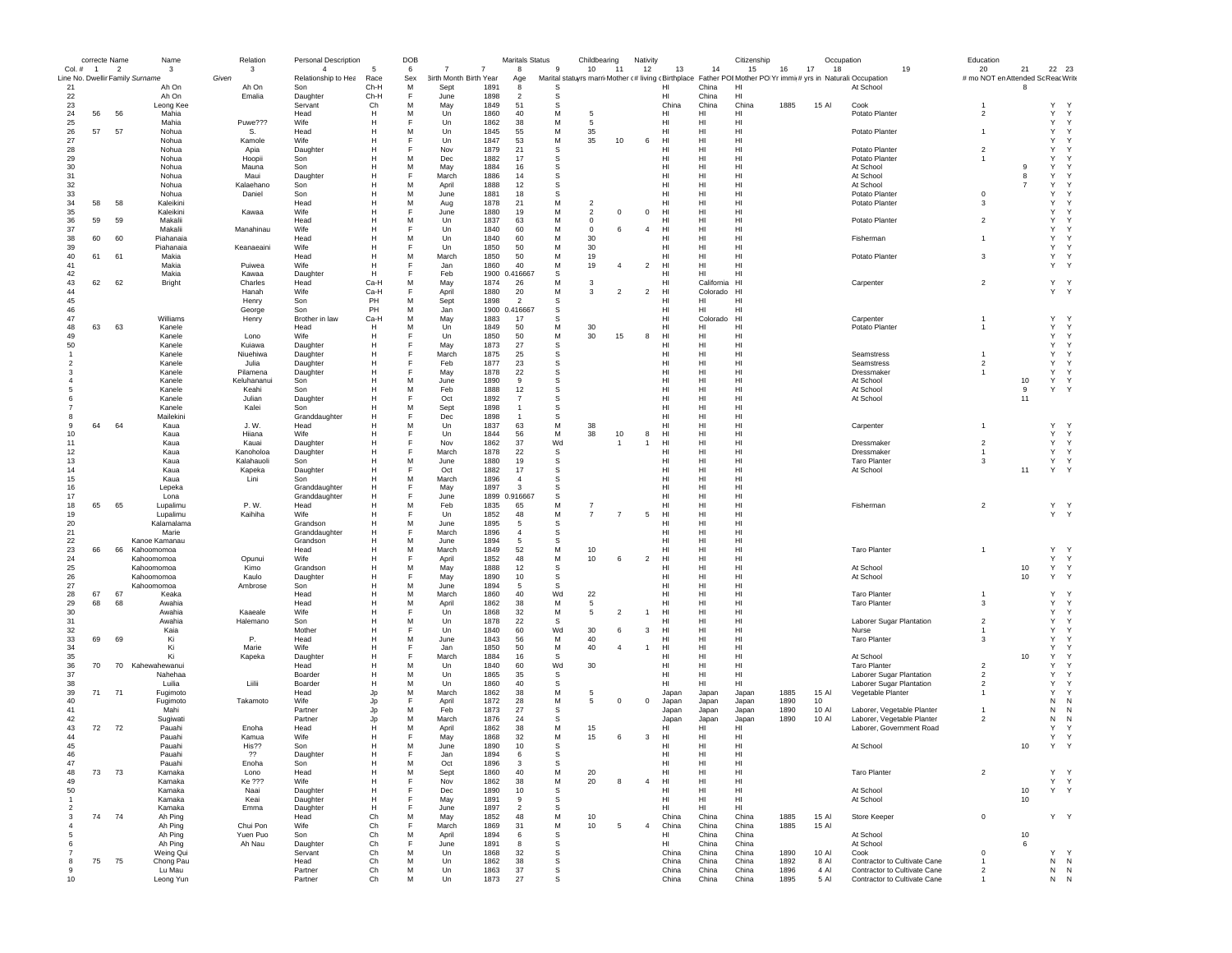| Line No. | Dwelling | Family | Surname | Given | Relationship to Head | Race | Sex | Birth Month | Birth Year | Age | Marital status | yrs married | Mother of # children | # living | Birthplace | Father POB | Mother POB | Yr immig | # yrs in US | Naturaliz | Occupation | # mo NOT employed | Attended School | Read | Write |
|---|---|---|---|---|---|---|---|---|---|---|---|---|---|---|---|---|---|---|---|---|---|---|---|---|---|
| 21 | | | Ah On | Ah On | Son | Ch-H | M | Sept | 1891 | 8 | S | | | | HI | China | HI | | | | At School | | 8 | | |
| 22 | | | Ah On | Emalia | Daughter | Ch-H | F | June | 1898 | 2 | S | | | | HI | China | HI | | | | | | | | |
| 23 | | | Leong Kee | | Servant | Ch | M | May | 1849 | 51 | S | | | | China | China | China | 1885 | 15 | Al | Cook | 1 | | Y | Y |
| 24 | 56 | 56 | Mahia | | Head | H | M | Un | 1860 | 40 | M | 5 | | | HI | HI | HI | | | | Potato Planter | 2 | | Y | Y |
| 25 | | | Mahia | Puwe??? | Wife | H | F | Un | 1862 | 38 | M | 5 | | | HI | HI | HI | | | | | | | Y | Y |
| 26 | 57 | 57 | Nohua | S. | Head | H | M | Un | 1845 | 55 | M | 35 | | | HI | HI | HI | | | | Potato Planter | 1 | | Y | Y |
| 27 | | | Nohua | Kamole | Wife | H | F | Un | 1847 | 53 | M | 35 | 10 | 6 | HI | HI | HI | | | | | | | Y | Y |
| 28 | | | Nohua | Apia | Daughter | H | F | Nov | 1879 | 21 | S | | | | HI | HI | HI | | | | Potato Planter | 2 | | Y | Y |
| 29 | | | Nohua | Hoopii | Son | H | M | Dec | 1882 | 17 | S | | | | HI | HI | HI | | | | Potato Planter | 1 | | Y | Y |
| 30 | | | Nohua | Mauna | Son | H | M | May | 1884 | 16 | S | | | | HI | HI | HI | | | | At School | | 9 | Y | Y |
| 31 | | | Nohua | Maui | Daughter | H | F | March | 1886 | 14 | S | | | | HI | HI | HI | | | | At School | | 8 | Y | Y |
| 32 | | | Nohua | Kalaehano | Son | H | M | April | 1888 | 12 | S | | | | HI | HI | HI | | | | At School | | 7 | Y | Y |
| 33 | | | Nohua | Daniel | Son | H | M | June | 1881 | 18 | S | | | | HI | HI | HI | | | | Potato Planter | 0 | | Y | Y |
| 34 | 58 | 58 | Kaleikini | | Head | H | M | Aug | 1878 | 21 | M | 2 | | | HI | HI | HI | | | | Potato Planter | 3 | | Y | Y |
| 35 | | | Kaleikini | Kawaa | Wife | H | F | June | 1880 | 19 | M | 2 | 0 | 0 | HI | HI | HI | | | | | | | Y | Y |
| 36 | 59 | 59 | Makalii | | Head | H | M | Un | 1837 | 63 | M | 0 | | | HI | HI | HI | | | | Potato Planter | 2 | | Y | Y |
| 37 | | | Makalii | Manahinau | Wife | H | F | Un | 1840 | 60 | M | 0 | 6 | 4 | HI | HI | HI | | | | | | | Y | Y |
| 38 | 60 | 60 | Piahanaia | | Head | H | M | Un | 1840 | 60 | M | 30 | | | HI | HI | HI | | | | Fisherman | 1 | | Y | Y |
| 39 | | | Piahanaia | Keanaeaini | Wife | H | F | Un | 1850 | 50 | M | 30 | | | HI | HI | HI | | | | | | | Y | Y |
| 40 | 61 | 61 | Makia | | Head | H | M | March | 1850 | 50 | M | 19 | | | HI | HI | HI | | | | Potato Planter | 3 | | Y | Y |
| 41 | | | Makia | Puiwea | Wife | H | F | Jan | 1860 | 40 | M | 19 | 4 | 2 | HI | HI | HI | | | | | | | Y | Y |
| 42 | | | Makia | Kawaa | Daughter | H | F | Feb | 1900 | 0.416667 | S | | | | HI | HI | HI | | | | | | | | |
| 43 | 62 | 62 | Bright | Charles | Head | Ca-H | M | May | 1874 | 26 | M | 3 | | | HI | California | HI | | | | Carpenter | 2 | | Y | Y |
| 44 | | | | Hanah | Wife | Ca-H | F | April | 1880 | 20 | M | 3 | 2 | 2 | HI | Colorado | HI | | | | | | | Y | Y |
| 45 | | | | Henry | Son | PH | M | Sept | 1898 | 2 | S | | | | HI | HI | HI | | | | | | | | |
| 46 | | | | George | Son | PH | M | Jan | 1900 | 0.416667 | S | | | | HI | HI | HI | | | | | | | | |
| 47 | | | Williams | Henry | Brother in law | Ca-H | M | May | 1883 | 17 | S | | | | HI | Colorado | HI | | | | Carpenter | 1 | | Y | Y |
| 48 | 63 | 63 | Kanele | | Head | H | M | Un | 1849 | 50 | M | 30 | | | HI | HI | HI | | | | Potato Planter | 1 | | Y | Y |
| 49 | | | Kanele | Lono | Wife | H | F | Un | 1850 | 50 | M | 30 | 15 | 8 | HI | HI | HI | | | | | | | Y | Y |
| 50 | | | Kanele | Kuiawa | Daughter | H | F | May | 1873 | 27 | S | | | | HI | HI | HI | | | | | | | Y | Y |
| 1 | | | Kanele | Niuehiwa | Daughter | H | F | March | 1875 | 25 | S | | | | HI | HI | HI | | | | Seamstress | 1 | | Y | Y |
| 2 | | | Kanele | Julia | Daughter | H | F | Feb | 1877 | 23 | S | | | | HI | HI | HI | | | | Seamstress | 2 | | Y | Y |
| 3 | | | Kanele | Pilamena | Daughter | H | F | May | 1878 | 22 | S | | | | HI | HI | HI | | | | Dressmaker | 1 | | Y | Y |
| 4 | | | Kanele | Keluhananui | Son | H | M | June | 1890 | 9 | S | | | | HI | HI | HI | | | | At School | | 10 | Y | Y |
| 5 | | | Kanele | Keahi | Son | H | M | Feb | 1888 | 12 | S | | | | HI | HI | HI | | | | At School | | 9 | Y | Y |
| 6 | | | Kanele | Julian | Daughter | H | F | Oct | 1892 | 7 | S | | | | HI | HI | HI | | | | At School | | 11 | | |
| 7 | | | Kanele | Kalei | Son | H | M | Sept | 1898 | 1 | S | | | | HI | HI | HI | | | | | | | | |
| 8 | | | Mailekini | | Granddaughter | H | F | Dec | 1898 | 1 | S | | | | HI | HI | HI | | | | | | | | |
| 9 | 64 | 64 | Kaua | J. W. | Head | H | M | Un | 1837 | 63 | M | 38 | | | HI | HI | HI | | | | Carpenter | 1 | | Y | Y |
| 10 | | | Kaua | Hiiana | Wife | H | F | Un | 1844 | 56 | M | 38 | 10 | 8 | HI | HI | HI | | | | | | | Y | Y |
| 11 | | | Kaua | Kauai | Daughter | H | F | Nov | 1862 | 37 | Wd | | 1 | 1 | HI | HI | HI | | | | Dressmaker | 2 | | Y | Y |
| 12 | | | Kaua | Kanoholoa | Daughter | H | F | March | 1878 | 22 | S | | | | HI | HI | HI | | | | Dressmaker | 1 | | Y | Y |
| 13 | | | Kaua | Kalahauoli | Son | H | M | June | 1880 | 19 | S | | | | HI | HI | HI | | | | Taro Planter | 3 | | Y | Y |
| 14 | | | Kaua | Kapeka | Daughter | H | F | Oct | 1882 | 17 | S | | | | HI | HI | HI | | | | At School | | 11 | Y | Y |
| 15 | | | Kaua | Lini | Son | H | M | March | 1896 | 4 | S | | | | HI | HI | HI | | | | | | | | |
| 16 | | | Lepeka | | Granddaughter | H | F | May | 1897 | 3 | S | | | | HI | HI | HI | | | | | | | | |
| 17 | | | Lona | | Granddaughter | H | F | June | 1899 | 0.916667 | S | | | | HI | HI | HI | | | | | | | | |
| 18 | 65 | 65 | Lupalimu | P. W. | Head | H | M | Feb | 1835 | 65 | M | 7 | | | HI | HI | HI | | | | Fisherman | 2 | | Y | Y |
| 19 | | | Lupalimu | Kaihiha | Wife | H | F | Un | 1852 | 48 | M | 7 | 7 | 5 | HI | HI | HI | | | | | | | Y | Y |
| 20 | | | Kalamalama | | Grandson | H | M | June | 1895 | 5 | S | | | | HI | HI | HI | | | | | | | | |
| 21 | | | Marie | | Granddaughter | H | F | March | 1896 | 4 | S | | | | HI | HI | HI | | | | | | | | |
| 22 | | | Kanoe Kamanau | | Grandson | H | M | June | 1894 | 5 | S | | | | HI | HI | HI | | | | | | | | |
| 23 | 66 | 66 | Kahoomomoa | | Head | H | M | March | 1849 | 52 | M | 10 | | | HI | HI | HI | | | | Taro Planter | 1 | | Y | Y |
| 24 | | | Kahoomomoa | Opunui | Wife | H | F | April | 1852 | 48 | M | 10 | 6 | 2 | HI | HI | HI | | | | | | | Y | Y |
| 25 | | | Kahoomomoa | Kimo | Grandson | H | M | May | 1888 | 12 | S | | | | HI | HI | HI | | | | At School | | 10 | Y | Y |
| 26 | | | Kahoomomoa | Kaulo | Daughter | H | F | May | 1890 | 10 | S | | | | HI | HI | HI | | | | At School | | 10 | Y | Y |
| 27 | | | Kahoomomoa | Ambrose | Son | H | M | June | 1894 | 5 | S | | | | HI | HI | HI | | | | | | | | |
| 28 | 67 | 67 | Keaka | | Head | H | M | March | 1860 | 40 | Wd | 22 | | | HI | HI | HI | | | | Taro Planter | 1 | | Y | Y |
| 29 | 68 | 68 | Awahia | | Head | H | M | April | 1862 | 38 | M | 5 | | | HI | HI | HI | | | | Taro Planter | 3 | | Y | Y |
| 30 | | | Awahia | Kaaeale | Wife | H | F | Un | 1868 | 32 | M | 5 | 2 | 1 | HI | HI | HI | | | | | | | Y | Y |
| 31 | | | Awahia | Halemano | Son | H | M | Un | 1878 | 22 | S | | | | HI | HI | HI | | | | Laborer Sugar Plantation | 2 | | Y | Y |
| 32 | | | Kaia | | Mother | H | F | Un | 1840 | 60 | Wd | 30 | 6 | 3 | HI | HI | HI | | | | Nurse | 1 | | Y | Y |
| 33 | 69 | 69 | Ki | P. | Head | H | M | June | 1843 | 56 | M | 40 | | | HI | HI | HI | | | | Taro Planter | 3 | | Y | Y |
| 34 | | | Ki | Marie | Wife | H | F | Jan | 1850 | 50 | M | 40 | 4 | 1 | HI | HI | HI | | | | | | | Y | Y |
| 35 | | | Ki | Kapeka | Daughter | H | F | March | 1884 | 16 | S | | | | HI | HI | HI | | | | At School | | 10 | Y | Y |
| 36 | 70 | 70 | Kahewahewanui | | Head | H | M | Un | 1840 | 60 | Wd | 30 | | | HI | HI | HI | | | | Taro Planter | 2 | | Y | Y |
| 37 | | | Nahehaa | | Boarder | H | M | Un | 1865 | 35 | S | | | | HI | HI | HI | | | | Laborer Sugar Plantation | 2 | | Y | Y |
| 38 | | | Luilia | Liilii | Boarder | H | M | Un | 1860 | 40 | S | | | | HI | HI | HI | | | | Laborer Sugar Plantation | 2 | | Y | Y |
| 39 | 71 | 71 | Fugimoto | | Head | Jp | M | March | 1862 | 38 | M | 5 | | | Japan | Japan | Japan | 1885 | 15 | Al | Vegetable Planter | 1 | | Y | Y |
| 40 | | | Fugimoto | Takamoto | Wife | Jp | F | April | 1872 | 28 | M | 5 | 0 | 0 | Japan | Japan | Japan | 1890 | 10 | | | | | N | N |
| 41 | | | Mahi | | Partner | Jp | M | Feb | 1873 | 27 | S | | | | Japan | Japan | Japan | 1890 | 10 | Al | Laborer, Vegetable Planter | 1 | | N | N |
| 42 | | | Sugiwati | | Partner | Jp | M | March | 1876 | 24 | S | | | | Japan | Japan | Japan | 1890 | 10 | Al | Laborer, Vegetable Planter | 2 | | N | N |
| 43 | 72 | 72 | Pauahi | Enoha | Head | H | M | April | 1862 | 38 | M | 15 | | | HI | HI | HI | | | | Laborer, Government Road | | | Y | Y |
| 44 | | | Pauahi | Kamua | Wife | H | F | May | 1868 | 32 | M | 15 | 6 | 3 | HI | HI | HI | | | | | | | Y | Y |
| 45 | | | Pauahi | His?? | Son | H | M | June | 1890 | 10 | S | | | | HI | HI | HI | | | | At School | | 10 | Y | Y |
| 46 | | | Pauahi | ?? | Daughter | H | F | Jan | 1894 | 6 | S | | | | HI | HI | HI | | | | | | | | |
| 47 | | | Pauahi | Enoha | Son | H | M | Oct | 1896 | 3 | S | | | | HI | HI | HI | | | | | | | | |
| 48 | 73 | 73 | Kamaka | Lono | Head | H | M | Sept | 1860 | 40 | M | 20 | | | HI | HI | HI | | | | Taro Planter | 2 | | Y | Y |
| 49 | | | Kamaka | Ke ??? | Wife | H | F | Nov | 1862 | 38 | M | 20 | 8 | 4 | HI | HI | HI | | | | | | | Y | Y |
| 50 | | | Kamaka | Naai | Daughter | H | F | Dec | 1890 | 10 | S | | | | HI | HI | HI | | | | At School | | 10 | Y | Y |
| 1 | | | Kamaka | Keai | Daughter | H | F | May | 1891 | 9 | S | | | | HI | HI | HI | | | | At School | | 10 | | |
| 2 | | | Kamaka | Emma | Daughter | H | F | June | 1897 | 2 | S | | | | HI | HI | HI | | | | | | | | |
| 3 | 74 | 74 | Ah Ping | | Head | Ch | M | May | 1852 | 48 | M | 10 | | | China | China | China | 1885 | 15 | Al | Store Keeper | 0 | | Y | Y |
| 4 | | | Ah Ping | Chui Pon | Wife | Ch | F | March | 1869 | 31 | M | 10 | 5 | 4 | China | China | China | 1885 | 15 | Al | | | | | |
| 5 | | | Ah Ping | Yuen Puo | Son | Ch | M | April | 1894 | 6 | S | | | | HI | China | China | | | | At School | | 10 | | |
| 6 | | | Ah Ping | Ah Nau | Daughter | Ch | F | June | 1891 | 8 | S | | | | HI | China | China | | | | At School | | 6 | | |
| 7 | | | Weing Qui | | Servant | Ch | M | Un | 1868 | 32 | S | | | | China | China | China | 1890 | 10 | Al | Cook | 0 | | Y | Y |
| 8 | 75 | 75 | Chong Pau | | Head | Ch | M | Un | 1862 | 38 | S | | | | China | China | China | 1892 | 8 | Al | Contractor to Cultivate Cane | 1 | | N | N |
| 9 | | | Lu Mau | | Partner | Ch | M | Un | 1863 | 37 | S | | | | China | China | China | 1896 | 4 | Al | Contractor to Cultivate Cane | 2 | | N | N |
| 10 | | | Leong Yun | | Partner | Ch | M | Un | 1873 | 27 | S | | | | China | China | China | 1895 | 5 | Al | Contractor to Cultivate Cane | 1 | | N | N |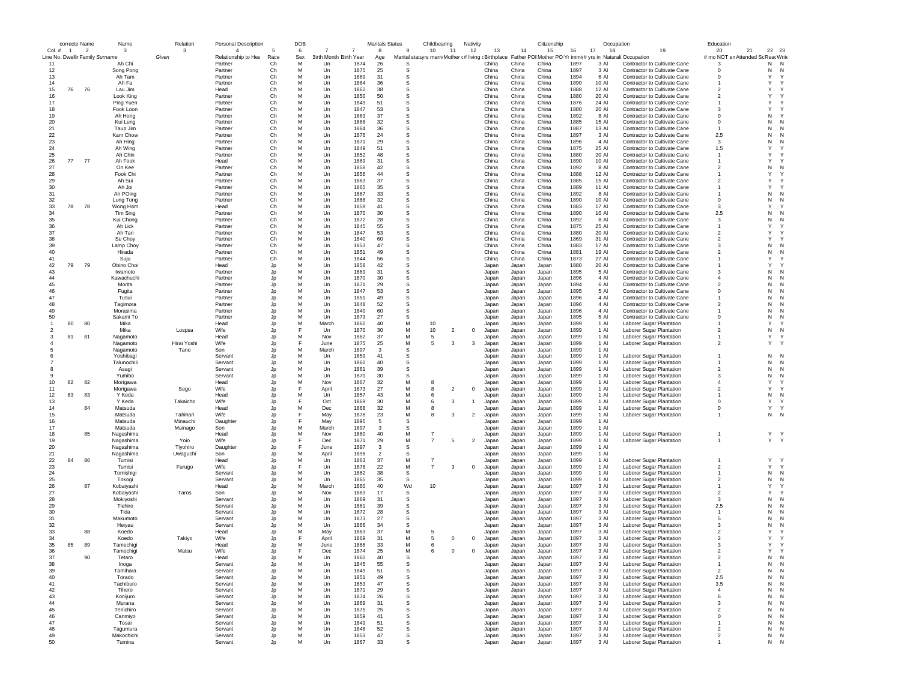| | correcte | Name | Name | Relation | Personal Description | | DOB | | | Maritals Status | | Childbearing | | Nativity | | | Citizenship | | | Occupation | | Education | | | |
|---|---|---|---|---|---|---|---|---|---|---|---|---|---|---|---|---|---|---|---|---|---|---|---|---|---|
| Col. # | 1 | 2 | 3 | 3 | 4 | 5 | 6 | 7 | 7 | 8 | 9 | 10 | 11 | 12 | 13 | 14 | 15 | 16 | 17 | 18 | 19 | 20 | 21 | 22 | 23 |
| Line No. | Dwelling | Family | Surname | Given | Relationship to Hea | Race | Sex | Birth Month | Birth Year | Age | Marital status | yrs married | Mother of | # living | Birthplace | Father POB | Mother POB | Yr immi | # yrs in | Naturali | Occupation | # mo NOT em | Attended Sc | Read | Write |
| 11 | | | Ah Chi | | Partner | Ch | M | Un | 1874 | 26 | S | | | | China | China | China | 1897 | 3 | Al | Contractor to Cultivate Cane | 3 | | N | N |
| 12 | | | Song Pong | | Partner | Ch | M | Un | 1875 | 25 | S | | | | China | China | China | 1897 | 3 | Al | Contractor to Cultivate Cane | 0 | | N | N |
| 13 | | | Ah Tam | | Partner | Ch | M | Un | 1869 | 31 | S | | | | China | China | China | 1894 | 6 | Al | Contractor to Cultivate Cane | 0 | | Y | Y |
| 14 | | | Ah Fa | | Partner | Ch | M | Un | 1864 | 36 | S | | | | China | China | China | 1890 | 10 | Al | Contractor to Cultivate Cane | 1 | | Y | Y |
| 15 | 76 | 76 | Lau Jim | | Head | Ch | M | Un | 1862 | 38 | S | | | | China | China | China | 1888 | 12 | Al | Contractor to Cultivate Cane | 2 | | Y | Y |
| 16 | | | Look King | | Partner | Ch | M | Un | 1850 | 50 | S | | | | China | China | China | 1880 | 20 | Al | Contractor to Cultivate Cane | 2 | | Y | Y |
| 17 | | | Ping Yuen | | Partner | Ch | M | Un | 1849 | 51 | S | | | | China | China | China | 1876 | 24 | Al | Contractor to Cultivate Cane | 1 | | Y | Y |
| 18 | | | Fook Loon | | Partner | Ch | M | Un | 1847 | 53 | S | | | | China | China | China | 1880 | 20 | Al | Contractor to Cultivate Cane | 3 | | Y | Y |
| 19 | | | Ah Hong | | Partner | Ch | M | Un | 1863 | 37 | S | | | | China | China | China | 1892 | 8 | Al | Contractor to Cultivate Cane | 0 | | N | Y |
| 20 | | | Kui Lung | | Partner | Ch | M | Un | 1868 | 32 | S | | | | China | China | China | 1885 | 15 | Al | Contractor to Cultivate Cane | 0 | | N | N |
| 21 | | | Taup Jim | | Partner | Ch | M | Un | 1864 | 36 | S | | | | China | China | China | 1887 | 13 | Al | Contractor to Cultivate Cane | 1 | | N | N |
| 22 | | | Kam Chow | | Partner | Ch | M | Un | 1876 | 24 | S | | | | China | China | China | 1897 | 3 | Al | Contractor to Cultivate Cane | 2.5 | | N | N |
| 23 | | | Ah Hing | | Partner | Ch | M | Un | 1871 | 29 | S | | | | China | China | China | 1896 | 4 | Al | Contractor to Cultivate Cane | 3 | | N | N |
| 24 | | | Ah Wing | | Partner | Ch | M | Un | 1849 | 51 | S | | | | China | China | China | 1875 | 25 | Al | Contractor to Cultivate Cane | 1.5 | | Y | Y |
| 25 | | | Ah Chin | | Partner | Ch | M | Un | 1852 | 48 | S | | | | China | China | China | 1880 | 20 | Al | Contractor to Cultivate Cane | 1 | | Y | Y |
| 26 | 77 | 77 | Ah Fook | | Head | Ch | M | Un | 1869 | 31 | S | | | | China | China | China | 1890 | 10 | Al | Contractor to Cultivate Cane | 1 | | Y | Y |
| 27 | | | On Kee | | Partner | Ch | M | Un | 1858 | 42 | S | | | | China | China | China | 1892 | 8 | Al | Contractor to Cultivate Cane | 2 | | N | N |
| 28 | | | Fook Chi | | Partner | Ch | M | Un | 1856 | 44 | S | | | | China | China | China | 1888 | 12 | Al | Contractor to Cultivate Cane | 1 | | Y | Y |
| 29 | | | Ah Sui | | Partner | Ch | M | Un | 1863 | 37 | S | | | | China | China | China | 1885 | 15 | Al | Contractor to Cultivate Cane | 2 | | Y | Y |
| 30 | | | Ah Joi | | Partner | Ch | M | Un | 1865 | 35 | S | | | | China | China | China | 1889 | 11 | Al | Contractor to Cultivate Cane | 1 | | Y | Y |
| 31 | | | Ah POing | | Partner | Ch | M | Un | 1867 | 33 | S | | | | China | China | China | 1892 | 8 | Al | Contractor to Cultivate Cane | 1 | | N | N |
| 32 | | | Lung Tong | | Partner | Ch | M | Un | 1868 | 32 | S | | | | China | China | China | 1890 | 10 | Al | Contractor to Cultivate Cane | 0 | | N | N |
| 33 | 78 | 78 | Wong Ham | | Head | Ch | M | Un | 1859 | 41 | S | | | | China | China | China | 1883 | 17 | Al | Contractor to Cultivate Cane | 3 | | Y | Y |
| 34 | | | Tim Sing | | Partner | Ch | M | Un | 1870 | 30 | S | | | | China | China | China | 1890 | 10 | Al | Contractor to Cultivate Cane | 2.5 | | N | N |
| 35 | | | Kui Chong | | Partner | Ch | M | Un | 1872 | 28 | S | | | | China | China | China | 1892 | 8 | Al | Contractor to Cultivate Cane | 3 | | N | N |
| 36 | | | Ah Lick | | Partner | Ch | M | Un | 1845 | 55 | S | | | | China | China | China | 1875 | 25 | Al | Contractor to Cultivate Cane | 1 | | Y | Y |
| 37 | | | Ah Tan | | Partner | Ch | M | Un | 1847 | 53 | S | | | | China | China | China | 1880 | 20 | Al | Contractor to Cultivate Cane | 2 | | Y | Y |
| 38 | | | Su Choy | | Partner | Ch | M | Un | 1840 | 60 | S | | | | China | China | China | 1869 | 31 | Al | Contractor to Cultivate Cane | 2 | | Y | Y |
| 39 | | | Lamp Choy | | Partner | Ch | M | Un | 1853 | 47 | S | | | | China | China | China | 1883 | 17 | Al | Contractor to Cultivate Cane | 3 | | N | N |
| 40 | | | Hirada | | Partner | Ch | M | Un | 1851 | 49 | S | | | | China | China | China | 1881 | 19 | Al | Contractor to Cultivate Cane | 2 | | N | N |
| 41 | | | Suju | | Partner | Ch | M | Un | 1844 | 56 | S | | | | China | China | China | 1873 | 27 | Al | Contractor to Cultivate Cane | 1 | | Y | Y |
| 42 | 79 | 79 | Obino Choi | | Head | Jp | M | Un | 1858 | 42 | S | | | | Japan | Japan | Japan | 1880 | 20 | Al | Contractor to Cultivate Cane | 1 | | Y | Y |
| 43 | | | Iwamoto | | Partner | Jp | M | Un | 1869 | 31 | S | | | | Japan | Japan | Japan | 1895 | 5 | Al | Contractor to Cultivate Cane | 3 | | N | N |
| 44 | | | Kawachuchi | | Partner | Jp | M | Un | 1870 | 30 | S | | | | Japan | Japan | Japan | 1896 | 4 | Al | Contractor to Cultivate Cane | 4 | | N | N |
| 45 | | | Morita | | Partner | Jp | M | Un | 1871 | 29 | S | | | | Japan | Japan | Japan | 1894 | 6 | Al | Contractor to Cultivate Cane | 2 | | N | N |
| 46 | | | Fugita | | Partner | Jp | M | Un | 1847 | 53 | S | | | | Japan | Japan | Japan | 1895 | 5 | Al | Contractor to Cultivate Cane | 0 | | N | N |
| 47 | | | Tusui | | Partner | Jp | M | Un | 1851 | 49 | S | | | | Japan | Japan | Japan | 1896 | 4 | Al | Contractor to Cultivate Cane | 1 | | N | N |
| 48 | | | Tagimora | | Partner | Jp | M | Un | 1848 | 52 | S | | | | Japan | Japan | Japan | 1896 | 4 | Al | Contractor to Cultivate Cane | 2 | | N | N |
| 49 | | | Morasima | | Partner | Jp | M | Un | 1840 | 60 | S | | | | Japan | Japan | Japan | 1896 | 4 | Al | Contractor to Cultivate Cane | 1 | | N | N |
| 50 | | | Sakami To | | Partner | Jp | M | Un | 1873 | 27 | S | | | | Japan | Japan | Japan | 1895 | 5 | Al | Contractor to Cultivate Cane | 0 | | N | N |
| 1 | 80 | 80 | Mika | | Head | Jp | M | March | 1860 | 40 | M | 10 | | | Japan | Japan | Japan | 1899 | 1 | Al | Laborer Sugar Plantation | 1 | | Y | Y |
| 2 | | | Mika | Lospsa | Wife | Jp | F | Un | 1870 | 30 | M | 10 | 2 | 0 | Japan | Japan | Japan | 1899 | 1 | Al | Laborer Sugar Plantation | 2 | | N | N |
| 3 | 81 | 81 | Nagamoto | | Head | Jp | M | Nov | 1862 | 37 | M | 5 | | | Japan | Japan | Japan | 1899 | 1 | Al | Laborer Sugar Plantation | 1 | | Y | Y |
| 4 | | | Nagamoto | Hirai Yoshi | Wife | Jp | F | June | 1875 | 25 | M | 5 | 3 | 3 | Japan | Japan | Japan | 1899 | 1 | Al | Laborer Sugar Plantation | 2 | | Y | Y |
| 5 | | | Nagamoto | Tano | Son | Jp | M | March | 1897 | 3 | S | | | | Japan | Japan | Japan | 1899 | 1 | Al | | | | | |
| 6 | | | Yoshibagi | | Servant | Jp | M | Un | 1859 | 41 | S | | | | Japan | Japan | Japan | 1899 | 1 | Al | Laborer Sugar Plantation | 1 | | N | N |
| 7 | | | Talunochili | | Servant | Jp | M | Un | 1860 | 40 | S | | | | Japan | Japan | Japan | 1899 | 1 | Al | Laborer Sugar Plantation | 1 | | N | N |
| 8 | | | Asagi | | Servant | Jp | M | Un | 1861 | 39 | S | | | | Japan | Japan | Japan | 1899 | 1 | Al | Laborer Sugar Plantation | 2 | | N | N |
| 9 | | | Yumibo | | Servant | Jp | M | Un | 1870 | 30 | S | | | | Japan | Japan | Japan | 1899 | 1 | Al | Laborer Sugar Plantation | 3 | | N | N |
| 10 | 82 | 82 | Morigawa | | Head | Jp | M | Nov | 1867 | 32 | M | 8 | | | Japan | Japan | Japan | 1899 | 1 | Al | Laborer Sugar Plantation | 4 | | Y | Y |
| 11 | | | Morigawa | Sego | Wife | Jp | F | April | 1873 | 27 | M | 8 | 2 | 0 | Japan | Japan | Japan | 1899 | 1 | Al | Laborer Sugar Plantation | 2 | | Y | Y |
| 12 | 83 | 83 | Y Keda | | Head | Jp | M | Un | 1857 | 43 | M | 6 | | | Japan | Japan | Japan | 1899 | 1 | Al | Laborer Sugar Plantation | 1 | | N | N |
| 13 | | | Y Keda | Takaicho | Wife | Jp | F | Oct | 1869 | 30 | M | 6 | 3 | 1 | Japan | Japan | Japan | 1899 | 1 | Al | Laborer Sugar Plantation | 0 | | Y | Y |
| 14 | | 84 | Matsuda | | Head | Jp | M | Dec | 1868 | 32 | M | 8 | | | Japan | Japan | Japan | 1899 | 1 | Al | Laborer Sugar Plantation | 0 | | Y | Y |
| 15 | | | Matsuda | Tahihari | Wife | Jp | F | May | 1878 | 23 | M | 8 | 3 | 2 | Japan | Japan | Japan | 1899 | 1 | Al | Laborer Sugar Plantation | 1 | | N | N |
| 16 | | | Matsuda | Minauchi | Daughter | Jp | F | May | 1895 | 5 | S | | | | Japan | Japan | Japan | 1899 | 1 | Al | | | | | |
| 17 | | | Matsuda | Mainago | Son | Jp | M | March | 1897 | 3 | S | | | | Japan | Japan | Japan | 1899 | 1 | Al | | | | | |
| 18 | | 85 | Nagashima | | Head | Jp | M | Nov | 1860 | 40 | M | 7 | | | Japan | Japan | Japan | 1899 | 1 | Al | Laborer Sugar Plantation | 1 | | Y | Y |
| 19 | | | Nagashima | Yoio | Wife | Jp | F | Dec | 1871 | 29 | M | 7 | 5 | 2 | Japan | Japan | Japan | 1899 | 1 | Al | Laborer Sugar Plantation | 1 | | Y | Y |
| 20 | | | Nagashima | Tiyohiro | Daughter | Jp | F | June | 1897 | 3 | S | | | | Japan | Japan | Japan | 1899 | 1 | Al | | | | | |
| 21 | | | Nagashima | Uwaguchi | Son | Jp | M | April | 1898 | 2 | S | | | | Japan | Japan | Japan | 1899 | 1 | Al | | | | | |
| 22 | 84 | 86 | Tumisi | | Head | Jp | M | Un | 1863 | 37 | M | 7 | | | Japan | Japan | Japan | 1899 | 1 | Al | Laborer Sugar Plantation | 1 | | Y | Y |
| 23 | | | Tumisi | Furugo | Wife | Jp | F | Un | 1878 | 22 | M | 7 | 3 | 0 | Japan | Japan | Japan | 1899 | 1 | Al | Laborer Sugar Plantation | 2 | | Y | Y |
| 24 | | | Tomishigi | | Servant | Jp | M | Un | 1862 | 38 | S | | | | Japan | Japan | Japan | 1899 | 1 | Al | Laborer Sugar Plantation | 1 | | N | N |
| 25 | | | Tokogi | | Servant | Jp | M | Un | 1865 | 35 | S | | | | Japan | Japan | Japan | 1899 | 1 | Al | Laborer Sugar Plantation | 2 | | N | N |
| 26 | | 87 | Kobaiyashi | | Head | Jp | M | March | 1860 | 40 | Wd | 10 | | | Japan | Japan | Japan | 1897 | 3 | Al | Laborer Sugar Plantation | 1 | | Y | Y |
| 27 | | | Kobaiyashi | Taros | Son | Jp | M | Nov | 1883 | 17 | S | | | | Japan | Japan | Japan | 1897 | 3 | Al | Laborer Sugar Plantation | 2 | | Y | Y |
| 28 | | | Mokiyoshi | | Servant | Jp | M | Un | 1869 | 31 | S | | | | Japan | Japan | Japan | 1897 | 3 | Al | Laborer Sugar Plantation | 3 | | N | N |
| 29 | | | Tiehiro | | Servant | Jp | M | Un | 1861 | 39 | S | | | | Japan | Japan | Japan | 1897 | 3 | Al | Laborer Sugar Plantation | 2.5 | | N | N |
| 30 | | | Tida | | Servant | Jp | M | Un | 1872 | 28 | S | | | | Japan | Japan | Japan | 1897 | 3 | Al | Laborer Sugar Plantation | 1 | | N | N |
| 31 | | | Makumoto | | Servant | Jp | M | Un | 1873 | 27 | S | | | | Japan | Japan | Japan | 1897 | 3 | Al | Laborer Sugar Plantation | 5 | | N | N |
| 32 | | | Heiyau | | Servant | Jp | M | Un | 1866 | 34 | S | | | | Japan | Japan | Japan | 1897 | 3 | Al | Laborer Sugar Plantation | 3 | | N | N |
| 33 | | 88 | Koedo | | Head | Jp | M | May | 1863 | 37 | M | 5 | | | Japan | Japan | Japan | 1897 | 3 | Al | Laborer Sugar Plantation | 2 | | Y | Y |
| 34 | | | Koedo | Takiyo | Wife | Jp | F | April | 1869 | 31 | M | 5 | 0 | 0 | Japan | Japan | Japan | 1897 | 3 | Al | Laborer Sugar Plantation | 2 | | Y | Y |
| 35 | 85 | 89 | Tamechigi | | Head | Jp | M | June | 1866 | 33 | M | 6 | | | Japan | Japan | Japan | 1897 | 3 | Al | Laborer Sugar Plantation | 3 | | Y | Y |
| 36 | | | Tamechigi | Matsu | Wife | Jp | F | Dec | 1874 | 25 | M | 6 | 0 | 0 | Japan | Japan | Japan | 1897 | 3 | Al | Laborer Sugar Plantation | 2 | | Y | Y |
| 37 | | 90 | Tetaro | | Head | Jp | M | Un | 1860 | 40 | S | | | | Japan | Japan | Japan | 1897 | 3 | Al | Laborer Sugar Plantation | 2 | | N | N |
| 38 | | | Inoga | | Servant | Jp | M | Un | 1845 | 55 | S | | | | Japan | Japan | Japan | 1897 | 3 | Al | Laborer Sugar Plantation | 1 | | N | N |
| 39 | | | Tamihara | | Servant | Jp | M | Un | 1849 | 51 | S | | | | Japan | Japan | Japan | 1897 | 3 | Al | Laborer Sugar Plantation | 2 | | N | N |
| 40 | | | Torado | | Servant | Jp | M | Un | 1851 | 49 | S | | | | Japan | Japan | Japan | 1897 | 3 | Al | Laborer Sugar Plantation | 2.5 | | N | N |
| 41 | | | Tachiburo | | Servant | Jp | M | Un | 1853 | 47 | S | | | | Japan | Japan | Japan | 1897 | 3 | Al | Laborer Sugar Plantation | 3.5 | | N | N |
| 42 | | | Tihero | | Servant | Jp | M | Un | 1871 | 29 | S | | | | Japan | Japan | Japan | 1897 | 3 | Al | Laborer Sugar Plantation | 4 | | N | N |
| 43 | | | Konijuro | | Servant | Jp | M | Un | 1874 | 26 | S | | | | Japan | Japan | Japan | 1897 | 3 | Al | Laborer Sugar Plantation | 6 | | N | N |
| 44 | | | Murana | | Servant | Jp | M | Un | 1869 | 31 | S | | | | Japan | Japan | Japan | 1897 | 3 | Al | Laborer Sugar Plantation | 3 | | N | N |
| 45 | | | Tenichiro | | Servant | Jp | M | Un | 1875 | 25 | S | | | | Japan | Japan | Japan | 1897 | 3 | Al | Laborer Sugar Plantation | 2 | | N | N |
| 46 | | | Canmiyo | | Servant | Jp | M | Un | 1859 | 41 | S | | | | Japan | Japan | Japan | 1897 | 3 | Al | Laborer Sugar Plantation | 0 | | N | N |
| 47 | | | Tosai | | Servant | Jp | M | Un | 1849 | 51 | S | | | | Japan | Japan | Japan | 1897 | 3 | Al | Laborer Sugar Plantation | 1 | | N | N |
| 48 | | | Tagumura | | Servant | Jp | M | Un | 1848 | 52 | S | | | | Japan | Japan | Japan | 1897 | 3 | Al | Laborer Sugar Plantation | 2 | | N | N |
| 49 | | | Makochichi | | Servant | Jp | M | Un | 1853 | 47 | S | | | | Japan | Japan | Japan | 1897 | 3 | Al | Laborer Sugar Plantation | 2 | | N | N |
| 50 | | | Tumina | | Servant | Jp | M | Un | 1867 | 33 | S | | | | Japan | Japan | Japan | 1897 | 3 | Al | Laborer Sugar Plantation | 1 | | N | N |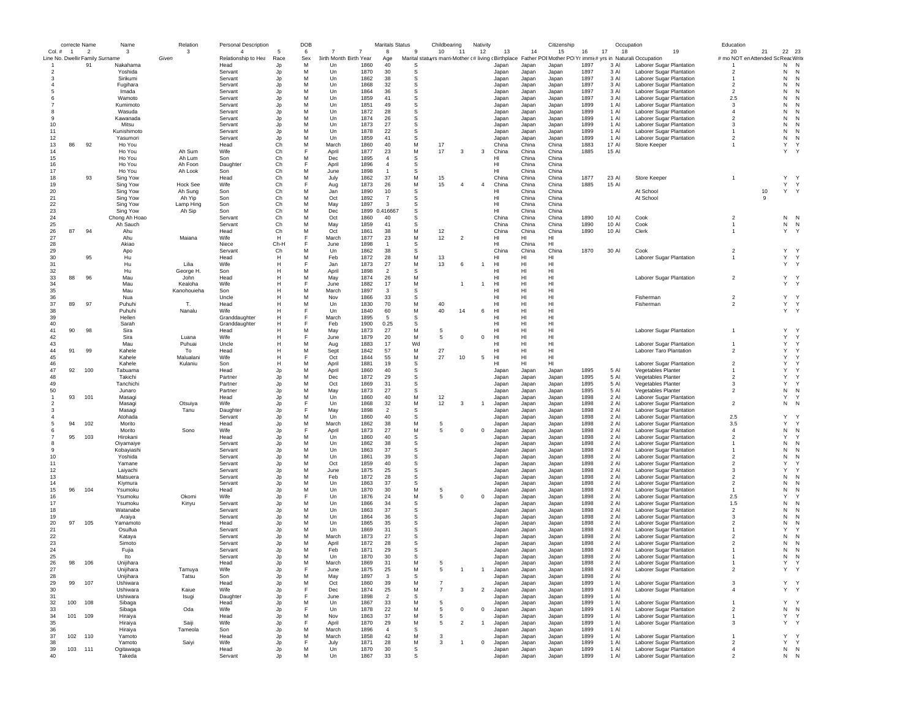| | correcte | Name | Name | | Relation | Personal Description | | DOB | | | Maritals Status | | Childbearing | | Nativity | | | Citizenship | | | Occupation | Education | | | |
|---|---|---|---|---|---|---|---|---|---|---|---|---|---|---|---|---|---|---|---|---|---|---|---|---|---|
| Col. # | 1 | 2 | 3 | | 3 | 4 | 5 | 6 | 7 | 7 | 8 | 9 | 10 | 11 | 12 | 13 | 14 | 15 | 16 | 17 | 18 | 19 | 20 | 21 | 22 | 23 |
| Line No. | Dwelling | Family | Surname | Given | Relationship to Head | Race | Sex | Birth Month | Birth Year | Age | Marital status | yrs married | Mother # children | # living | Birthplace | Father POB | Mother POB | Yr immigrated | # yrs in US | Naturalization | Occupation | # mo NOT employed | Attended School | Read | Write |
| 1 | | 91 | Nakahama | | Head | Jp | M | Un | 1860 | 40 | S | | | | Japan | Japan | Japan | 1897 | 3 | Al | Laborer Sugar Plantation | 1 | | N | N |
| 2 | | | Yoshida | | Servant | Jp | M | Un | 1870 | 30 | S | | | | Japan | Japan | Japan | 1897 | 3 | Al | Laborer Sugar Plantation | 2 | | N | N |
| 3 | | | Sirikumi | | Servant | Jp | M | Un | 1862 | 38 | S | | | | Japan | Japan | Japan | 1897 | 3 | Al | Laborer Sugar Plantation | 1 | | N | N |
| 4 | | | Fugihara | | Servant | Jp | M | Un | 1868 | 32 | S | | | | Japan | Japan | Japan | 1897 | 3 | Al | Laborer Sugar Plantation | 2 | | N | N |
| 5 | | | Imada | | Servant | Jp | M | Un | 1864 | 36 | S | | | | Japan | Japan | Japan | 1897 | 3 | Al | Laborer Sugar Plantation | 2 | | N | N |
| 6 | | | Wamoto | | Servant | Jp | M | Un | 1859 | 41 | S | | | | Japan | Japan | Japan | 1897 | 3 | Al | Laborer Sugar Plantation | 2.5 | | N | N |
| 7 | | | Kumimoto | | Servant | Jp | M | Un | 1851 | 49 | S | | | | Japan | Japan | Japan | 1899 | 1 | Al | Laborer Sugar Plantation | 3 | | N | N |
| 8 | | | Wasuda | | Servant | Jp | M | Un | 1872 | 28 | S | | | | Japan | Japan | Japan | 1899 | 1 | Al | Laborer Sugar Plantation | 4 | | N | N |
| 9 | | | Kawanada | | Servant | Jp | M | Un | 1874 | 26 | S | | | | Japan | Japan | Japan | 1899 | 1 | Al | Laborer Sugar Plantation | 2 | | N | N |
| 10 | | | Mitsu | | Servant | Jp | M | Un | 1873 | 27 | S | | | | Japan | Japan | Japan | 1899 | 1 | Al | Laborer Sugar Plantation | 3 | | N | N |
| 11 | | | Kunishimoto | | Servant | Jp | M | Un | 1878 | 22 | S | | | | Japan | Japan | Japan | 1899 | 1 | Al | Laborer Sugar Plantation | 1 | | N | N |
| 12 | | | Yasumori | | Servant | Jp | M | Un | 1859 | 41 | S | | | | Japan | Japan | Japan | 1899 | 1 | Al | Laborer Sugar Plantation | 2 | | N | N |
| 13 | 86 | 92 | Ho You | | Head | Ch | M | March | 1860 | 40 | M | 17 | | | China | China | China | 1883 | 17 | Al | Store Keeper | 1 | | Y | Y |
| 14 | | | Ho You | Ah Sum | Wife | Ch | F | April | 1877 | 23 | M | 17 | 3 | 3 | China | China | China | 1885 | 15 | Al | | | | Y | Y |
| 15 | | | Ho You | Ah Lum | Son | Ch | M | Dec | 1895 | 4 | S | | | | HI | China | China | | | | | | | | |
| 16 | | | Ho You | Ah Foon | Daughter | Ch | F | April | 1896 | 4 | S | | | | HI | China | China | | | | | | | | |
| 17 | | | Ho You | Ah Look | Son | Ch | M | June | 1898 | 1 | S | | | | HI | China | China | | | | | | | | |
| 18 | | 93 | Sing Yow | | Head | Ch | M | July | 1862 | 37 | M | 15 | | | China | China | China | 1877 | 23 | Al | Store Keeper | 1 | | Y | Y |
| 19 | | | Sing Yow | Hock See | Wife | Ch | F | Aug | 1873 | 26 | M | 15 | 4 | 4 | China | China | China | 1885 | 15 | Al | | | | Y | Y |
| 20 | | | Sing Yow | Ah Sung | Son | Ch | M | Jan | 1890 | 10 | S | | | | HI | China | China | | | | At School | | 10 | Y | Y |
| 21 | | | Sing Yow | Ah Yip | Son | Ch | M | Oct | 1892 | 7 | S | | | | HI | China | China | | | | At School | | 9 | | |
| 22 | | | Sing Yow | Lamp Hing | Son | Ch | M | May | 1897 | 3 | S | | | | HI | China | China | | | | | | | | |
| 23 | | | Sing Yow | Ah Sip | Son | Ch | M | Dec | 1899 | 0.416667 | S | | | | HI | China | China | | | | | | | | |
| 24 | | | Chong Ah Hoao | | Servant | Ch | M | Oct | 1860 | 40 | S | | | | China | China | China | 1890 | 10 | Al | Cook | 2 | | N | N |
| 25 | | | Ah Sauch | | Servant | Ch | M | May | 1859 | 41 | S | | | | China | China | China | 1890 | 10 | Al | Cook | 1 | | N | N |
| 26 | 87 | 94 | Ahu | | Head | Ch | M | Oct | 1861 | 38 | M | 12 | | | China | China | China | 1890 | 10 | Al | Clerk | 1 | | Y | Y |
| 27 | | | Ahu | Maiana | Wife | H | F | March | 1877 | 23 | M | 12 | 2 | | HI | HI | HI | | | | | | | | |
| 28 | | | Akiao | | Niece | Ch-H | F | June | 1898 | 1 | S | | | | HI | China | HI | | | | | | | | |
| 29 | | | Apo | | Servant | Ch | M | Un | 1862 | 38 | S | | | | China | China | China | 1870 | 30 | Al | Cook | 2 | | Y | Y |
| 30 | | 95 | Hu | | Head | H | M | Feb | 1872 | 28 | M | 13 | | | HI | HI | HI | | | | Laborer Sugar Plantation | 1 | | Y | Y |
| 31 | | | Hu | Lilia | Wife | H | F | Jan | 1873 | 27 | M | 13 | 6 | 1 | HI | HI | HI | | | | | | | Y | Y |
| 32 | | | Hu | George H. | Son | H | M | April | 1898 | 2 | S | | | | HI | HI | HI | | | | | | | | |
| 33 | 88 | 96 | Mau | John | Head | H | M | May | 1874 | 26 | M | | | | HI | HI | HI | | | | Laborer Sugar Plantation | 2 | | Y | Y |
| 34 | | | Mau | Kealoha | Wife | H | F | June | 1882 | 17 | M | | 1 | 1 | HI | HI | HI | | | | | | | Y | Y |
| 35 | | | Mau | Kanohouieha | Son | H | M | March | 1897 | 3 | S | | | | HI | HI | HI | | | | | | | | |
| 36 | | | Nua | | Uncle | H | M | Nov | 1866 | 33 | S | | | | HI | HI | HI | | | | Fisherman | 2 | | Y | Y |
| 37 | 89 | 97 | Puhuhi | T. | Head | H | M | Un | 1830 | 70 | M | 40 | | | HI | HI | HI | | | | Fisherman | 2 | | Y | Y |
| 38 | | | Puhuhi | Nanalu | Wife | H | F | Un | 1840 | 60 | M | 40 | 14 | 6 | HI | HI | HI | | | | | | | Y | Y |
| 39 | | | Hellen | | Granddaughter | H | F | March | 1895 | 5 | S | | | | HI | HI | HI | | | | | | | | |
| 40 | | | Sarah | | Granddaughter | H | F | Feb | 1900 | 0.25 | S | | | | HI | HI | HI | | | | | | | | |
| 41 | 90 | 98 | Sira | | Head | H | M | May | 1873 | 27 | M | 5 | | | HI | HI | HI | | | | Laborer Sugar Plantation | 1 | | Y | Y |
| 42 | | | Sira | Luana | Wife | H | F | June | 1879 | 20 | M | 5 | 0 | 0 | HI | HI | HI | | | | | | | Y | Y |
| 43 | | | Mau | Puhuai | Uncle | H | M | Aug | 1883 | 17 | Wd | | | | HI | HI | HI | | | | Laborer Sugar Plantation | 1 | | Y | Y |
| 44 | 91 | 99 | Kahele | To | Head | H | M | Sept | 1842 | 57 | M | 27 | | | HI | HI | HI | | | | Laborer Taro Plantation | 2 | | Y | Y |
| 45 | | | Kahele | Malualani | Wife | H | F | Oct | 1844 | 55 | M | 27 | 10 | 5 | HI | HI | HI | | | | | | | Y | Y |
| 46 | | | Kahele | Kulaniu | Son | H | M | April | 1881 | 19 | S | | | | HI | HI | HI | | | | Laborer Sugar Plantation | 2 | | Y | Y |
| 47 | 92 | 100 | Tabuama | | Head | Jp | M | April | 1860 | 40 | S | | | | Japan | Japan | Japan | 1895 | 5 | Al | Vegetables Planter | 1 | | Y | Y |
| 48 | | | Takichi | | Partner | Jp | M | Dec | 1872 | 29 | S | | | | Japan | Japan | Japan | 1895 | 5 | Al | Vegetables Planter | 2 | | Y | Y |
| 49 | | | Tanchichi | | Partner | Jp | M | Oct | 1869 | 31 | S | | | | Japan | Japan | Japan | 1895 | 5 | Al | Vegetables Planter | 3 | | Y | Y |
| 50 | | | Junaro | | Partner | Jp | M | May | 1873 | 27 | S | | | | Japan | Japan | Japan | 1895 | 5 | Al | Vegetables Planter | 2 | | N | N |
| 1 | 93 | 101 | Masagi | | Head | Jp | M | Un | 1860 | 40 | M | 12 | | | Japan | Japan | Japan | 1898 | 2 | Al | Laborer Sugar Plantation | | | Y | Y |
| 2 | | | Masagi | Otsuiya | Wife | Jp | F | Un | 1868 | 32 | M | 12 | 3 | 1 | Japan | Japan | Japan | 1898 | 2 | Al | Laborer Sugar Plantation | 2 | | N | N |
| 3 | | | Masagi | Tanu | Daughter | Jp | F | May | 1898 | 2 | S | | | | Japan | Japan | Japan | 1898 | 2 | Al | Laborer Sugar Plantation | | | | |
| 4 | | | Atohada | | Servant | Jp | M | Un | 1860 | 40 | S | | | | Japan | Japan | Japan | 1898 | 2 | Al | Laborer Sugar Plantation | 2.5 | | Y | Y |
| 5 | 94 | 102 | Morito | | Head | Jp | M | March | 1862 | 38 | M | 5 | | | Japan | Japan | Japan | 1898 | 2 | Al | Laborer Sugar Plantation | 3.5 | | Y | Y |
| 6 | | | Morito | Sono | Wife | Jp | F | April | 1873 | 27 | M | 5 | 0 | 0 | Japan | Japan | Japan | 1898 | 2 | Al | Laborer Sugar Plantation | 4 | | N | N |
| 7 | 95 | 103 | Hirokani | | Head | Jp | M | Un | 1860 | 40 | S | | | | Japan | Japan | Japan | 1898 | 2 | Al | Laborer Sugar Plantation | 2 | | Y | Y |
| 8 | | | Oiyamaiye | | Servant | Jp | M | Un | 1862 | 38 | S | | | | Japan | Japan | Japan | 1898 | 2 | Al | Laborer Sugar Plantation | 1 | | N | N |
| 9 | | | Kobayiashi | | Servant | Jp | M | Un | 1863 | 37 | S | | | | Japan | Japan | Japan | 1898 | 2 | Al | Laborer Sugar Plantation | 1 | | N | N |
| 10 | | | Yoshida | | Servant | Jp | M | Un | 1861 | 39 | S | | | | Japan | Japan | Japan | 1898 | 2 | Al | Laborer Sugar Plantation | 2 | | N | N |
| 11 | | | Yamane | | Servant | Jp | M | Oct | 1859 | 40 | S | | | | Japan | Japan | Japan | 1898 | 2 | Al | Laborer Sugar Plantation | 2 | | Y | Y |
| 12 | | | Laiyachi | | Servant | Jp | M | June | 1875 | 25 | S | | | | Japan | Japan | Japan | 1898 | 2 | Al | Laborer Sugar Plantation | 3 | | Y | Y |
| 13 | | | Matsuera | | Servant | Jp | M | Feb | 1872 | 28 | S | | | | Japan | Japan | Japan | 1898 | 2 | Al | Laborer Sugar Plantation | 2 | | N | N |
| 14 | | | Kiymura | | Servant | Jp | M | Un | 1863 | 37 | S | | | | Japan | Japan | Japan | 1898 | 2 | Al | Laborer Sugar Plantation | 2 | | N | N |
| 15 | 96 | 104 | Ysumoku | | Head | Jp | M | Un | 1870 | 30 | M | 5 | | | Japan | Japan | Japan | 1898 | 2 | Al | Laborer Sugar Plantation | 1 | | N | N |
| 16 | | | Ysumoku | Okomi | Wife | Jp | F | Un | 1876 | 24 | M | 5 | 0 | 0 | Japan | Japan | Japan | 1898 | 2 | Al | Laborer Sugar Plantation | 2.5 | | Y | Y |
| 17 | | | Ysumoku | Kinyu | Servant | Jp | M | Un | 1866 | 34 | S | | | | Japan | Japan | Japan | 1898 | 2 | Al | Laborer Sugar Plantation | 1.5 | | N | N |
| 18 | | | Watanabe | | Servant | Jp | M | Un | 1863 | 37 | S | | | | Japan | Japan | Japan | 1898 | 2 | Al | Laborer Sugar Plantation | 2 | | N | N |
| 19 | | | Araiya | | Servant | Jp | M | Un | 1864 | 36 | S | | | | Japan | Japan | Japan | 1898 | 2 | Al | Laborer Sugar Plantation | 3 | | N | N |
| 20 | 97 | 105 | Yamamoto | | Head | Jp | M | Un | 1865 | 35 | S | | | | Japan | Japan | Japan | 1898 | 2 | Al | Laborer Sugar Plantation | 2 | | N | N |
| 21 | | | Osuifua | | Servant | Jp | M | Un | 1869 | 31 | S | | | | Japan | Japan | Japan | 1898 | 2 | Al | Laborer Sugar Plantation | 1 | | Y | Y |
| 22 | | | Kataya | | Servant | Jp | M | March | 1873 | 27 | S | | | | Japan | Japan | Japan | 1898 | 2 | Al | Laborer Sugar Plantation | 2 | | N | N |
| 23 | | | Simoto | | Servant | Jp | M | April | 1872 | 28 | S | | | | Japan | Japan | Japan | 1898 | 2 | Al | Laborer Sugar Plantation | 2 | | N | N |
| 24 | | | Fujia | | Servant | Jp | M | Feb | 1871 | 29 | S | | | | Japan | Japan | Japan | 1898 | 2 | Al | Laborer Sugar Plantation | 1 | | N | N |
| 25 | | | Ito | | Servant | Jp | M | Un | 1870 | 30 | S | | | | Japan | Japan | Japan | 1898 | 2 | Al | Laborer Sugar Plantation | 1 | | N | N |
| 26 | 98 | 106 | Unijihara | | Head | Jp | M | March | 1869 | 31 | M | 5 | | | Japan | Japan | Japan | 1898 | 2 | Al | Laborer Sugar Plantation | 1 | | Y | Y |
| 27 | | | Unijihara | Tamuya | Wife | Jp | F | June | 1875 | 25 | M | 5 | 1 | 1 | Japan | Japan | Japan | 1898 | 2 | Al | Laborer Sugar Plantation | 2 | | Y | Y |
| 28 | | | Unijihara | Tatsu | Son | Jp | M | May | 1897 | 3 | S | | | | Japan | Japan | Japan | 1898 | 2 | Al | | | | | |
| 29 | 99 | 107 | Ushiwara | | Head | Jp | M | Oct | 1860 | 39 | M | 7 | | | Japan | Japan | Japan | 1899 | 1 | Al | Laborer Sugar Plantation | 3 | | Y | Y |
| 30 | | | Ushiwara | Kaiue | Wife | Jp | F | Dec | 1874 | 25 | M | 7 | 3 | 2 | Japan | Japan | Japan | 1899 | 1 | Al | Laborer Sugar Plantation | 4 | | Y | Y |
| 31 | | | Ushiwara | Isugi | Daughter | Jp | F | June | 1898 | 2 | S | | | | Japan | Japan | Japan | 1899 | 1 | Al | | | | | |
| 32 | 100 | 108 | Sibaga | | Head | Jp | M | Un | 1867 | 33 | M | 5 | | | Japan | Japan | Japan | 1899 | 1 | Al | Laborer Sugar Plantation | 1 | | Y | Y |
| 33 | | | Sibaga | Oda | Wife | Jp | F | Un | 1878 | 22 | M | 5 | 0 | 0 | Japan | Japan | Japan | 1899 | 1 | Al | Laborer Sugar Plantation | 2 | | N | N |
| 34 | 101 | 109 | Hiraiya | | Head | Jp | M | Nov | 1863 | 37 | M | 5 | | | Japan | Japan | Japan | 1899 | 1 | Al | Laborer Sugar Plantation | 1 | | Y | Y |
| 35 | | | Hiraiya | Saiji | Wife | Jp | F | April | 1870 | 29 | M | 5 | 2 | 1 | Japan | Japan | Japan | 1899 | 1 | Al | Laborer Sugar Plantation | 3 | | Y | Y |
| 36 | | | Hiraiya | Tameola | Son | Jp | M | March | 1896 | 4 | S | | | | Japan | Japan | Japan | 1899 | 1 | Al | | | | | |
| 37 | 102 | 110 | Yamoto | | Head | Jp | M | March | 1858 | 42 | M | 3 | | | Japan | Japan | Japan | 1899 | 1 | Al | Laborer Sugar Plantation | 1 | | Y | Y |
| 38 | | | Yamoto | Saiyi | Wife | Jp | F | July | 1871 | 28 | M | 3 | 1 | 0 | Japan | Japan | Japan | 1899 | 1 | Al | Laborer Sugar Plantation | 2 | | Y | Y |
| 39 | 103 | 111 | Ogitawaga | | Head | Jp | M | Un | 1870 | 30 | S | | | | Japan | Japan | Japan | 1899 | 1 | Al | Laborer Sugar Plantation | 4 | | N | N |
| 40 | | | Takeda | | Servant | Jp | M | Un | 1867 | 33 | S | | | | Japan | Japan | Japan | 1899 | 1 | Al | Laborer Sugar Plantation | 2 | | N | N |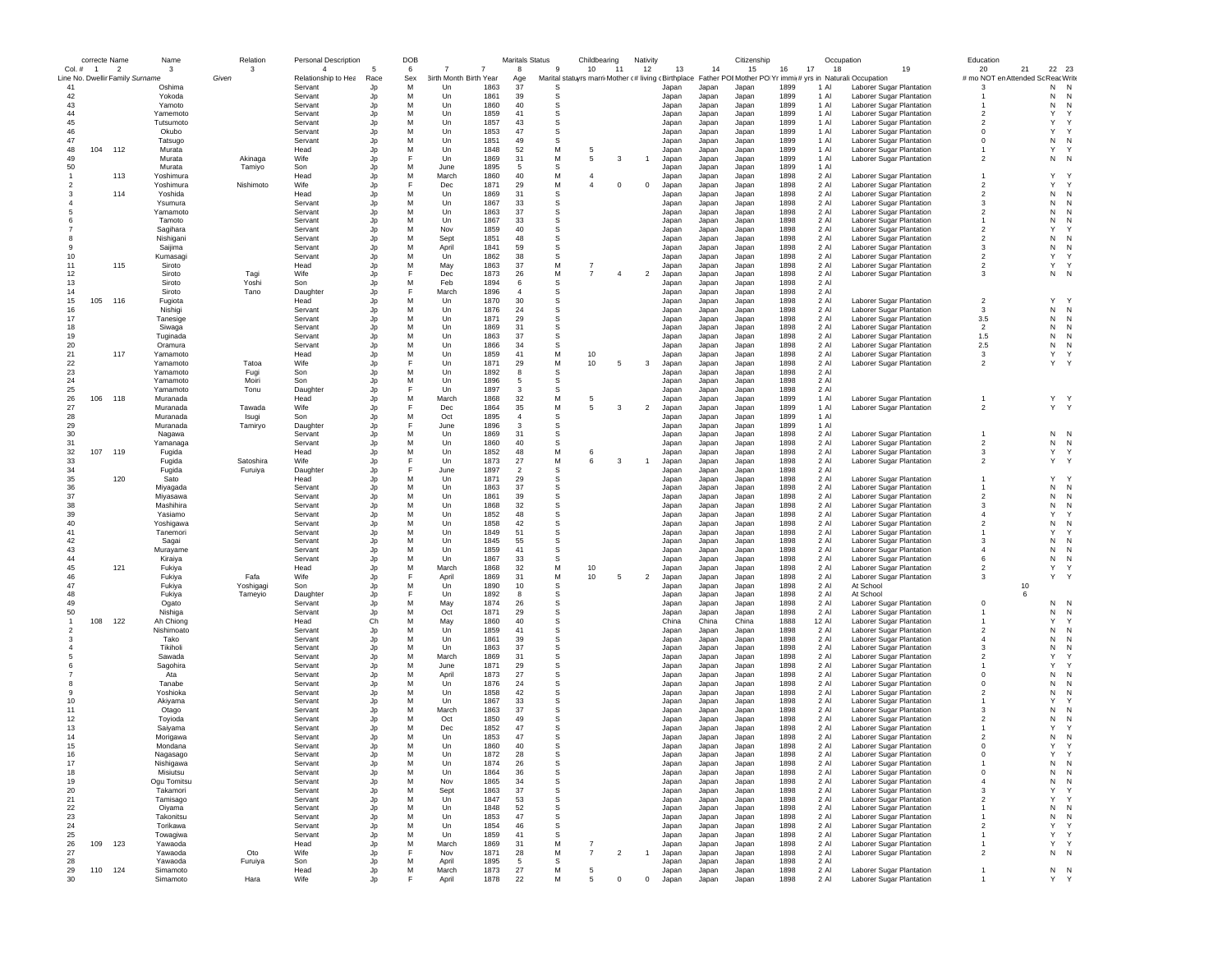| Line No. | Dwelling (correcte) | Family | Surname | Given | Relationship to Head | Race | Sex | Birth Month | Birth Year | Age | Marital status | yrs married | Mother of # | # living | Birthplace | Father POB | Mother POB | Yr immig | # yrs in | Naturali | Occupation | # mo NOT em | Attended School | Read | Write |
|---|---|---|---|---|---|---|---|---|---|---|---|---|---|---|---|---|---|---|---|---|---|---|---|---|---|
| Col. # | 1 | 2 | 3 | | 4 | 5 | 6 | 7 | 7 | 8 | 9 | 10 | 11 | 12 | 13 | 14 | 15 | 16 | 17 | 18 | 19 | 20 | 21 | 22 | 23 |
| 41 | | | Oshima | | Servant | Jp | M | Un | 1863 | 37 | S | | | | Japan | Japan | Japan | 1899 | 1 | Al | Laborer Sugar Plantation | 3 | | N | N |
| 42 | | | Yokoda | | Servant | Jp | M | Un | 1861 | 39 | S | | | | Japan | Japan | Japan | 1899 | 1 | Al | Laborer Sugar Plantation | 1 | | N | N |
| 43 | | | Yamoto | | Servant | Jp | M | Un | 1860 | 40 | S | | | | Japan | Japan | Japan | 1899 | 1 | Al | Laborer Sugar Plantation | 1 | | N | N |
| 44 | | | Yamemoto | | Servant | Jp | M | Un | 1859 | 41 | S | | | | Japan | Japan | Japan | 1899 | 1 | Al | Laborer Sugar Plantation | 2 | | Y | Y |
| 45 | | | Tutsumoto | | Servant | Jp | M | Un | 1857 | 43 | S | | | | Japan | Japan | Japan | 1899 | 1 | Al | Laborer Sugar Plantation | 2 | | Y | Y |
| 46 | | | Okubo | | Servant | Jp | M | Un | 1853 | 47 | S | | | | Japan | Japan | Japan | 1899 | 1 | Al | Laborer Sugar Plantation | 0 | | Y | Y |
| 47 | | | Tatsugo | | Servant | Jp | M | Un | 1851 | 49 | S | | | | Japan | Japan | Japan | 1899 | 1 | Al | Laborer Sugar Plantation | 0 | | N | N |
| 48 | 104 | 112 | Murata | | Head | Jp | M | Un | 1848 | 52 | M | 5 | | | Japan | Japan | Japan | 1899 | 1 | Al | Laborer Sugar Plantation | 1 | | Y | Y |
| 49 | | | Murata | Akinaga | Wife | Jp | F | Un | 1869 | 31 | M | 5 | 3 | 1 | Japan | Japan | Japan | 1899 | 1 | Al | Laborer Sugar Plantation | 2 | | N | N |
| 50 | | | Murata | Tamiyo | Son | Jp | M | June | 1895 | 5 | S | | | | Japan | Japan | Japan | 1899 | 1 | Al | | | | | |
| 1 | | 113 | Yoshimura | | Head | Jp | M | March | 1860 | 40 | M | 4 | | | Japan | Japan | Japan | 1898 | 2 | Al | Laborer Sugar Plantation | 1 | | Y | Y |
| 2 | | | Yoshimura | Nishimoto | Wife | Jp | F | Dec | 1871 | 29 | M | 4 | 0 | 0 | Japan | Japan | Japan | 1898 | 2 | Al | Laborer Sugar Plantation | 2 | | Y | Y |
| 3 | | 114 | Yoshida | | Head | Jp | M | Un | 1869 | 31 | S | | | | Japan | Japan | Japan | 1898 | 2 | Al | Laborer Sugar Plantation | 2 | | N | N |
| 4 | | | Ysumura | | Servant | Jp | M | Un | 1867 | 33 | S | | | | Japan | Japan | Japan | 1898 | 2 | Al | Laborer Sugar Plantation | 3 | | N | N |
| 5 | | | Yamamoto | | Servant | Jp | M | Un | 1863 | 37 | S | | | | Japan | Japan | Japan | 1898 | 2 | Al | Laborer Sugar Plantation | 2 | | N | N |
| 6 | | | Tamoto | | Servant | Jp | M | Un | 1867 | 33 | S | | | | Japan | Japan | Japan | 1898 | 2 | Al | Laborer Sugar Plantation | 1 | | N | N |
| 7 | | | Sagihara | | Servant | Jp | M | Nov | 1859 | 40 | S | | | | Japan | Japan | Japan | 1898 | 2 | Al | Laborer Sugar Plantation | 2 | | Y | Y |
| 8 | | | Nishigani | | Servant | Jp | M | Sept | 1851 | 48 | S | | | | Japan | Japan | Japan | 1898 | 2 | Al | Laborer Sugar Plantation | 2 | | N | N |
| 9 | | | Saijima | | Servant | Jp | M | April | 1841 | 59 | S | | | | Japan | Japan | Japan | 1898 | 2 | Al | Laborer Sugar Plantation | 3 | | N | N |
| 10 | | | Kumasagi | | Servant | Jp | M | Un | 1862 | 38 | S | | | | Japan | Japan | Japan | 1898 | 2 | Al | Laborer Sugar Plantation | 2 | | Y | Y |
| 11 | | 115 | Siroto | | Head | Jp | M | May | 1863 | 37 | M | 7 | | | Japan | Japan | Japan | 1898 | 2 | Al | Laborer Sugar Plantation | 2 | | Y | Y |
| 12 | | | Siroto | Tagi | Wife | Jp | F | Dec | 1873 | 26 | M | 7 | 4 | 2 | Japan | Japan | Japan | 1898 | 2 | Al | Laborer Sugar Plantation | 3 | | N | N |
| 13 | | | Siroto | Yoshi | Son | Jp | M | Feb | 1894 | 6 | S | | | | Japan | Japan | Japan | 1898 | 2 | Al | | | | | |
| 14 | | | Siroto | Tano | Daughter | Jp | F | March | 1896 | 4 | S | | | | Japan | Japan | Japan | 1898 | 2 | Al | | | | | |
| 15 | 105 | 116 | Fugiota | | Head | Jp | M | Un | 1870 | 30 | S | | | | Japan | Japan | Japan | 1898 | 2 | Al | Laborer Sugar Plantation | 2 | | Y | Y |
| 16 | | | Nishigi | | Servant | Jp | M | Un | 1876 | 24 | S | | | | Japan | Japan | Japan | 1898 | 2 | Al | Laborer Sugar Plantation | 3 | | N | N |
| 17 | | | Tanesige | | Servant | Jp | M | Un | 1871 | 29 | S | | | | Japan | Japan | Japan | 1898 | 2 | Al | Laborer Sugar Plantation | 3.5 | | N | N |
| 18 | | | Siwaga | | Servant | Jp | M | Un | 1869 | 31 | S | | | | Japan | Japan | Japan | 1898 | 2 | Al | Laborer Sugar Plantation | 2 | | N | N |
| 19 | | | Tuginada | | Servant | Jp | M | Un | 1863 | 37 | S | | | | Japan | Japan | Japan | 1898 | 2 | Al | Laborer Sugar Plantation | 1.5 | | N | N |
| 20 | | | Oramura | | Servant | Jp | M | Un | 1866 | 34 | S | | | | Japan | Japan | Japan | 1898 | 2 | Al | Laborer Sugar Plantation | 2.5 | | N | N |
| 21 | | 117 | Yamamoto | | Head | Jp | M | Un | 1859 | 41 | M | 10 | | | Japan | Japan | Japan | 1898 | 2 | Al | Laborer Sugar Plantation | 3 | | Y | Y |
| 22 | | | Yamamoto | Tatoa | Wife | Jp | F | Un | 1871 | 29 | M | 10 | 5 | 3 | Japan | Japan | Japan | 1898 | 2 | Al | Laborer Sugar Plantation | 2 | | Y | Y |
| 23 | | | Yamamoto | Fugi | Son | Jp | M | Un | 1892 | 8 | S | | | | Japan | Japan | Japan | 1898 | 2 | Al | | | | | |
| 24 | | | Yamamoto | Moiri | Son | Jp | M | Un | 1896 | 5 | S | | | | Japan | Japan | Japan | 1898 | 2 | Al | | | | | |
| 25 | | | Yamamoto | Tonu | Daughter | Jp | F | Un | 1897 | 3 | S | | | | Japan | Japan | Japan | 1898 | 2 | Al | | | | | |
| 26 | 106 | 118 | Muranada | | Head | Jp | M | March | 1868 | 32 | M | 5 | | | Japan | Japan | Japan | 1899 | 1 | Al | Laborer Sugar Plantation | 1 | | Y | Y |
| 27 | | | Muranada | Tawada | Wife | Jp | F | Dec | 1864 | 35 | M | 5 | 3 | 2 | Japan | Japan | Japan | 1899 | 1 | Al | Laborer Sugar Plantation | 2 | | Y | Y |
| 28 | | | Muranada | Isugi | Son | Jp | M | Oct | 1895 | 4 | S | | | | Japan | Japan | Japan | 1899 | 1 | Al | | | | | |
| 29 | | | Muranada | Tamiryo | Daughter | Jp | F | June | 1896 | 3 | S | | | | Japan | Japan | Japan | 1899 | 1 | Al | | | | | |
| 30 | | | Nagawa | | Servant | Jp | M | Un | 1869 | 31 | S | | | | Japan | Japan | Japan | 1898 | 2 | Al | Laborer Sugar Plantation | 1 | | N | N |
| 31 | | | Yamanaga | | Servant | Jp | M | Un | 1860 | 40 | S | | | | Japan | Japan | Japan | 1898 | 2 | Al | Laborer Sugar Plantation | 2 | | N | N |
| 32 | 107 | 119 | Fugida | | Head | Jp | M | Un | 1852 | 48 | M | 6 | | | Japan | Japan | Japan | 1898 | 2 | Al | Laborer Sugar Plantation | 3 | | Y | Y |
| 33 | | | Fugida | Satoshira | Wife | Jp | F | Un | 1873 | 27 | M | 6 | 3 | 1 | Japan | Japan | Japan | 1898 | 2 | Al | Laborer Sugar Plantation | 2 | | Y | Y |
| 34 | | | Fugida | Furuiya | Daughter | Jp | F | June | 1897 | 2 | S | | | | Japan | Japan | Japan | 1898 | 2 | Al | | | | | |
| 35 | | 120 | Sato | | Head | Jp | M | Un | 1871 | 29 | S | | | | Japan | Japan | Japan | 1898 | 2 | Al | Laborer Sugar Plantation | 1 | | Y | Y |
| 36 | | | Miyagada | | Servant | Jp | M | Un | 1863 | 37 | S | | | | Japan | Japan | Japan | 1898 | 2 | Al | Laborer Sugar Plantation | 1 | | N | N |
| 37 | | | Miyasawa | | Servant | Jp | M | Un | 1861 | 39 | S | | | | Japan | Japan | Japan | 1898 | 2 | Al | Laborer Sugar Plantation | 2 | | N | N |
| 38 | | | Mashihira | | Servant | Jp | M | Un | 1868 | 32 | S | | | | Japan | Japan | Japan | 1898 | 2 | Al | Laborer Sugar Plantation | 3 | | N | N |
| 39 | | | Yasiamo | | Servant | Jp | M | Un | 1852 | 48 | S | | | | Japan | Japan | Japan | 1898 | 2 | Al | Laborer Sugar Plantation | 4 | | Y | Y |
| 40 | | | Yoshigawa | | Servant | Jp | M | Un | 1858 | 42 | S | | | | Japan | Japan | Japan | 1898 | 2 | Al | Laborer Sugar Plantation | 2 | | N | N |
| 41 | | | Tanemori | | Servant | Jp | M | Un | 1849 | 51 | S | | | | Japan | Japan | Japan | 1898 | 2 | Al | Laborer Sugar Plantation | 1 | | Y | Y |
| 42 | | | Sagai | | Servant | Jp | M | Un | 1845 | 55 | S | | | | Japan | Japan | Japan | 1898 | 2 | Al | Laborer Sugar Plantation | 3 | | N | N |
| 43 | | | Murayame | | Servant | Jp | M | Un | 1859 | 41 | S | | | | Japan | Japan | Japan | 1898 | 2 | Al | Laborer Sugar Plantation | 4 | | N | N |
| 44 | | | Kiraiya | | Servant | Jp | M | Un | 1867 | 33 | S | | | | Japan | Japan | Japan | 1898 | 2 | Al | Laborer Sugar Plantation | 6 | | N | N |
| 45 | | 121 | Fukiya | | Head | Jp | M | March | 1868 | 32 | M | 10 | | | Japan | Japan | Japan | 1898 | 2 | Al | Laborer Sugar Plantation | 2 | | Y | Y |
| 46 | | | Fukiya | Fafa | Wife | Jp | F | April | 1869 | 31 | M | 10 | 5 | 2 | Japan | Japan | Japan | 1898 | 2 | Al | Laborer Sugar Plantation | 3 | | Y | Y |
| 47 | | | Fukiya | Yoshigagi | Son | Jp | M | Un | 1890 | 10 | S | | | | Japan | Japan | Japan | 1898 | 2 | Al | At School | | 10 | | |
| 48 | | | Fukiya | Tameyio | Daughter | Jp | F | Un | 1892 | 8 | S | | | | Japan | Japan | Japan | 1898 | 2 | Al | At School | | 6 | | |
| 49 | | | Ogato | | Servant | Jp | M | May | 1874 | 26 | S | | | | Japan | Japan | Japan | 1898 | 2 | Al | Laborer Sugar Plantation | 0 | | N | N |
| 50 | | | Nishiga | | Servant | Jp | M | Oct | 1871 | 29 | S | | | | Japan | Japan | Japan | 1898 | 2 | Al | Laborer Sugar Plantation | 1 | | N | N |
| 1 | 108 | 122 | Ah Chiong | | Head | Ch | M | May | 1860 | 40 | S | | | | China | China | China | 1888 | 12 | Al | Laborer Sugar Plantation | 1 | | Y | Y |
| 2 | | | Nishimoato | | Servant | Jp | M | Un | 1859 | 41 | S | | | | Japan | Japan | Japan | 1898 | 2 | Al | Laborer Sugar Plantation | 2 | | N | N |
| 3 | | | Tako | | Servant | Jp | M | Un | 1861 | 39 | S | | | | Japan | Japan | Japan | 1898 | 2 | Al | Laborer Sugar Plantation | 4 | | N | N |
| 4 | | | Tikiholi | | Servant | Jp | M | Un | 1863 | 37 | S | | | | Japan | Japan | Japan | 1898 | 2 | Al | Laborer Sugar Plantation | 3 | | N | N |
| 5 | | | Sawada | | Servant | Jp | M | March | 1869 | 31 | S | | | | Japan | Japan | Japan | 1898 | 2 | Al | Laborer Sugar Plantation | 2 | | Y | Y |
| 6 | | | Sagohira | | Servant | Jp | M | June | 1871 | 29 | S | | | | Japan | Japan | Japan | 1898 | 2 | Al | Laborer Sugar Plantation | 1 | | Y | Y |
| 7 | | | Ata | | Servant | Jp | M | April | 1873 | 27 | S | | | | Japan | Japan | Japan | 1898 | 2 | Al | Laborer Sugar Plantation | 0 | | N | N |
| 8 | | | Tanabe | | Servant | Jp | M | Un | 1876 | 24 | S | | | | Japan | Japan | Japan | 1898 | 2 | Al | Laborer Sugar Plantation | 0 | | N | N |
| 9 | | | Yoshioka | | Servant | Jp | M | Un | 1858 | 42 | S | | | | Japan | Japan | Japan | 1898 | 2 | Al | Laborer Sugar Plantation | 2 | | N | N |
| 10 | | | Akiyama | | Servant | Jp | M | Un | 1867 | 33 | S | | | | Japan | Japan | Japan | 1898 | 2 | Al | Laborer Sugar Plantation | 1 | | Y | Y |
| 11 | | | Otago | | Servant | Jp | M | March | 1863 | 37 | S | | | | Japan | Japan | Japan | 1898 | 2 | Al | Laborer Sugar Plantation | 3 | | N | N |
| 12 | | | Toyioda | | Servant | Jp | M | Oct | 1850 | 49 | S | | | | Japan | Japan | Japan | 1898 | 2 | Al | Laborer Sugar Plantation | 2 | | N | N |
| 13 | | | Saiyama | | Servant | Jp | M | Dec | 1852 | 47 | S | | | | Japan | Japan | Japan | 1898 | 2 | Al | Laborer Sugar Plantation | 1 | | Y | Y |
| 14 | | | Morigawa | | Servant | Jp | M | Un | 1853 | 47 | S | | | | Japan | Japan | Japan | 1898 | 2 | Al | Laborer Sugar Plantation | 2 | | N | N |
| 15 | | | Mondana | | Servant | Jp | M | Un | 1860 | 40 | S | | | | Japan | Japan | Japan | 1898 | 2 | Al | Laborer Sugar Plantation | 0 | | Y | Y |
| 16 | | | Nagasago | | Servant | Jp | M | Un | 1872 | 28 | S | | | | Japan | Japan | Japan | 1898 | 2 | Al | Laborer Sugar Plantation | 0 | | Y | Y |
| 17 | | | Nishigawa | | Servant | Jp | M | Un | 1874 | 26 | S | | | | Japan | Japan | Japan | 1898 | 2 | Al | Laborer Sugar Plantation | 1 | | N | N |
| 18 | | | Misiutsu | | Servant | Jp | M | Un | 1864 | 36 | S | | | | Japan | Japan | Japan | 1898 | 2 | Al | Laborer Sugar Plantation | 0 | | N | N |
| 19 | | | Ogu Tomitsu | | Servant | Jp | M | Nov | 1865 | 34 | S | | | | Japan | Japan | Japan | 1898 | 2 | Al | Laborer Sugar Plantation | 4 | | N | N |
| 20 | | | Takamori | | Servant | Jp | M | Sept | 1863 | 37 | S | | | | Japan | Japan | Japan | 1898 | 2 | Al | Laborer Sugar Plantation | 3 | | Y | Y |
| 21 | | | Tamisago | | Servant | Jp | M | Un | 1847 | 53 | S | | | | Japan | Japan | Japan | 1898 | 2 | Al | Laborer Sugar Plantation | 2 | | Y | Y |
| 22 | | | Oiyama | | Servant | Jp | M | Un | 1848 | 52 | S | | | | Japan | Japan | Japan | 1898 | 2 | Al | Laborer Sugar Plantation | 1 | | N | N |
| 23 | | | Takonitsu | | Servant | Jp | M | Un | 1853 | 47 | S | | | | Japan | Japan | Japan | 1898 | 2 | Al | Laborer Sugar Plantation | 1 | | N | N |
| 24 | | | Torikawa | | Servant | Jp | M | Un | 1854 | 46 | S | | | | Japan | Japan | Japan | 1898 | 2 | Al | Laborer Sugar Plantation | 2 | | Y | Y |
| 25 | | | Towagiwa | | Servant | Jp | M | Un | 1859 | 41 | S | | | | Japan | Japan | Japan | 1898 | 2 | Al | Laborer Sugar Plantation | 1 | | Y | Y |
| 26 | 109 | 123 | Yawaoda | | Head | Jp | M | March | 1869 | 31 | M | 7 | | | Japan | Japan | Japan | 1898 | 2 | Al | Laborer Sugar Plantation | 1 | | Y | Y |
| 27 | | | Yawaoda | Oto | Wife | Jp | F | Nov | 1871 | 28 | M | 7 | 2 | 1 | Japan | Japan | Japan | 1898 | 2 | Al | Laborer Sugar Plantation | 2 | | N | N |
| 28 | | | Yawaoda | Furuiya | Son | Jp | M | April | 1895 | 5 | S | | | | Japan | Japan | Japan | 1898 | 2 | Al | | | | | |
| 29 | 110 | 124 | Simamoto | | Head | Jp | M | March | 1873 | 27 | M | 5 | | | Japan | Japan | Japan | 1898 | 2 | Al | Laborer Sugar Plantation | 1 | | N | N |
| 30 | | | Simamoto | Hara | Wife | Jp | F | April | 1878 | 22 | M | 5 | 0 | 0 | Japan | Japan | Japan | 1898 | 2 | Al | Laborer Sugar Plantation | 1 | | Y | Y |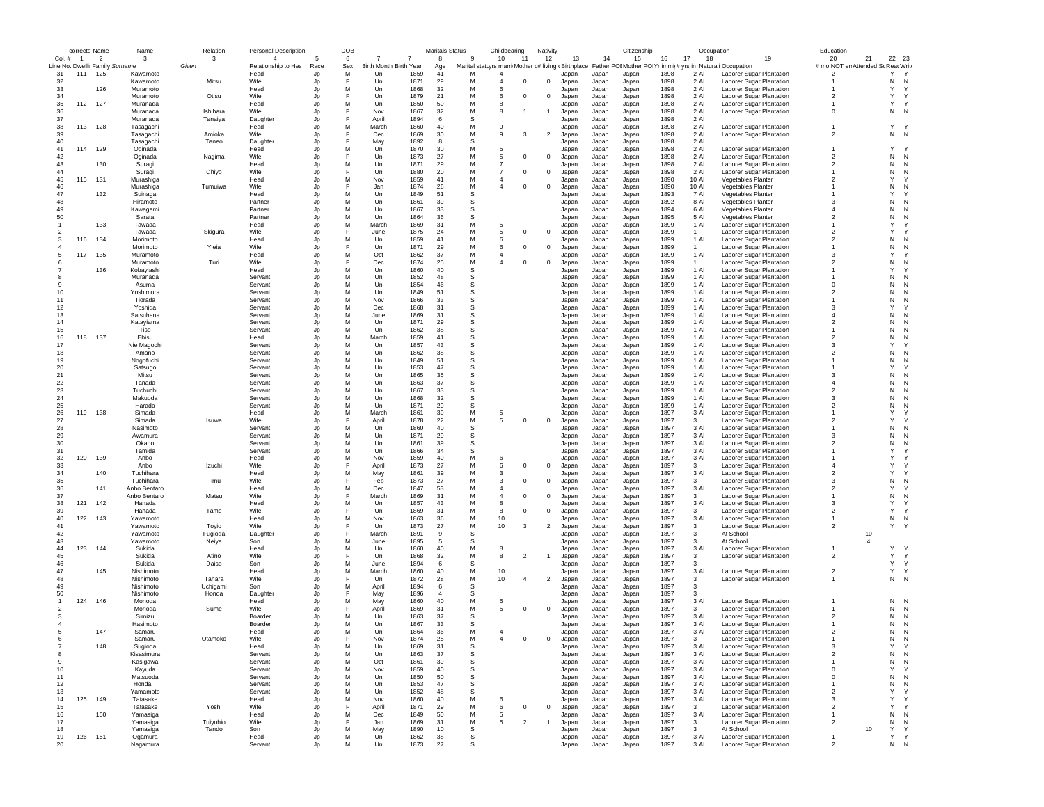| correcte | Name | | Name | | Relation | Personal Description | | DOB | | | Maritals Status | Childbearing | | | Nativity | | | Citizenship | | | Occupation | Education | | | |
|---|---|---|---|---|---|---|---|---|---|---|---|---|---|---|---|---|---|---|---|---|---|---|---|---|---|
| Col. # | 1 | 2 | 3 | 3 | 4 | 5 | 6 | 7 | 7 | 8 | 9 | 10 | 11 | 12 | 13 | 14 | 15 | 16 | 17 | 18 | 19 | 20 | 21 | 22 | 23 |
| Line No. | Dwelling | Family | Surname | Given | Relationship to Head | Race | Sex | Birth Month | Birth Year | Age | Marital status | yrs married | Mother of children | # living | Birthplace | Father POB | Mother POB | Yr immig | # yrs in US | Naturalization | Occupation | # mo NOT employed | Attended School | Read | Write |
| 31 | 111 | 125 | Kawamoto | | Head | Jp | M | Un | 1859 | 41 | M | 4 | | | Japan | Japan | Japan | 1898 | 2 | Al | Laborer Sugar Plantation | 2 | | Y | Y |
| 32 | | | Kawamoto | Mitsu | Wife | Jp | F | Un | 1871 | 29 | M | 4 | 0 | 0 | Japan | Japan | Japan | 1898 | 2 | Al | Laborer Sugar Plantation | 1 | | N | N |
| 33 | | 126 | Muramoto | | Head | Jp | M | Un | 1868 | 32 | M | 6 | | | Japan | Japan | Japan | 1898 | 2 | Al | Laborer Sugar Plantation | 1 | | Y | Y |
| 34 | | | Muramoto | Otisu | Wife | Jp | F | Un | 1879 | 21 | M | 6 | 0 | 0 | Japan | Japan | Japan | 1898 | 2 | Al | Laborer Sugar Plantation | 2 | | Y | Y |
| 35 | 112 | 127 | Muranada | | Head | Jp | M | Un | 1850 | 50 | M | 8 | | | Japan | Japan | Japan | 1898 | 2 | Al | Laborer Sugar Plantation | 1 | | Y | Y |
| 36 | | | Muranada | Ishihara | Wife | Jp | F | Nov | 1867 | 32 | M | 8 | 1 | 1 | Japan | Japan | Japan | 1898 | 2 | Al | Laborer Sugar Plantation | 0 | | N | N |
| 37 | | | Muranada | Tanaiya | Daughter | Jp | F | April | 1894 | 6 | S | | | | Japan | Japan | Japan | 1898 | 2 | Al | | | | | |
| 38 | 113 | 128 | Tasagachi | | Head | Jp | M | March | 1860 | 40 | M | 9 | | | Japan | Japan | Japan | 1898 | 2 | Al | Laborer Sugar Plantation | 1 | | Y | Y |
| 39 | | | Tasagachi | Amioka | Wife | Jp | F | Dec | 1869 | 30 | M | 9 | 3 | 2 | Japan | Japan | Japan | 1898 | 2 | Al | Laborer Sugar Plantation | 2 | | N | N |
| 40 | | | Tasagachi | Taneo | Daughter | Jp | F | May | 1892 | 8 | S | | | | Japan | Japan | Japan | 1898 | 2 | Al | | | | | |
| 41 | 114 | 129 | Oginada | | Head | Jp | M | Un | 1870 | 30 | M | 5 | | | Japan | Japan | Japan | 1898 | 2 | Al | Laborer Sugar Plantation | 1 | | Y | Y |
| 42 | | | Oginada | Nagima | Wife | Jp | F | Un | 1873 | 27 | M | 5 | 0 | 0 | Japan | Japan | Japan | 1898 | 2 | Al | Laborer Sugar Plantation | 2 | | N | N |
| 43 | | 130 | Suragi | | Head | Jp | M | Un | 1871 | 29 | M | 7 | | | Japan | Japan | Japan | 1898 | 2 | Al | Laborer Sugar Plantation | 2 | | N | N |
| 44 | | | Suragi | Chiyo | Wife | Jp | F | Un | 1880 | 20 | M | 7 | 0 | 0 | Japan | Japan | Japan | 1898 | 2 | Al | Laborer Sugar Plantation | 1 | | N | N |
| 45 | 115 | 131 | Murashiga | | Head | Jp | M | Nov | 1859 | 41 | M | 4 | | | Japan | Japan | Japan | 1890 | 10 | Al | Vegetables Planter | 2 | | Y | Y |
| 46 | | | Murashiga | Tumuiwa | Wife | Jp | F | Jan | 1874 | 26 | M | 4 | 0 | 0 | Japan | Japan | Japan | 1890 | 10 | Al | Vegetables Planter | 1 | | N | N |
| 47 | | 132 | Suinaga | | Head | Jp | M | Un | 1849 | 51 | S | | | | Japan | Japan | Japan | 1893 | 7 | Al | Vegetables Planter | 1 | | Y | Y |
| 48 | | | Hiramoto | | Partner | Jp | M | Un | 1861 | 39 | S | | | | Japan | Japan | Japan | 1892 | 8 | Al | Vegetables Planter | 3 | | N | N |
| 49 | | | Kawagami | | Partner | Jp | M | Un | 1867 | 33 | S | | | | Japan | Japan | Japan | 1894 | 6 | Al | Vegetables Planter | 4 | | N | N |
| 50 | | | Sarata | | Partner | Jp | M | Un | 1864 | 36 | S | | | | Japan | Japan | Japan | 1895 | 5 | Al | Vegetables Planter | 2 | | N | N |
| 1 | | 133 | Tawada | | Head | Jp | M | March | 1869 | 31 | M | 5 | | | Japan | Japan | Japan | 1899 | 1 | Al | Laborer Sugar Plantation | 1 | | Y | Y |
| 2 | | | Tawada | Skigura | Wife | Jp | F | June | 1875 | 24 | M | 5 | 0 | 0 | Japan | Japan | Japan | 1899 | 1 | | Laborer Sugar Plantation | 2 | | Y | Y |
| 3 | 116 | 134 | Morimoto | | Head | Jp | M | Un | 1859 | 41 | M | 6 | | | Japan | Japan | Japan | 1899 | 1 | Al | Laborer Sugar Plantation | 2 | | N | N |
| 4 | | | Morimoto | Yieia | Wife | Jp | F | Un | 1871 | 29 | M | 6 | 0 | 0 | Japan | Japan | Japan | 1899 | 1 | | Laborer Sugar Plantation | 1 | | N | N |
| 5 | 117 | 135 | Muramoto | | Head | Jp | M | Oct | 1862 | 37 | M | 4 | | | Japan | Japan | Japan | 1899 | 1 | Al | Laborer Sugar Plantation | 3 | | Y | Y |
| 6 | | | Muramoto | Turi | Wife | Jp | F | Dec | 1874 | 25 | M | 4 | 0 | 0 | Japan | Japan | Japan | 1899 | 1 | | Laborer Sugar Plantation | 2 | | N | N |
| 7 | | 136 | Kobayiashi | | Head | Jp | M | Un | 1860 | 40 | S | | | | Japan | Japan | Japan | 1899 | 1 | Al | Laborer Sugar Plantation | 1 | | Y | Y |
| 8 | | | Muranada | | Servant | Jp | M | Un | 1852 | 48 | S | | | | Japan | Japan | Japan | 1899 | 1 | Al | Laborer Sugar Plantation | 1 | | N | N |
| 9 | | | Asuma | | Servant | Jp | M | Un | 1854 | 46 | S | | | | Japan | Japan | Japan | 1899 | 1 | Al | Laborer Sugar Plantation | 0 | | N | N |
| 10 | | | Yoshimura | | Servant | Jp | M | Un | 1849 | 51 | S | | | | Japan | Japan | Japan | 1899 | 1 | Al | Laborer Sugar Plantation | 2 | | N | N |
| 11 | | | Tiorada | | Servant | Jp | M | Nov | 1866 | 33 | S | | | | Japan | Japan | Japan | 1899 | 1 | Al | Laborer Sugar Plantation | 1 | | N | N |
| 12 | | | Yoshida | | Servant | Jp | M | Dec | 1868 | 31 | S | | | | Japan | Japan | Japan | 1899 | 1 | Al | Laborer Sugar Plantation | 3 | | Y | Y |
| 13 | | | Satsuhana | | Servant | Jp | M | June | 1869 | 31 | S | | | | Japan | Japan | Japan | 1899 | 1 | Al | Laborer Sugar Plantation | 4 | | N | N |
| 14 | | | Katayiama | | Servant | Jp | M | Un | 1871 | 29 | S | | | | Japan | Japan | Japan | 1899 | 1 | Al | Laborer Sugar Plantation | 2 | | N | N |
| 15 | | | Tiso | | Servant | Jp | M | Un | 1862 | 38 | S | | | | Japan | Japan | Japan | 1899 | 1 | Al | Laborer Sugar Plantation | 1 | | N | N |
| 16 | 118 | 137 | Ebisu | | Head | Jp | M | March | 1859 | 41 | S | | | | Japan | Japan | Japan | 1899 | 1 | Al | Laborer Sugar Plantation | 2 | | N | N |
| 17 | | | Nie Magochi | | Servant | Jp | M | Un | 1857 | 43 | S | | | | Japan | Japan | Japan | 1899 | 1 | Al | Laborer Sugar Plantation | 3 | | Y | Y |
| 18 | | | Amano | | Servant | Jp | M | Un | 1862 | 38 | S | | | | Japan | Japan | Japan | 1899 | 1 | Al | Laborer Sugar Plantation | 2 | | N | N |
| 19 | | | Nogofuchi | | Servant | Jp | M | Un | 1849 | 51 | S | | | | Japan | Japan | Japan | 1899 | 1 | Al | Laborer Sugar Plantation | 1 | | N | N |
| 20 | | | Satsugo | | Servant | Jp | M | Un | 1853 | 47 | S | | | | Japan | Japan | Japan | 1899 | 1 | Al | Laborer Sugar Plantation | 1 | | Y | Y |
| 21 | | | Mitsu | | Servant | Jp | M | Un | 1865 | 35 | S | | | | Japan | Japan | Japan | 1899 | 1 | Al | Laborer Sugar Plantation | 3 | | N | N |
| 22 | | | Tanada | | Servant | Jp | M | Un | 1863 | 37 | S | | | | Japan | Japan | Japan | 1899 | 1 | Al | Laborer Sugar Plantation | 4 | | N | N |
| 23 | | | Tuchuchi | | Servant | Jp | M | Un | 1867 | 33 | S | | | | Japan | Japan | Japan | 1899 | 1 | Al | Laborer Sugar Plantation | 2 | | N | N |
| 24 | | | Makuoda | | Servant | Jp | M | Un | 1868 | 32 | S | | | | Japan | Japan | Japan | 1899 | 1 | Al | Laborer Sugar Plantation | 3 | | N | N |
| 25 | | | Harada | | Servant | Jp | M | Un | 1871 | 29 | S | | | | Japan | Japan | Japan | 1899 | 1 | Al | Laborer Sugar Plantation | 2 | | N | N |
| 26 | 119 | 138 | Simada | | Head | Jp | M | March | 1861 | 39 | M | 5 | | | Japan | Japan | Japan | 1897 | 3 | Al | Laborer Sugar Plantation | 1 | | Y | Y |
| 27 | | | Simada | Isuwa | Wife | Jp | F | April | 1878 | 22 | M | 5 | 0 | 0 | Japan | Japan | Japan | 1897 | 3 | | Laborer Sugar Plantation | 2 | | Y | Y |
| 28 | | | Nasimoto | | Servant | Jp | M | Un | 1860 | 40 | S | | | | Japan | Japan | Japan | 1897 | 3 | Al | Laborer Sugar Plantation | 1 | | N | N |
| 29 | | | Awamura | | Servant | Jp | M | Un | 1871 | 29 | S | | | | Japan | Japan | Japan | 1897 | 3 | Al | Laborer Sugar Plantation | 3 | | N | N |
| 30 | | | Okano | | Servant | Jp | M | Un | 1861 | 39 | S | | | | Japan | Japan | Japan | 1897 | 3 | Al | Laborer Sugar Plantation | 2 | | N | N |
| 31 | | | Tamida | | Servant | Jp | M | Un | 1866 | 34 | S | | | | Japan | Japan | Japan | 1897 | 3 | Al | Laborer Sugar Plantation | 1 | | Y | Y |
| 32 | 120 | 139 | Anbo | | Head | Jp | M | Nov | 1859 | 40 | M | 6 | | | Japan | Japan | Japan | 1897 | 3 | Al | Laborer Sugar Plantation | 1 | | Y | Y |
| 33 | | | Anbo | Izuchi | Wife | Jp | F | April | 1873 | 27 | M | 6 | 0 | 0 | Japan | Japan | Japan | 1897 | 3 | | Laborer Sugar Plantation | 4 | | Y | Y |
| 34 | | 140 | Tuchihara | | Head | Jp | M | May | 1861 | 39 | M | 3 | | | Japan | Japan | Japan | 1897 | 3 | Al | Laborer Sugar Plantation | 2 | | Y | Y |
| 35 | | | Tuchihara | Timu | Wife | Jp | F | Feb | 1873 | 27 | M | 3 | 0 | 0 | Japan | Japan | Japan | 1897 | 3 | | Laborer Sugar Plantation | 3 | | N | N |
| 36 | | 141 | Anbo Bentaro | | Head | Jp | M | Dec | 1847 | 53 | M | 4 | | | Japan | Japan | Japan | 1897 | 3 | Al | Laborer Sugar Plantation | 2 | | Y | Y |
| 37 | | | Anbo Bentaro | Matsu | Wife | Jp | F | March | 1869 | 31 | M | 4 | 0 | 0 | Japan | Japan | Japan | 1897 | 3 | | Laborer Sugar Plantation | 1 | | N | N |
| 38 | 121 | 142 | Hanada | | Head | Jp | M | Un | 1857 | 43 | M | 8 | | | Japan | Japan | Japan | 1897 | 3 | Al | Laborer Sugar Plantation | 3 | | Y | Y |
| 39 | | | Hanada | Tame | Wife | Jp | F | Un | 1869 | 31 | M | 8 | 0 | 0 | Japan | Japan | Japan | 1897 | 3 | | Laborer Sugar Plantation | 2 | | Y | Y |
| 40 | 122 | 143 | Yawamoto | | Head | Jp | M | Nov | 1863 | 36 | M | 10 | | | Japan | Japan | Japan | 1897 | 3 | Al | Laborer Sugar Plantation | 1 | | N | N |
| 41 | | | Yawamoto | Toyio | Wife | Jp | F | Un | 1873 | 27 | M | 10 | 3 | 2 | Japan | Japan | Japan | 1897 | 3 | | Laborer Sugar Plantation | 2 | | Y | Y |
| 42 | | | Yawamoto | Fugioda | Daughter | Jp | F | March | 1891 | 9 | S | | | | Japan | Japan | Japan | 1897 | 3 | | At School | | 10 | | |
| 43 | | | Yawamoto | Neiya | Son | Jp | M | June | 1895 | 5 | S | | | | Japan | Japan | Japan | 1897 | 3 | | At School | | 4 | | |
| 44 | 123 | 144 | Sukida | | Head | Jp | M | Un | 1860 | 40 | M | 8 | | | Japan | Japan | Japan | 1897 | 3 | Al | Laborer Sugar Plantation | 1 | | Y | Y |
| 45 | | | Sukida | Atino | Wife | Jp | F | Un | 1868 | 32 | M | 8 | 2 | 1 | Japan | Japan | Japan | 1897 | 3 | | Laborer Sugar Plantation | 2 | | Y | Y |
| 46 | | | Sukida | Daiso | Son | Jp | M | June | 1894 | 6 | S | | | | Japan | Japan | Japan | 1897 | 3 | | | | | Y | Y |
| 47 | | 145 | Nishimoto | | Head | Jp | M | March | 1860 | 40 | M | 10 | | | Japan | Japan | Japan | 1897 | 3 | Al | Laborer Sugar Plantation | 2 | | Y | Y |
| 48 | | | Nishimoto | Tahara | Wife | Jp | F | Un | 1872 | 28 | M | 10 | 4 | 2 | Japan | Japan | Japan | 1897 | 3 | | Laborer Sugar Plantation | 1 | | N | N |
| 49 | | | Nishimoto | Uchigami | Son | Jp | M | April | 1894 | 6 | S | | | | Japan | Japan | Japan | 1897 | 3 | | | | | | |
| 50 | | | Nishimoto | Honda | Daughter | Jp | F | May | 1896 | 4 | S | | | | Japan | Japan | Japan | 1897 | 3 | | | | | | |
| 1 | 124 | 146 | Morioda | | Head | Jp | M | May | 1860 | 40 | M | 5 | | | Japan | Japan | Japan | 1897 | 3 | Al | Laborer Sugar Plantation | 1 | | N | N |
| 2 | | | Morioda | Sume | Wife | Jp | F | April | 1869 | 31 | M | 5 | 0 | 0 | Japan | Japan | Japan | 1897 | 3 | | Laborer Sugar Plantation | 1 | | N | N |
| 3 | | | Simizu | | Boarder | Jp | M | Un | 1863 | 37 | S | | | | Japan | Japan | Japan | 1897 | 3 | Al | Laborer Sugar Plantation | 2 | | N | N |
| 4 | | | Hasimoto | | Boarder | Jp | M | Un | 1867 | 33 | S | | | | Japan | Japan | Japan | 1897 | 3 | Al | Laborer Sugar Plantation | 1 | | N | N |
| 5 | | 147 | Samaru | | Head | Jp | M | Un | 1864 | 36 | M | 4 | | | Japan | Japan | Japan | 1897 | 3 | Al | Laborer Sugar Plantation | 2 | | N | N |
| 6 | | | Samaru | Otamoko | Wife | Jp | F | Nov | 1874 | 25 | M | 4 | 0 | 0 | Japan | Japan | Japan | 1897 | 3 | | Laborer Sugar Plantation | 1 | | N | N |
| 7 | | 148 | Sugioda | | Head | Jp | M | Un | 1869 | 31 | S | | | | Japan | Japan | Japan | 1897 | 3 | Al | Laborer Sugar Plantation | 3 | | Y | Y |
| 8 | | | Kisasimura | | Servant | Jp | M | Un | 1863 | 37 | S | | | | Japan | Japan | Japan | 1897 | 3 | Al | Laborer Sugar Plantation | 2 | | N | N |
| 9 | | | Kasigawa | | Servant | Jp | M | Oct | 1861 | 39 | S | | | | Japan | Japan | Japan | 1897 | 3 | Al | Laborer Sugar Plantation | 1 | | N | N |
| 10 | | | Kayuda | | Servant | Jp | M | Nov | 1859 | 40 | S | | | | Japan | Japan | Japan | 1897 | 3 | Al | Laborer Sugar Plantation | 0 | | Y | Y |
| 11 | | | Matsuoda | | Servant | Jp | M | Un | 1850 | 50 | S | | | | Japan | Japan | Japan | 1897 | 3 | Al | Laborer Sugar Plantation | 0 | | N | N |
| 12 | | | Honda T | | Servant | Jp | M | Un | 1853 | 47 | S | | | | Japan | Japan | Japan | 1897 | 3 | Al | Laborer Sugar Plantation | 1 | | N | N |
| 13 | | | Yamamoto | | Servant | Jp | M | Un | 1852 | 48 | S | | | | Japan | Japan | Japan | 1897 | 3 | Al | Laborer Sugar Plantation | 2 | | Y | Y |
| 14 | 125 | 149 | Tatasake | | Head | Jp | M | Nov | 1860 | 40 | M | 6 | | | Japan | Japan | Japan | 1897 | 3 | Al | Laborer Sugar Plantation | 3 | | Y | Y |
| 15 | | | Tatasake | Yoshi | Wife | Jp | F | April | 1871 | 29 | M | 6 | 0 | 0 | Japan | Japan | Japan | 1897 | 3 | | Laborer Sugar Plantation | 2 | | Y | Y |
| 16 | | 150 | Yamasiga | | Head | Jp | M | Dec | 1849 | 50 | M | 5 | | | Japan | Japan | Japan | 1897 | 3 | Al | Laborer Sugar Plantation | 1 | | N | N |
| 17 | | | Yamasiga | Tuiyohio | Wife | Jp | F | Jan | 1869 | 31 | M | 5 | 2 | 1 | Japan | Japan | Japan | 1897 | 3 | | Laborer Sugar Plantation | 2 | | N | N |
| 18 | | | Yamasiga | Tando | Son | Jp | M | May | 1890 | 10 | S | | | | Japan | Japan | Japan | 1897 | 3 | | At School | | 10 | Y | Y |
| 19 | 126 | 151 | Ogamura | | Head | Jp | M | Un | 1862 | 38 | S | | | | Japan | Japan | Japan | 1897 | 3 | Al | Laborer Sugar Plantation | 1 | | Y | Y |
| 20 | | | Nagamura | | Servant | Jp | M | Un | 1873 | 27 | S | | | | Japan | Japan | Japan | 1897 | 3 | Al | Laborer Sugar Plantation | 2 | | N | N |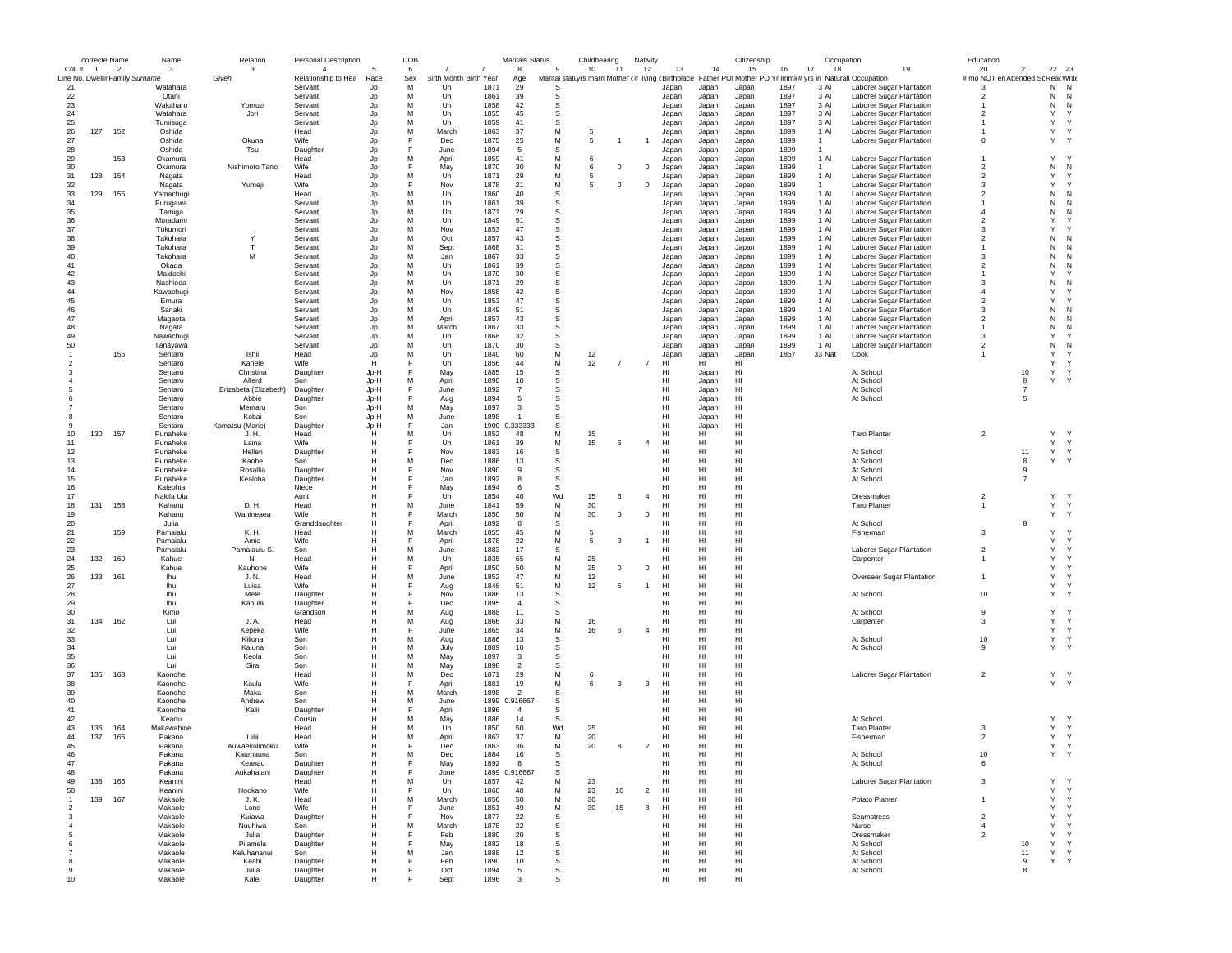| | correcte | Name | Name | Relation | Personal Description | | DOB | | | Maritals Status | | Childbearing | | Nativity | | | Citizenship | | | Occupation | | Education | | | |
|---|---|---|---|---|---|---|---|---|---|---|---|---|---|---|---|---|---|---|---|---|---|---|---|---|---|
| Col. # | 1 | 2 | 3 | | 4 | 5 | 6 | 7 | 7 | 8 | 9 | 10 | 11 | 12 | 13 | 14 | 15 | 16 | 17 | 18 | 19 | 20 | 21 | 22 | 23 |
| Line No. | Dwellin | Family | Surname | Given | Relationship to Hea | Race | Sex | Birth Month | Birth Year | Age | Marital status | yrs marri | Mother c # | # living c | Birthplace | Father POB | Mother POB | Yr immi | # yrs in | Naturali | Occupation | # mo NOT en | Attended Sc | Reac | Write |
| 21 | | | Watahara | | Servant | Jp | M | Un | 1871 | 29 | S | | | | Japan | Japan | Japan | 1897 | 3 | Al | Laborer Sugar Plantation | 3 | | N | N |
| 22 | | | Otani | | Servant | Jp | M | Un | 1861 | 39 | S | | | | Japan | Japan | Japan | 1897 | 3 | Al | Laborer Sugar Plantation | 2 | | N | N |
| 23 | | | Wakaharo | Yomuzi | Servant | Jp | M | Un | 1858 | 42 | S | | | | Japan | Japan | Japan | 1897 | 3 | Al | Laborer Sugar Plantation | 1 | | N | N |
| 24 | | | Watahara | Jori | Servant | Jp | M | Un | 1855 | 45 | S | | | | Japan | Japan | Japan | 1897 | 3 | Al | Laborer Sugar Plantation | 2 | | Y | Y |
| 25 | | | Tumisuga | | Servant | Jp | M | Un | 1859 | 41 | S | | | | Japan | Japan | Japan | 1897 | 3 | Al | Laborer Sugar Plantation | 1 | | Y | Y |
| 26 | 127 | 152 | Oshida | | Head | Jp | M | March | 1863 | 37 | M | 5 | | | Japan | Japan | Japan | 1899 | 1 | Al | Laborer Sugar Plantation | 1 | | Y | Y |
| 27 | | | Oshida | Okuna | Wife | Jp | F | Dec | 1875 | 25 | M | 5 | 1 | 1 | Japan | Japan | Japan | 1899 | 1 | | Laborer Sugar Plantation | 0 | | Y | Y |
| 28 | | | Oshida | Tsu | Daughter | Jp | F | June | 1894 | 5 | S | | | | Japan | Japan | Japan | 1899 | 1 | | | | | | |
| 29 | | 153 | Okamura | | Head | Jp | M | April | 1859 | 41 | M | 6 | | | Japan | Japan | Japan | 1899 | 1 | Al | Laborer Sugar Plantation | 1 | | Y | Y |
| 30 | | | Okamura | Nishimoto Tano | Wife | Jp | F | May | 1870 | 30 | M | 6 | 0 | 0 | Japan | Japan | Japan | 1899 | 1 | | Laborer Sugar Plantation | 2 | | N | N |
| 31 | 128 | 154 | Nagata | | Head | Jp | M | Un | 1871 | 29 | M | 5 | | | Japan | Japan | Japan | 1899 | 1 | Al | Laborer Sugar Plantation | 2 | | Y | Y |
| 32 | | | Nagata | Yumeji | Wife | Jp | F | Nov | 1878 | 21 | M | 5 | 0 | 0 | Japan | Japan | Japan | 1899 | 1 | | Laborer Sugar Plantation | 3 | | Y | Y |
| 33 | 129 | 155 | Yamachugi | | Head | Jp | M | Un | 1860 | 40 | S | | | | Japan | Japan | Japan | 1899 | 1 | Al | Laborer Sugar Plantation | 2 | | N | N |
| 34 | | | Furugawa | | Servant | Jp | M | Un | 1861 | 39 | S | | | | Japan | Japan | Japan | 1899 | 1 | Al | Laborer Sugar Plantation | 1 | | N | N |
| 35 | | | Tamiga | | Servant | Jp | M | Un | 1871 | 29 | S | | | | Japan | Japan | Japan | 1899 | 1 | Al | Laborer Sugar Plantation | 4 | | N | N |
| 36 | | | Muradami | | Servant | Jp | M | Un | 1849 | 51 | S | | | | Japan | Japan | Japan | 1899 | 1 | Al | Laborer Sugar Plantation | 2 | | Y | Y |
| 37 | | | Tukumori | | Servant | Jp | M | Nov | 1853 | 47 | S | | | | Japan | Japan | Japan | 1899 | 1 | Al | Laborer Sugar Plantation | 3 | | Y | Y |
| 38 | | | Takohara | Y | Servant | Jp | M | Oct | 1857 | 43 | S | | | | Japan | Japan | Japan | 1899 | 1 | Al | Laborer Sugar Plantation | 2 | | N | N |
| 39 | | | Takohara | T | Servant | Jp | M | Sept | 1868 | 31 | S | | | | Japan | Japan | Japan | 1899 | 1 | Al | Laborer Sugar Plantation | 1 | | N | N |
| 40 | | | Takohara | M | Servant | Jp | M | Jan | 1867 | 33 | S | | | | Japan | Japan | Japan | 1899 | 1 | Al | Laborer Sugar Plantation | 3 | | N | N |
| 41 | | | Okada | | Servant | Jp | M | Un | 1861 | 39 | S | | | | Japan | Japan | Japan | 1899 | 1 | Al | Laborer Sugar Plantation | 2 | | N | N |
| 42 | | | Maidochi | | Servant | Jp | M | Un | 1870 | 30 | S | | | | Japan | Japan | Japan | 1899 | 1 | Al | Laborer Sugar Plantation | 1 | | Y | Y |
| 43 | | | Nashioda | | Servant | Jp | M | Un | 1871 | 29 | S | | | | Japan | Japan | Japan | 1899 | 1 | Al | Laborer Sugar Plantation | 3 | | N | N |
| 44 | | | Kawachugi | | Servant | Jp | M | Nov | 1858 | 42 | S | | | | Japan | Japan | Japan | 1899 | 1 | Al | Laborer Sugar Plantation | 4 | | Y | Y |
| 45 | | | Emura | | Servant | Jp | M | Un | 1853 | 47 | S | | | | Japan | Japan | Japan | 1899 | 1 | Al | Laborer Sugar Plantation | 2 | | Y | Y |
| 46 | | | Sanaki | | Servant | Jp | M | Un | 1849 | 51 | S | | | | Japan | Japan | Japan | 1899 | 1 | Al | Laborer Sugar Plantation | 3 | | N | N |
| 47 | | | Magaota | | Servant | Jp | M | April | 1857 | 43 | S | | | | Japan | Japan | Japan | 1899 | 1 | Al | Laborer Sugar Plantation | 2 | | N | N |
| 48 | | | Nagata | | Servant | Jp | M | March | 1867 | 33 | S | | | | Japan | Japan | Japan | 1899 | 1 | Al | Laborer Sugar Plantation | 1 | | N | N |
| 49 | | | Nawachugi | | Servant | Jp | M | Un | 1868 | 32 | S | | | | Japan | Japan | Japan | 1899 | 1 | Al | Laborer Sugar Plantation | 3 | | Y | Y |
| 50 | | | Tanayawa | | Servant | Jp | M | Un | 1870 | 30 | S | | | | Japan | Japan | Japan | 1899 | 1 | Al | Laborer Sugar Plantation | 2 | | N | N |
| 1 | | 156 | Sentaro | Ishii | Head | Jp | M | Un | 1840 | 60 | M | 12 | | | Japan | Japan | Japan | 1867 | 33 | Nat | Cook | 1 | | Y | Y |
| 2 | | | Sentaro | Kahele | Wife | H | F | Un | 1856 | 44 | M | 12 | 7 | 7 | HI | HI | HI | | | | | | | Y | Y |
| 3 | | | Sentaro | Christina | Daughter | Jp-H | F | May | 1885 | 15 | S | | | | HI | Japan | HI | | | | At School | | 10 | Y | Y |
| 4 | | | Sentaro | Alferd | Son | Jp-H | M | April | 1890 | 10 | S | | | | HI | Japan | HI | | | | At School | | 8 | Y | Y |
| 5 | | | Sentaro | Erizabeta (Elizabeth) | Daughter | Jp-H | F | June | 1892 | 7 | S | | | | HI | Japan | HI | | | | At School | | 7 | | |
| 6 | | | Sentaro | Abbie | Daughter | Jp-H | F | Aug | 1894 | 5 | S | | | | HI | Japan | HI | | | | At School | | 5 | | |
| 7 | | | Sentaro | Memaru | Son | Jp-H | M | May | 1897 | 3 | S | | | | HI | Japan | HI | | | | | | | | |
| 8 | | | Sentaro | Kobai | Son | Jp-H | M | June | 1898 | 1 | S | | | | HI | Japan | HI | | | | | | | | |
| 9 | | | Sentaro | Komatsu (Marie) | Daughter | Jp-H | F | Jan | 1900 | 0.333333 | S | | | | HI | Japan | HI | | | | | | | | |
| 10 | 130 | 157 | Punaheke | J. H. | Head | H | M | Un | 1852 | 48 | M | 15 | | | HI | HI | HI | | | | Taro Planter | 2 | | Y | Y |
| 11 | | | Punaheke | Laina | Wife | H | F | Un | 1861 | 39 | M | 15 | 6 | 4 | HI | HI | HI | | | | | | | Y | Y |
| 12 | | | Punaheke | Hellen | Daughter | H | F | Nov | 1883 | 16 | S | | | | HI | HI | HI | | | | At School | | 11 | Y | Y |
| 13 | | | Punaheke | Kaohe | Son | H | M | Dec | 1886 | 13 | S | | | | HI | HI | HI | | | | At School | | 8 | Y | Y |
| 14 | | | Punaheke | Rosallia | Daughter | H | F | Nov | 1890 | 9 | S | | | | HI | HI | HI | | | | At School | | 9 | | |
| 15 | | | Punaheke | Kealoha | Daughter | H | F | Jan | 1892 | 8 | S | | | | HI | HI | HI | | | | At School | | 7 | | |
| 16 | | | Kaleohia | | Niece | H | F | May | 1894 | 6 | S | | | | HI | HI | HI | | | | | | | | |
| 17 | | | Nakila Uia | | Aunt | H | F | Un | 1854 | 46 | Wd | 15 | 6 | 4 | HI | HI | HI | | | | Dressmaker | 2 | | Y | Y |
| 18 | 131 | 158 | Kahanu | D. H. | Head | H | M | June | 1841 | 59 | M | 30 | | | HI | HI | HI | | | | Taro Planter | 1 | | Y | Y |
| 19 | | | Kahanu | Wahineaea | Wife | H | F | March | 1850 | 50 | M | 30 | 0 | 0 | HI | HI | HI | | | | | | | Y | Y |
| 20 | | | Julia | | Granddaughter | H | F | April | 1892 | 8 | S | | | | HI | HI | HI | | | | At School | | 8 | | |
| 21 | | 159 | Pamaialu | K. H. | Head | H | M | March | 1855 | 45 | M | 5 | | | HI | HI | HI | | | | Fisherman | 3 | | Y | Y |
| 22 | | | Pamaialu | Amie | Wife | H | F | April | 1878 | 22 | M | 5 | 3 | 1 | HI | HI | HI | | | | | | | Y | Y |
| 23 | | | Pamaialu | Pamaiaulu S. | Son | H | M | June | 1883 | 17 | S | | | | HI | HI | HI | | | | Laborer Sugar Plantation | 2 | | Y | Y |
| 24 | 132 | 160 | Kahue | N. | Head | H | M | Un | 1835 | 65 | M | 25 | | | HI | HI | HI | | | | Carpenter | 1 | | Y | Y |
| 25 | | | Kahue | Kauhone | Wife | H | F | April | 1850 | 50 | M | 25 | 0 | 0 | HI | HI | HI | | | | | | | Y | Y |
| 26 | 133 | 161 | Ihu | J. N. | Head | H | M | June | 1852 | 47 | M | 12 | | | HI | HI | HI | | | | Overseer Sugar Plantation | 1 | | Y | Y |
| 27 | | | Ihu | Luisa | Wife | H | F | Aug | 1848 | 51 | M | 12 | 5 | 1 | HI | HI | HI | | | | | | | Y | Y |
| 28 | | | Ihu | Mele | Daughter | H | F | Nov | 1886 | 13 | S | | | | HI | HI | HI | | | | At School | 10 | | Y | Y |
| 29 | | | Ihu | Kahula | Daughter | H | F | Dec | 1895 | 4 | S | | | | HI | HI | HI | | | | | | | | |
| 30 | | | Kimo | | Grandson | H | M | Aug | 1888 | 11 | S | | | | HI | HI | HI | | | | At School | 9 | | Y | Y |
| 31 | 134 | 162 | Lui | J. A. | Head | H | M | Aug | 1866 | 33 | M | 16 | | | HI | HI | HI | | | | Carpenter | 3 | | Y | Y |
| 32 | | | Lui | Kepeka | Wife | H | F | June | 1865 | 34 | M | 16 | 6 | 4 | HI | HI | HI | | | | | | | Y | Y |
| 33 | | | Lui | Kiliona | Son | H | M | Aug | 1886 | 13 | S | | | | HI | HI | HI | | | | At School | 10 | | Y | Y |
| 34 | | | Lui | Kaluna | Son | H | M | July | 1889 | 10 | S | | | | HI | HI | HI | | | | At School | 9 | | Y | Y |
| 35 | | | Lui | Keola | Son | H | M | May | 1897 | 3 | S | | | | HI | HI | HI | | | | | | | | |
| 36 | | | Lui | Sira | Son | H | M | May | 1898 | 2 | S | | | | HI | HI | HI | | | | | | | | |
| 37 | 135 | 163 | Kaonohe | | Head | H | M | Dec | 1871 | 29 | M | 6 | | | HI | HI | HI | | | | Laborer Sugar Plantation | 2 | | Y | Y |
| 38 | | | Kaonohe | Kaulu | Wife | H | F | April | 1881 | 19 | M | 6 | 3 | 3 | HI | HI | HI | | | | | | | Y | Y |
| 39 | | | Kaonohe | Maka | Son | H | M | March | 1898 | 2 | S | | | | HI | HI | HI | | | | | | | | |
| 40 | | | Kaonohe | Andrew | Son | H | M | June | 1899 | 0.916667 | S | | | | HI | HI | HI | | | | | | | | |
| 41 | | | Kaonohe | Kalii | Daughter | H | F | April | 1896 | 4 | S | | | | HI | HI | HI | | | | | | | | |
| 42 | | | Keanu | | Cousin | H | M | May | 1886 | 14 | S | | | | HI | HI | HI | | | | At School | | | Y | Y |
| 43 | 136 | 164 | Makawahine | | Head | H | M | Un | 1850 | 50 | Wd | 25 | | | HI | HI | HI | | | | Taro Planter | 3 | | Y | Y |
| 44 | 137 | 165 | Pakana | Liilii | Head | H | M | April | 1863 | 37 | M | 20 | | | HI | HI | HI | | | | Fisherman | 2 | | Y | Y |
| 45 | | | Pakana | Auwaekulimoku | Wife | H | F | Dec | 1863 | 36 | M | 20 | 8 | 2 | HI | HI | HI | | | | | | | Y | Y |
| 46 | | | Pakana | Kaumauna | Son | H | M | Dec | 1884 | 16 | S | | | | HI | HI | HI | | | | At School | 10 | | Y | Y |
| 47 | | | Pakana | Keanau | Daughter | H | F | May | 1892 | 8 | S | | | | HI | HI | HI | | | | At School | 6 | | | |
| 48 | | | Pakana | Aukahalani | Daughter | H | F | June | 1899 | 0.916667 | S | | | | HI | HI | HI | | | | | | | | |
| 49 | 138 | 166 | Keanini | | Head | H | M | Un | 1857 | 42 | M | 23 | | | HI | HI | HI | | | | Laborer Sugar Plantation | 3 | | Y | Y |
| 50 | | | Keanini | Hookano | Wife | H | F | Un | 1860 | 40 | M | 23 | 10 | 2 | HI | HI | HI | | | | | | | Y | Y |
| 1 | 139 | 167 | Makaole | J. K. | Head | H | M | March | 1850 | 50 | M | 30 | | | HI | HI | HI | | | | Potato Planter | 1 | | Y | Y |
| 2 | | | Makaole | Lono | Wife | H | F | June | 1851 | 49 | M | 30 | 15 | 8 | HI | HI | HI | | | | | | | Y | Y |
| 3 | | | Makaole | Kuiawa | Daughter | H | F | Nov | 1877 | 22 | S | | | | HI | HI | HI | | | | Seamstress | 2 | | Y | Y |
| 4 | | | Makaole | Nuuhiwa | Son | H | M | March | 1878 | 22 | S | | | | HI | HI | HI | | | | Nurse | 4 | | Y | Y |
| 5 | | | Makaole | Julia | Daughter | H | F | Feb | 1880 | 20 | S | | | | HI | HI | HI | | | | Dressmaker | 2 | | Y | Y |
| 6 | | | Makaole | Pilamela | Daughter | H | F | May | 1882 | 18 | S | | | | HI | HI | HI | | | | At School | | 10 | Y | Y |
| 7 | | | Makaole | Keluhananui | Son | H | M | Jan | 1888 | 12 | S | | | | HI | HI | HI | | | | At School | | 11 | Y | Y |
| 8 | | | Makaole | Keahi | Daughter | H | F | Feb | 1890 | 10 | S | | | | HI | HI | HI | | | | At School | | 9 | Y | Y |
| 9 | | | Makaole | Julia | Daughter | H | F | Oct | 1894 | 5 | S | | | | HI | HI | HI | | | | At School | | 8 | | |
| 10 | | | Makaole | Kalei | Daughter | H | F | Sept | 1896 | 3 | S | | | | HI | HI | HI | | | | | | | | |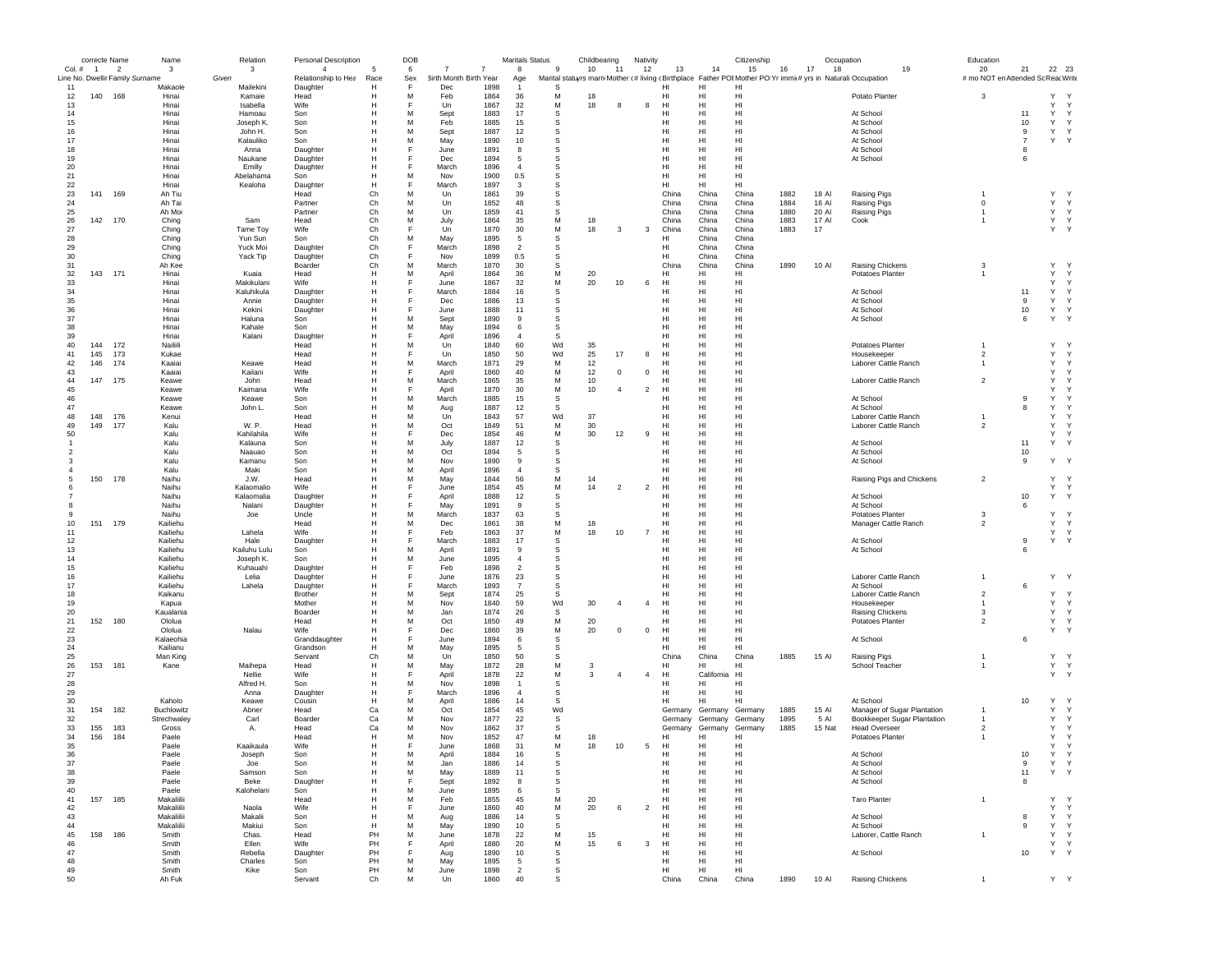| | correcte Name | | Name | Relation | Personal Description | | DOB | | | Maritals Status | | Childbearing | | Nativity | | | Citizenship | | | Occupation | | Education | | | |
|---|---|---|---|---|---|---|---|---|---|---|---|---|---|---|---|---|---|---|---|---|---|---|---|---|---|
| Col. # | 1 | 2 | 3 | 3 | 4 | 5 | 6 | 7 | 7 | 8 | 9 | 10 | 11 | 12 | 13 | 14 | 15 | 16 | 17 | 18 | 19 | 20 | 21 | 22 | 23 |
| Line No. | Dwelling | Family | Surname | Given | Relationship to Head | Race | Sex | Birth Month | Birth Year | Age | Marital status | yrs married | Mother of # | # living | Birthplace | Father POB | Mother POB | Yr immigrated | # yrs in US | Naturalization | Occupation | # mo NOT employed | Attended School | Read | Write |
| 11 | | | Makaole | Mailekini | Daughter | H | F | Dec | 1898 | 1 | S | | | | HI | HI | HI | | | | | | | | |
| 12 | 140 | 168 | Hinai | Kamaie | Head | H | M | Feb | 1864 | 36 | M | 18 | | | HI | HI | HI | | | | Potato Planter | 3 | | Y | Y |
| 13 | | | Hinai | Isabella | Wife | H | F | Un | 1867 | 32 | M | 18 | 8 | 8 | HI | HI | HI | | | | | | | Y | Y |
| 14 | | | Hinai | Hamoau | Son | H | M | Sept | 1883 | 17 | S | | | | HI | HI | HI | | | | At School | | 11 | Y | Y |
| 15 | | | Hinai | Joseph K. | Son | H | M | Feb | 1885 | 15 | S | | | | HI | HI | HI | | | | At School | | 10 | Y | Y |
| 16 | | | Hinai | John H. | Son | H | M | Sept | 1887 | 12 | S | | | | HI | HI | HI | | | | At School | | 9 | Y | Y |
| 17 | | | Hinai | Kalauliko | Son | H | M | May | 1890 | 10 | S | | | | HI | HI | HI | | | | At School | | 7 | Y | Y |
| 18 | | | Hinai | Anna | Daughter | H | F | June | 1891 | 8 | S | | | | HI | HI | HI | | | | At School | | 8 | | |
| 19 | | | Hinai | Naukane | Daughter | H | F | Dec | 1894 | 5 | S | | | | HI | HI | HI | | | | At School | | 6 | | |
| 20 | | | Hinai | Emilly | Daughter | H | F | March | 1896 | 4 | S | | | | HI | HI | HI | | | | | | | | |
| 21 | | | Hinai | Abelahama | Son | H | M | Nov | 1900 | 0.5 | S | | | | HI | HI | HI | | | | | | | | |
| 22 | | | Hinai | Kealoha | Daughter | H | F | March | 1897 | 3 | S | | | | HI | HI | HI | | | | | | | | |
| 23 | 141 | 169 | Ah Tiu | | Head | Ch | M | Un | 1861 | 39 | S | | | | China | China | China | 1882 | 18 | Al | Raising Pigs | 1 | | Y | Y |
| 24 | | | Ah Tai | | Partner | Ch | M | Un | 1852 | 48 | S | | | | China | China | China | 1884 | 16 | Al | Raising Pigs | 0 | | Y | Y |
| 25 | | | Ah Moi | | Partner | Ch | M | Un | 1859 | 41 | S | | | | China | China | China | 1880 | 20 | Al | Raising Pigs | 1 | | Y | Y |
| 26 | 142 | 170 | Ching | Sam | Head | Ch | M | July | 1864 | 35 | M | 18 | | | China | China | China | 1883 | 17 | Al | Cook | 1 | | Y | Y |
| 27 | | | Ching | Tame Toy | Wife | Ch | F | Un | 1870 | 30 | M | 18 | 3 | 3 | China | China | China | 1883 | 17 | | | | | Y | Y |
| 28 | | | Ching | Yun Sun | Son | Ch | M | May | 1895 | 5 | S | | | | HI | China | China | | | | | | | | |
| 29 | | | Ching | Yuck Moi | Daughter | Ch | F | March | 1898 | 2 | S | | | | HI | China | China | | | | | | | | |
| 30 | | | Ching | Yack Tip | Daughter | Ch | F | Nov | 1899 | 0.5 | S | | | | HI | China | China | | | | | | | | |
| 31 | | | Ah Kee | | Boarder | Ch | M | March | 1870 | 30 | S | | | | China | China | China | 1890 | 10 | Al | Raising Chickens | 3 | | Y | Y |
| 32 | 143 | 171 | Hinai | Kuaia | Head | H | M | April | 1864 | 36 | M | 20 | | | HI | HI | HI | | | | Potatoes Planter | 1 | | Y | Y |
| 33 | | | Hinai | Makikulani | Wife | H | F | June | 1867 | 32 | M | 20 | 10 | 6 | HI | HI | HI | | | | | | | Y | Y |
| 34 | | | Hinai | Kaluhikula | Daughter | H | F | March | 1884 | 16 | S | | | | HI | HI | HI | | | | At School | | 11 | Y | Y |
| 35 | | | Hinai | Annie | Daughter | H | F | Dec | 1886 | 13 | S | | | | HI | HI | HI | | | | At School | | 9 | Y | Y |
| 36 | | | Hinai | Kekini | Daughter | H | F | June | 1888 | 11 | S | | | | HI | HI | HI | | | | At School | | 10 | Y | Y |
| 37 | | | Hinai | Haluna | Son | H | M | Sept | 1890 | 9 | S | | | | HI | HI | HI | | | | At School | | 6 | Y | Y |
| 38 | | | Hinai | Kahale | Son | H | M | May | 1894 | 6 | S | | | | HI | HI | HI | | | | | | | | |
| 39 | | | Hinai | Kalani | Daughter | H | F | April | 1896 | 4 | S | | | | HI | HI | HI | | | | | | | | |
| 40 | 144 | 172 | Nailiili | | Head | H | M | Un | 1840 | 60 | Wd | 35 | | | HI | HI | HI | | | | Potatoes Planter | 1 | | Y | Y |
| 41 | 145 | 173 | Kukae | | Head | H | F | Un | 1850 | 50 | Wd | 25 | 17 | 8 | HI | HI | HI | | | | Housekeeper | 2 | | Y | Y |
| 42 | 146 | 174 | Kaaiai | Keawe | Head | H | M | March | 1871 | 29 | M | 12 | | | HI | HI | HI | | | | Laborer Cattle Ranch | 1 | | Y | Y |
| 43 | | | Kaaiai | Kailani | Wife | H | F | April | 1860 | 40 | M | 12 | 0 | 0 | HI | HI | HI | | | | | | | Y | Y |
| 44 | 147 | 175 | Keawe | John | Head | H | M | March | 1865 | 35 | M | 10 | | | HI | HI | HI | | | | Laborer Cattle Ranch | 2 | | Y | Y |
| 45 | | | Keawe | Kaimana | Wife | H | F | April | 1870 | 30 | M | 10 | 4 | 2 | HI | HI | HI | | | | | | | Y | Y |
| 46 | | | Keawe | Keawe | Son | H | M | March | 1885 | 15 | S | | | | HI | HI | HI | | | | At School | | 9 | Y | Y |
| 47 | | | Keawe | John L. | Son | H | M | Aug | 1887 | 12 | S | | | | HI | HI | HI | | | | At School | | 8 | Y | Y |
| 48 | 148 | 176 | Kenui | | Head | H | M | Un | 1843 | 57 | Wd | 37 | | | HI | HI | HI | | | | Laborer Cattle Ranch | 1 | | Y | Y |
| 49 | 149 | 177 | Kalu | W. P. | Head | H | M | Oct | 1849 | 51 | M | 30 | | | HI | HI | HI | | | | Laborer Cattle Ranch | 2 | | Y | Y |
| 50 | | | Kalu | Kahilahila | Wife | H | F | Dec | 1854 | 46 | M | 30 | 12 | 9 | HI | HI | HI | | | | | | | Y | Y |
| 1 | | | Kalu | Kalauna | Son | H | M | July | 1887 | 12 | S | | | | HI | HI | HI | | | | At School | | 11 | Y | Y |
| 2 | | | Kalu | Naauao | Son | H | M | Oct | 1894 | 5 | S | | | | HI | HI | HI | | | | At School | | 10 | | |
| 3 | | | Kalu | Kamanu | Son | H | M | Nov | 1890 | 9 | S | | | | HI | HI | HI | | | | At School | | 9 | Y | Y |
| 4 | | | Kalu | Maki | Son | H | M | April | 1896 | 4 | S | | | | HI | HI | HI | | | | | | | | |
| 5 | 150 | 178 | Naihu | J.W. | Head | H | M | May | 1844 | 56 | M | 14 | | | HI | HI | HI | | | | Raising Pigs and Chickens | 2 | | Y | Y |
| 6 | | | Naihu | Kalaomalio | Wife | H | F | June | 1854 | 45 | M | 14 | 2 | 2 | HI | HI | HI | | | | | | | Y | Y |
| 7 | | | Naihu | Kalaomalia | Daughter | H | F | April | 1888 | 12 | S | | | | HI | HI | HI | | | | At School | | 10 | Y | Y |
| 8 | | | Naihu | Nalani | Daughter | H | F | May | 1891 | 9 | S | | | | HI | HI | HI | | | | At School | | 6 | | |
| 9 | | | Naihu | Joe | Uncle | H | M | March | 1837 | 63 | S | | | | HI | HI | HI | | | | Potatoes Planter | 3 | | Y | Y |
| 10 | 151 | 179 | Kailiehu | | Head | H | M | Dec | 1861 | 38 | M | 18 | | | HI | HI | HI | | | | Manager Cattle Ranch | 2 | | Y | Y |
| 11 | | | Kailiehu | Lahela | Wife | H | F | Feb | 1863 | 37 | M | 18 | 10 | 7 | HI | HI | HI | | | | | | | Y | Y |
| 12 | | | Kailiehu | Hale | Daughter | H | F | March | 1883 | 17 | S | | | | HI | HI | HI | | | | At School | | 9 | Y | Y |
| 13 | | | Kailiehu | Kailuhu Lulu | Son | H | M | April | 1891 | 9 | S | | | | HI | HI | HI | | | | At School | | 6 | | |
| 14 | | | Kailiehu | Joseph K. | Son | H | M | June | 1895 | 4 | S | | | | HI | HI | HI | | | | | | | | |
| 15 | | | Kailiehu | Kuhauahi | Daughter | H | F | Feb | 1898 | 2 | S | | | | HI | HI | HI | | | | | | | | |
| 16 | | | Kailiehu | Lelia | Daughter | H | F | June | 1876 | 23 | S | | | | HI | HI | HI | | | | Laborer Cattle Ranch | 1 | | Y | Y |
| 17 | | | Kailiehu | Lahela | Daughter | H | F | March | 1893 | 7 | S | | | | HI | HI | HI | | | | At School | | 6 | | |
| 18 | | | Kaikanu | | Brother | H | M | Sept | 1874 | 25 | S | | | | HI | HI | HI | | | | Laborer Cattle Ranch | 2 | | Y | Y |
| 19 | | | Kapua | | Mother | H | M | Nov | 1840 | 59 | Wd | 30 | 4 | 4 | HI | HI | HI | | | | Housekeeper | 1 | | Y | Y |
| 20 | | | Kaualania | | Boarder | H | M | Jan | 1874 | 26 | S | | | | HI | HI | HI | | | | Raising Chickens | 3 | | Y | Y |
| 21 | 152 | 180 | Ololua | | Head | H | M | Oct | 1850 | 49 | M | 20 | | | HI | HI | HI | | | | Potatoes Planter | 2 | | Y | Y |
| 22 | | | Ololua | Nalau | Wife | H | F | Dec | 1860 | 39 | M | 20 | 0 | 0 | HI | HI | HI | | | | | | | Y | Y |
| 23 | | | Kalaeohia | | Granddaughter | H | F | June | 1894 | 6 | S | | | | HI | HI | HI | | | | At School | | 6 | | |
| 24 | | | Kailianu | | Grandson | H | M | May | 1895 | 5 | S | | | | HI | HI | HI | | | | | | | | |
| 25 | | | Man King | | Servant | Ch | M | Un | 1850 | 50 | S | | | | China | China | China | 1885 | 15 | Al | Raising Pigs | 1 | | Y | Y |
| 26 | 153 | 181 | Kane | Maihepa | Head | H | M | May | 1872 | 28 | M | 3 | | | HI | HI | HI | | | | School Teacher | 1 | | Y | Y |
| 27 | | | | Nellie | Wife | H | F | April | 1878 | 22 | M | 3 | 4 | 4 | HI | California | HI | | | | | | | Y | Y |
| 28 | | | | Alfred H. | Son | H | M | Nov | 1898 | 1 | S | | | | HI | HI | HI | | | | | | | | |
| 29 | | | | Anna | Daughter | H | F | March | 1896 | 4 | S | | | | HI | HI | HI | | | | | | | | |
| 30 | | | Kaholo | Keawe | Cousin | H | M | April | 1886 | 14 | S | | | | HI | HI | HI | | | | At School | | 10 | Y | Y |
| 31 | 154 | 182 | Buchlowitz | Abner | Head | Ca | M | Oct | 1854 | 45 | Wd | | | | Germany | Germany | Germany | 1885 | 15 | Al | Manager of Sugar Plantation | 1 | | Y | Y |
| 32 | | | Strechwaley | Carl | Boarder | Ca | M | Nov | 1877 | 22 | S | | | | Germany | Germany | Germany | 1895 | 5 | Al | Bookkeeper Sugar Plantation | 1 | | Y | Y |
| 33 | 155 | 183 | Gross | A. | Head | Ca | M | Nov | 1862 | 37 | S | | | | Germany | Germany | Germany | 1885 | 15 | Nat | Head Overseer | 2 | | Y | Y |
| 34 | 156 | 184 | Paele | | Head | H | M | Nov | 1852 | 47 | M | 18 | | | HI | HI | HI | | | | Potatoes Planter | 1 | | Y | Y |
| 35 | | | Paele | Kaaikaula | Wife | H | F | June | 1868 | 31 | M | 18 | 10 | 5 | HI | HI | HI | | | | | | | Y | Y |
| 36 | | | Paele | Joseph | Son | H | M | April | 1884 | 16 | S | | | | HI | HI | HI | | | | At School | | 10 | Y | Y |
| 37 | | | Paele | Joe | Son | H | M | Jan | 1886 | 14 | S | | | | HI | HI | HI | | | | At School | | 9 | Y | Y |
| 38 | | | Paele | Samson | Son | H | M | May | 1889 | 11 | S | | | | HI | HI | HI | | | | At School | | 11 | Y | Y |
| 39 | | | Paele | Beke | Daughter | H | F | Sept | 1892 | 8 | S | | | | HI | HI | HI | | | | At School | | 8 | | |
| 40 | | | Paele | Kalohelani | Son | H | M | June | 1895 | 6 | S | | | | HI | HI | HI | | | | | | | | |
| 41 | 157 | 185 | Makaliilii | | Head | H | M | Feb | 1855 | 45 | M | 20 | | | HI | HI | HI | | | | Taro Planter | 1 | | Y | Y |
| 42 | | | Makaliilii | Naola | Wife | H | F | June | 1860 | 40 | M | 20 | 6 | 2 | HI | HI | HI | | | | | | | Y | Y |
| 43 | | | Makaliilii | Makalii | Son | H | M | Aug | 1886 | 14 | S | | | | HI | HI | HI | | | | At School | | 8 | Y | Y |
| 44 | | | Makaliilii | Makiiui | Son | H | M | May | 1890 | 10 | S | | | | HI | HI | HI | | | | At School | | 9 | Y | Y |
| 45 | 158 | 186 | Smith | Chas. | Head | PH | M | June | 1878 | 22 | M | 15 | | | HI | HI | HI | | | | Laborer, Cattle Ranch | 1 | | Y | Y |
| 46 | | | Smith | Ellen | Wife | PH | F | April | 1880 | 20 | M | 15 | 6 | 3 | HI | HI | HI | | | | | | | Y | Y |
| 47 | | | Smith | Rebella | Daughter | PH | F | Aug | 1890 | 10 | S | | | | HI | HI | HI | | | | At School | | 10 | Y | Y |
| 48 | | | Smith | Charles | Son | PH | M | May | 1895 | 5 | S | | | | HI | HI | HI | | | | | | | | |
| 49 | | | Smith | Kike | Son | PH | M | June | 1898 | 2 | S | | | | HI | HI | HI | | | | | | | | |
| 50 | | | Ah Fuk | | Servant | Ch | M | Un | 1860 | 40 | S | | | | China | China | China | 1890 | 10 | Al | Raising Chickens | 1 | | Y | Y |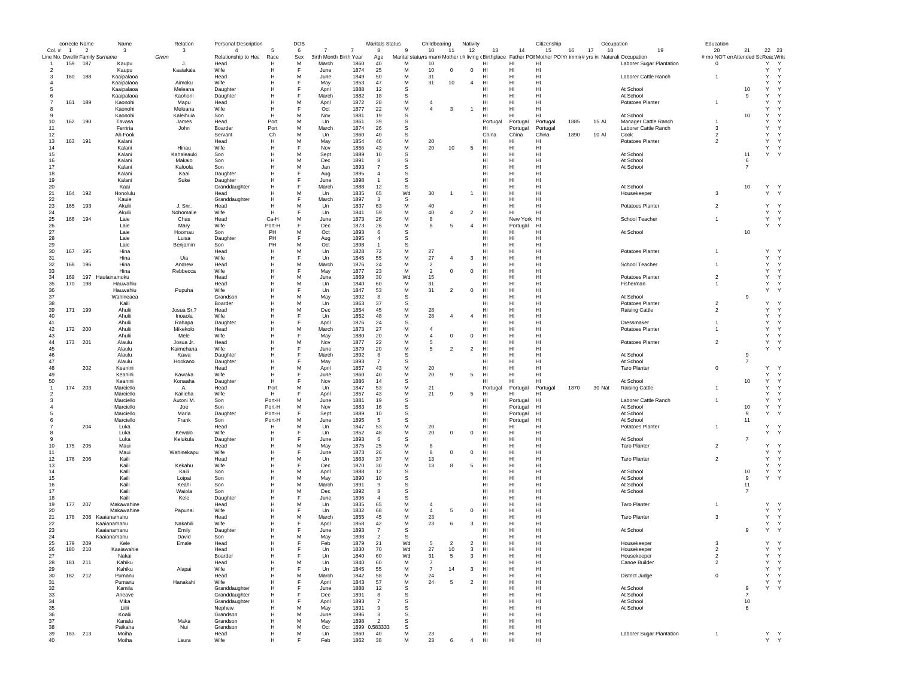| correcte Name | | | Name | | Relation | Personal Description | | DOB | | | Maritals Status | | Childbearing | | Nativity | | | Citizenship | | | Occupation | Education | | | |
|---|---|---|---|---|---|---|---|---|---|---|---|---|---|---|---|---|---|---|---|---|---|---|---|---|---|
| Col. # | 1 | 2 | 3 | 3 | 4 | 5 | 6 | 7 | 7 | 8 | 9 | 10 | 11 | 12 | 13 | 14 | 15 | 16 | 17 | 18 | 19 | 20 | 21 | 22 | 23 |
| Line No. | Dwellin | Family | Surname | Given | Relationship to Hea | Race | Sex | Birth Month | Birth Year | Age | Marital status | yrs marri | Mother c | # living c | Birthplace | Father POB | Mother POB | Yr immi | # yrs in | Naturali | Occupation | # mo NOT em | Attended Sc | Read | Write |
| 1 | 159 | 187 | Kaupu | J. | Head | H | M | March | 1860 | 40 | M | 10 | | | HI | HI | HI | | | | Laborer Sugar Plantation | 0 | | Y | Y |
| 2 | | | Kaupu | Kaaiakala | Wife | H | F | June | 1874 | 25 | M | 10 | 0 | 0 | HI | HI | HI | | | | | | | Y | Y |
| 3 | 160 | 188 | Kaaipalaoa | | Head | H | M | June | 1849 | 50 | M | 31 | | | HI | HI | HI | | | | Laborer Cattle Ranch | 1 | | Y | Y |
| 4 | | | Kaaipalaoa | Aimoku | Wife | H | F | May | 1853 | 47 | M | 31 | 10 | 4 | HI | HI | HI | | | | | | | Y | Y |
| 5 | | | Kaaipalaoa | Meleana | Daughter | H | F | April | 1888 | 12 | S | | | | HI | HI | HI | | | | At School | | 10 | Y | Y |
| 6 | | | Kaaipalaoa | Kaohoni | Daughter | H | F | March | 1882 | 18 | S | | | | HI | HI | HI | | | | At School | | 9 | Y | Y |
| 7 | 161 | 189 | Kaonohi | Mapu | Head | H | M | April | 1872 | 28 | M | 4 | | | HI | HI | HI | | | | Potatoes Planter | 1 | | Y | Y |
| 8 | | | Kaonohi | Meleana | Wife | H | F | Oct | 1877 | 22 | M | 4 | 3 | 1 | HI | HI | HI | | | | | | | Y | Y |
| 9 | | | Kaonohi | Kaleihuia | Son | H | M | Nov | 1881 | 19 | S | | | | HI | HI | HI | | | | At School | | 10 | Y | Y |
| 10 | 162 | 190 | Tavasa | James | Head | Port | M | Un | 1861 | 39 | S | | | | Portugal | Portugal | Portugal | 1885 | 15 | Al | Manager Cattle Ranch | 1 | | Y | Y |
| 11 | | | Ferriria | John | Boarder | Port | M | March | 1874 | 26 | S | | | | HI | Portugal | Portugal | | | | Laborer Cattle Ranch | 3 | | Y | Y |
| 12 | | | Ah Fook | | Servant | Ch | M | Un | 1860 | 40 | S | | | | China | China | China | 1890 | 10 | Al | Cook | 2 | | Y | Y |
| 13 | 163 | 191 | Kalani | | Head | H | M | May | 1854 | 46 | M | 20 | | | HI | HI | HI | | | | Potatoes Planter | 2 | | Y | Y |
| 14 | | | Kalani | Hinau | Wife | H | F | Nov | 1856 | 43 | M | 20 | 10 | 5 | HI | HI | HI | | | | | | | Y | Y |
| 15 | | | Kalani | Kahaleauki | Son | H | M | Sept | 1889 | 10 | S | | | | HI | HI | HI | | | | At School | | 11 | Y | Y |
| 16 | | | Kalani | Makaio | Son | H | M | Dec | 1891 | 8 | S | | | | HI | HI | HI | | | | At School | | 6 | | |
| 17 | | | Kalani | | Son | H | M | Jan | 1893 | 7 | S | | | | HI | HI | HI | | | | At School | | 7 | | |
| 18 | | | Kalani | Kaai | Daughter | H | F | Aug | 1895 | 4 | S | | | | HI | HI | HI | | | | | | | | |
| 19 | | | Kalani | Suke | Daughter | H | F | June | 1898 | 1 | S | | | | HI | HI | HI | | | | | | | | |
| 20 | | | Kaai | | Granddaughter | H | F | March | 1888 | 12 | S | | | | HI | HI | HI | | | | At School | | 10 | Y | Y |
| 21 | 164 | 192 | Honolulu | | Head | H | M | Un | 1835 | 65 | Wd | 30 | 1 | 1 | HI | HI | HI | | | | Housekeeper | 3 | | Y | Y |
| 22 | | | Kauie | | Granddaughter | H | F | March | 1897 | 3 | S | | | | HI | HI | HI | | | | | | | | |
| 23 | 165 | 193 | Akulii | J. Snr. | Head | H | M | Un | 1837 | 63 | M | 40 | | | HI | HI | HI | | | | Potatoes Planter | 2 | | Y | Y |
| 24 | | | Akulii | Nohomalie | Wife | H | F | Un | 1841 | 59 | M | 40 | 4 | 2 | HI | HI | HI | | | | | | | Y | Y |
| 25 | 166 | 194 | Laie | Chas | Head | Ca-H | M | June | 1873 | 26 | M | 8 | | | HI | New York | HI | | | | School Teacher | 1 | | Y | Y |
| 26 | | | Laie | Mary | Wife | Port-H | F | Dec | 1873 | 26 | M | 8 | 5 | 4 | HI | Portugal | HI | | | | | | | Y | Y |
| 27 | | | Laie | Hoomau | Son | PH | M | Oct | 1893 | 6 | S | | | | HI | HI | HI | | | | At School | | 10 | | |
| 28 | | | Laie | Luisa | Daughter | PH | F | Aug | 1895 | 4 | S | | | | HI | HI | HI | | | | | | | | |
| 29 | | | Laie | Benjamin | Son | PH | M | Oct | 1898 | 1 | S | | | | HI | HI | HI | | | | | | | | |
| 30 | 167 | 195 | Hina | | Head | H | M | Un | 1828 | 72 | M | 27 | | | HI | HI | HI | | | | Potatoes Planter | 1 | | Y | Y |
| 31 | | | Hina | Uia | Wife | H | F | Un | 1845 | 55 | M | 27 | 4 | 3 | HI | HI | HI | | | | | | | Y | Y |
| 32 | 168 | 196 | Hina | Andrew | Head | H | M | March | 1876 | 24 | M | 2 | | | HI | HI | HI | | | | School Teacher | 1 | | Y | Y |
| 33 | | | Hina | Rebbecca | Wife | H | F | May | 1877 | 23 | M | 2 | 0 | 0 | HI | HI | HI | | | | | | | Y | Y |
| 34 | 169 | 197 | Haulainamoku | | Head | H | M | June | 1869 | 30 | Wd | 15 | | | HI | HI | HI | | | | Potatoes Planter | 2 | | Y | Y |
| 35 | 170 | 198 | Hauwahiu | | Head | H | M | Un | 1840 | 60 | M | 31 | | | HI | HI | HI | | | | Fisherman | 1 | | Y | Y |
| 36 | | | Hauwahiu | Pupuha | Wife | H | F | Un | 1847 | 53 | M | 31 | 2 | 0 | HI | HI | HI | | | | | | | Y | Y |
| 37 | | | Wahineaea | | Grandson | H | M | May | 1892 | 8 | S | | | | HI | HI | HI | | | | At School | | 9 | | |
| 38 | | | Kaili | | Boarder | H | M | Un | 1863 | 37 | S | | | | HI | HI | HI | | | | Potatoes Planter | 2 | | Y | Y |
| 39 | 171 | 199 | Ahulii | Josua Sr.? | Head | H | M | Dec | 1854 | 45 | M | 28 | | | HI | HI | HI | | | | Raising Cattle | 2 | | Y | Y |
| 40 | | | Ahulii | Inoaola | Wife | H | F | Un | 1852 | 48 | M | 28 | 4 | 4 | HI | HI | HI | | | | | | | Y | Y |
| 41 | | | Ahulii | Rahapa | Daughter | H | F | April | 1876 | 24 | S | | | | HI | HI | HI | | | | Dressmaker | 1 | | Y | Y |
| 42 | 172 | 200 | Ahulii | Mikekolo | Head | H | M | March | 1873 | 27 | M | 4 | | | HI | HI | HI | | | | Potatoes Planter | 1 | | Y | Y |
| 43 | | | Ahulii | Mele | Wife | H | F | May | 1880 | 20 | M | 4 | 0 | 0 | HI | HI | HI | | | | | | | Y | Y |
| 44 | 173 | 201 | Alaulu | Josua Jr. | Head | H | M | Nov | 1877 | 22 | M | 5 | | | HI | HI | HI | | | | Potatoes Planter | 2 | | Y | Y |
| 45 | | | Alaulu | Kaimehana | Wife | H | F | June | 1879 | 20 | M | 5 | 2 | 2 | HI | HI | HI | | | | | | | Y | Y |
| 46 | | | Alaulu | Kawa | Daughter | H | F | March | 1892 | 8 | S | | | | HI | HI | HI | | | | At School | | 9 | | |
| 47 | | | Alaulu | Hookano | Daughter | H | F | May | 1893 | 7 | S | | | | HI | HI | HI | | | | At School | | 7 | | |
| 48 | | 202 | Keanini | | Head | H | M | April | 1857 | 43 | M | 20 | | | HI | HI | HI | | | | Taro Planter | 0 | | Y | Y |
| 49 | | | Keanini | Kawaka | Wife | H | F | June | 1860 | 40 | M | 20 | 9 | 5 | HI | HI | HI | | | | | | | Y | Y |
| 50 | | | Keanini | Konaaha | Daughter | H | F | Nov | 1886 | 14 | S | | | | HI | HI | HI | | | | At School | | 10 | Y | Y |
| 1 | 174 | 203 | Marciello | A. | Head | Port | M | Un | 1847 | 53 | M | 21 | | | Portugal | Portugal | Portugal | 1870 | 30 | Nat | Raising Cattle | 1 | | Y | Y |
| 2 | | | Marciello | Kailieha | Wife | H | F | April | 1857 | 43 | M | 21 | 9 | 5 | HI | HI | HI | | | | | | | Y | Y |
| 3 | | | Marciello | Autoni M. | Son | Port-H | M | June | 1881 | 19 | S | | | | HI | Portugal | HI | | | | Laborer Cattle Ranch | 1 | | Y | Y |
| 4 | | | Marciello | Joe | Son | Port-H | M | Nov | 1883 | 16 | S | | | | HI | Portugal | HI | | | | At School | | 10 | Y | Y |
| 5 | | | Marciello | Maria | Daughter | Port-H | F | Sept | 1889 | 10 | S | | | | HI | Portugal | HI | | | | At School | | 9 | Y | Y |
| 6 | | | Marciello | Frank | Son | Port-H | M | June | 1895 | 5 | S | | | | HI | Portugal | HI | | | | At School | | 11 | | |
| 7 | | 204 | Luka | | Head | H | M | Un | 1847 | 53 | M | 20 | | | HI | HI | HI | | | | Potatoes Planter | 1 | | Y | Y |
| 8 | | | Luka | Kewalo | Wife | H | F | Un | 1852 | 48 | M | 20 | 0 | 0 | HI | HI | HI | | | | | | | Y | Y |
| 9 | | | Luka | Kelukula | Daughter | H | F | June | 1893 | 6 | S | | | | HI | HI | HI | | | | At School | | 7 | | |
| 10 | 175 | 205 | Maui | | Head | H | M | May | 1875 | 25 | M | 8 | | | HI | HI | HI | | | | Taro Planter | 2 | | Y | Y |
| 11 | | | Maui | Wahinekapu | Wife | H | F | June | 1873 | 26 | M | 8 | 0 | 0 | HI | HI | HI | | | | | | | Y | Y |
| 12 | 176 | 206 | Kaili | | Head | H | M | Un | 1863 | 37 | M | 13 | | | HI | HI | HI | | | | Taro Planter | 2 | | Y | Y |
| 13 | | | Kaili | Kekahu | Wife | H | F | Dec | 1870 | 30 | M | 13 | 8 | 5 | HI | HI | HI | | | | | | | Y | Y |
| 14 | | | Kaili | Kaili | Son | H | M | April | 1888 | 12 | S | | | | HI | HI | HI | | | | At School | | 10 | Y | Y |
| 15 | | | Kaili | Loipai | Son | H | M | May | 1890 | 10 | S | | | | HI | HI | HI | | | | At School | | 9 | Y | Y |
| 16 | | | Kaili | Keahi | Son | H | M | March | 1891 | 9 | S | | | | HI | HI | HI | | | | At School | | 11 | | |
| 17 | | | Kaili | Waiola | Son | H | M | Dec | 1892 | 8 | S | | | | HI | HI | HI | | | | At School | | 7 | | |
| 18 | | | Kaili | Kele | Daughter | H | F | June | 1896 | 4 | S | | | | HI | HI | HI | | | | | | | | |
| 19 | 177 | 207 | Makawahine | | Head | H | M | Un | 1835 | 65 | M | 4 | | | HI | HI | HI | | | | Taro Planter | 1 | | Y | Y |
| 20 | | | Makawahine | Papunai | Wife | H | F | Un | 1832 | 68 | M | 4 | 5 | 0 | HI | HI | HI | | | | | | | Y | Y |
| 21 | 178 | 208 | Kaaianamanu | | Head | H | M | March | 1855 | 45 | M | 23 | | | HI | HI | HI | | | | Taro Planter | 3 | | Y | Y |
| 22 | | | Kaaianamanu | Nakahili | Wife | H | F | April | 1858 | 42 | M | 23 | 6 | 3 | HI | HI | HI | | | | | | | Y | Y |
| 23 | | | Kaaianamanu | Emily | Daughter | H | F | June | 1893 | 7 | S | | | | HI | HI | HI | | | | At School | | 9 | Y | Y |
| 24 | | | Kaaianamanu | David | Son | H | M | May | 1898 | 2 | S | | | | HI | HI | HI | | | | | | | | |
| 25 | 179 | 209 | Kele | Emale | Head | H | F | Feb | 1879 | 21 | Wd | 5 | 2 | 2 | HI | HI | HI | | | | Housekeeper | 3 | | Y | Y |
| 26 | 180 | 210 | Kaaiawahie | | Head | H | F | Un | 1830 | 70 | Wd | 27 | 10 | 3 | HI | HI | HI | | | | Housekeeper | 2 | | Y | Y |
| 27 | | | Nakai | | Boarder | H | F | Un | 1840 | 60 | Wd | 31 | 5 | 3 | HI | HI | HI | | | | Housekeeper | 2 | | Y | Y |
| 28 | 181 | 211 | Kahiku | | Head | H | M | Un | 1840 | 60 | M | 7 | | | HI | HI | HI | | | | Canoe Builder | 2 | | Y | Y |
| 29 | | | Kahiku | Alapai | Wife | H | F | Un | 1845 | 55 | M | 7 | 14 | 3 | HI | HI | HI | | | | | | | Y | Y |
| 30 | 182 | 212 | Pumanu | | Head | H | M | March | 1842 | 58 | M | 24 | | | HI | HI | HI | | | | District Judge | 0 | | Y | Y |
| 31 | | | Pumanu | Hanakahi | Wife | H | F | April | 1843 | 57 | M | 24 | 5 | 2 | HI | HI | HI | | | | | | | Y | Y |
| 32 | | | Kamila | | Granddaughter | H | F | June | 1888 | 12 | S | | | | HI | HI | HI | | | | At School | | 9 | Y | Y |
| 33 | | | Aneave | | Granddaughter | H | F | Dec | 1891 | 8 | S | | | | HI | HI | HI | | | | At School | | 7 | | |
| 34 | | | Mika | | Granddaughter | H | F | April | 1893 | 7 | S | | | | HI | HI | HI | | | | At School | | 10 | | |
| 35 | | | Liilii | | Nephew | H | M | May | 1891 | 9 | S | | | | HI | HI | HI | | | | At School | | 6 | | |
| 36 | | | Koalii | | Grandson | H | M | June | 1896 | 3 | S | | | | HI | HI | HI | | | | | | | | |
| 37 | | | Kanalu | Maka | Grandson | H | M | May | 1898 | 2 | S | | | | HI | HI | HI | | | | | | | | |
| 38 | | | Paikaha | Nui | Grandson | H | M | Oct | 1899 | 0.583333 | S | | | | HI | HI | HI | | | | | | | | |
| 39 | 183 | 213 | Moiha | | Head | H | M | Un | 1860 | 40 | M | 23 | | | HI | HI | HI | | | | Laborer Sugar Plantation | 1 | | Y | Y |
| 40 | | | Moiha | Laura | Wife | H | F | Feb | 1862 | 38 | M | 23 | 6 | 4 | HI | HI | HI | | | | | | | Y | Y |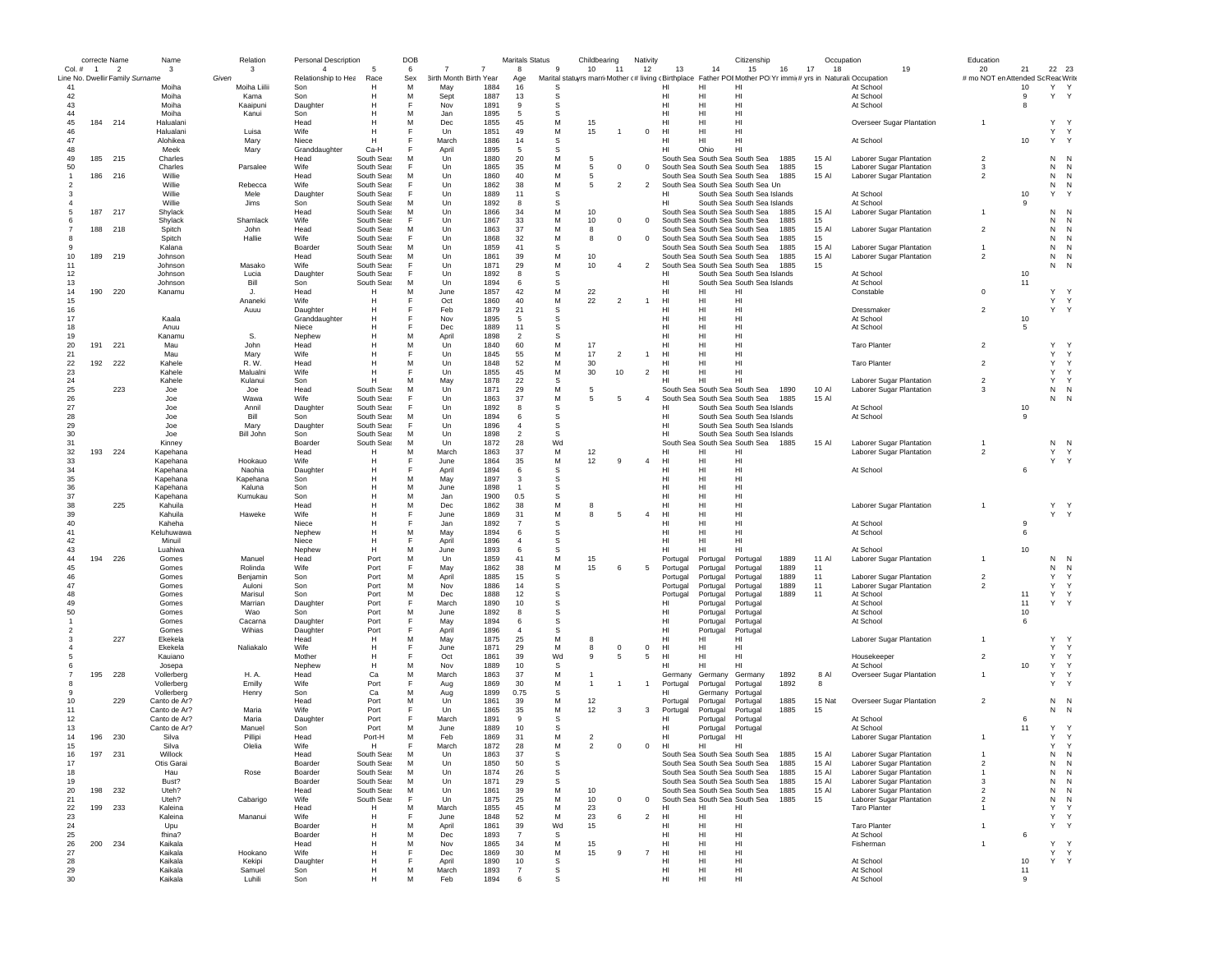| | correcte | Name | Name | Relation | Personal Description | | DOB | | | Maritals Status | | Childbearing | | Nativity | | | Citizenship | | Occupation | | | Education | | | |
|---|---|---|---|---|---|---|---|---|---|---|---|---|---|---|---|---|---|---|---|---|---|---|---|---|---|
| Col. # | 1 | 2 | 3 | 3 | 4 | 5 | 6 | 7 | 7 | 8 | 9 | 10 | 11 | 12 | 13 | 14 | 15 | 16 | 17 | 18 | 19 | 20 | 21 | 22 | 23 |
| Line No. | Dwellir | Family | Surname | Given | Relationship to Hea | Race | Sex | Birth Month | Birth Year | Age | Marital status | yrs marri | Mother c | # living | Birthplace | Father POB | Mother PO | Yr immi | # yrs in | Naturali | Occupation | # mo NOT en | Attended Sc | Read | Write |
| 41 | | | Moiha | Moiha Liilii | Son | H | M | May | 1884 | 16 | S | | | | HI | HI | HI | | | | At School | | 10 | Y | Y |
| 42 | | | Moiha | Kama | Son | H | M | Sept | 1887 | 13 | S | | | | HI | HI | HI | | | | At School | | 9 | Y | Y |
| 43 | | | Moiha | Kaaipuni | Daughter | H | F | Nov | 1891 | 9 | S | | | | HI | HI | HI | | | | At School | | 8 | | |
| 44 | | | Moiha | Kanui | Son | H | M | Jan | 1895 | 5 | S | | | | HI | HI | HI | | | | | | | | |
| 45 | 184 | 214 | Halualani | | Head | H | M | Dec | 1855 | 45 | M | 15 | | | HI | HI | HI | | | | Overseer Sugar Plantation | 1 | | Y | Y |
| 46 | | | Halualani | Luisa | Wife | H | F | Un | 1851 | 49 | M | 15 | 1 | 0 | HI | HI | HI | | | | | | | Y | Y |
| 47 | | | Alohikea | Mary | Niece | H | F | March | 1886 | 14 | S | | | | HI | HI | HI | | | | | | 10 | Y | Y |
| 48 | | | Meek | Mary | Granddaughter | Ca-H | F | April | 1895 | 5 | S | | | | HI | Ohio | HI | | | | | | | | |
| 49 | 185 | 215 | Charles | | Head | South Seas | M | Un | 1880 | 20 | M | 5 | | | South Sea | South Sea | South Sea | 1885 | 15 | Al | Laborer Sugar Plantation | 2 | | N | N |
| 50 | | | Charles | Parsalee | Wife | South Seas | F | Un | 1865 | 35 | M | 5 | 0 | 0 | South Sea | South Sea | South Sea | 1885 | 15 | | Laborer Sugar Plantation | 3 | | N | N |
| 1 | 186 | 216 | Willie | | Head | South Seas | M | Un | 1860 | 40 | M | 5 | | | South Sea | South Sea | South Sea | 1885 | 15 | Al | Laborer Sugar Plantation | 2 | | N | N |
| 2 | | | Willie | Rebecca | Wife | South Seas | F | Un | 1862 | 38 | M | 5 | 2 | 2 | South Sea | South Sea | South Sea | Un | | | | | | N | N |
| 3 | | | Willie | Mele | Daughter | South Seas | F | Un | 1889 | 11 | S | | | | HI | South Sea | South Sea Islands | | | | At School | | 10 | Y | Y |
| 4 | | | Willie | Jims | Son | South Seas | M | Un | 1892 | 8 | S | | | | HI | South Sea | South Sea Islands | | | | At School | | 9 | | |
| 5 | 187 | 217 | Shylack | | Head | South Seas | M | Un | 1866 | 34 | M | 10 | | | South Sea | South Sea | South Sea | 1885 | 15 | Al | Laborer Sugar Plantation | 1 | | N | N |
| 6 | | | Shylack | Shamlack | Wife | South Seas | F | Un | 1867 | 33 | M | 10 | 0 | 0 | South Sea | South Sea | South Sea | 1885 | 15 | | | | | N | N |
| 7 | 188 | 218 | Spitch | John | Head | South Seas | M | Un | 1863 | 37 | M | 8 | | | South Sea | South Sea | South Sea | 1885 | 15 | Al | Laborer Sugar Plantation | 2 | | N | N |
| 8 | | | Spitch | Hallie | Wife | South Seas | F | Un | 1868 | 32 | M | 8 | 0 | 0 | South Sea | South Sea | South Sea | 1885 | 15 | | | | | N | N |
| 9 | | | Kalana | | Boarder | South Seas | M | Un | 1859 | 41 | S | | | | South Sea | South Sea | South Sea | 1885 | 15 | Al | Laborer Sugar Plantation | 1 | | N | N |
| 10 | 189 | 219 | Johnson | | Head | South Seas | M | Un | 1861 | 39 | M | 10 | | | South Sea | South Sea | South Sea | 1885 | 15 | Al | Laborer Sugar Plantation | 2 | | N | N |
| 11 | | | Johnson | Masako | Wife | South Seas | F | Un | 1871 | 29 | M | 10 | 4 | 2 | South Sea | South Sea | South Sea | 1885 | 15 | | | | | N | N |
| 12 | | | Johnson | Lucia | Daughter | South Seas | F | Un | 1892 | 8 | S | | | | HI | South Sea | South Sea Islands | | | | At School | | 10 | | |
| 13 | | | Johnson | Bill | Son | South Seas | M | Un | 1894 | 6 | S | | | | HI | South Sea | South Sea Islands | | | | At School | | 11 | | |
| 14 | 190 | 220 | Kanamu | J. | Head | H | M | June | 1857 | 42 | M | 22 | | | HI | HI | HI | | | | Constable | 0 | | Y | Y |
| 15 | | | | Ananeki | Wife | H | F | Oct | 1860 | 40 | M | 22 | 2 | 1 | HI | HI | HI | | | | | | | Y | Y |
| 16 | | | | Auuu | Daughter | H | F | Feb | 1879 | 21 | S | | | | HI | HI | HI | | | | Dressmaker | 2 | | Y | Y |
| 17 | | | Kaala | | Granddaughter | H | F | Nov | 1895 | 5 | S | | | | HI | HI | HI | | | | At School | | 10 | | |
| 18 | | | Anuu | | Niece | H | F | Dec | 1889 | 11 | S | | | | HI | HI | HI | | | | At School | | 5 | | |
| 19 | | | Kanamu | S. | Nephew | H | M | April | 1898 | 2 | S | | | | HI | HI | HI | | | | | | | | |
| 20 | 191 | 221 | Mau | John | Head | H | M | Un | 1840 | 60 | M | 17 | | | HI | HI | HI | | | | Taro Planter | 2 | | Y | Y |
| 21 | | | Mau | Mary | Wife | H | F | Un | 1845 | 55 | M | 17 | 2 | 1 | HI | HI | HI | | | | | | | Y | Y |
| 22 | 192 | 222 | Kahele | R. W. | Head | H | M | Un | 1848 | 52 | M | 30 | | | HI | HI | HI | | | | Taro Planter | 2 | | Y | Y |
| 23 | | | Kahele | Malualni | Wife | H | F | Un | 1855 | 45 | M | 30 | 10 | 2 | HI | HI | HI | | | | | | | Y | Y |
| 24 | | | Kahele | Kulanui | Son | H | M | May | 1878 | 22 | S | | | | HI | HI | HI | | | | Laborer Sugar Plantation | 2 | | Y | Y |
| 25 | | 223 | Joe | Joe | Head | South Seas | M | Un | 1871 | 29 | M | 5 | | | South Sea | South Sea | South Sea | 1890 | 10 | Al | Laborer Sugar Plantation | 3 | | N | N |
| 26 | | | Joe | Wawa | Wife | South Seas | F | Un | 1863 | 37 | M | 5 | 5 | 4 | South Sea | South Sea | South Sea | 1885 | 15 | Al | | | | N | N |
| 27 | | | Joe | Annil | Daughter | South Seas | F | Un | 1892 | 8 | S | | | | HI | South Sea | South Sea Islands | | | | At School | | 10 | | |
| 28 | | | Joe | Bill | Son | South Seas | M | Un | 1894 | 6 | S | | | | HI | South Sea | South Sea Islands | | | | At School | | 9 | | |
| 29 | | | Joe | Mary | Daughter | South Seas | F | Un | 1896 | 4 | S | | | | HI | South Sea | South Sea Islands | | | | | | | | |
| 30 | | | Joe | Bill John | Son | South Seas | M | Un | 1898 | 2 | S | | | | HI | South Sea | South Sea Islands | | | | | | | | |
| 31 | | | Kinney | | Boarder | South Seas | M | Un | 1872 | 28 | Wd | | | | South Sea | South Sea | South Sea | 1885 | 15 | Al | Laborer Sugar Plantation | 1 | | N | N |
| 32 | 193 | 224 | Kapehana | | Head | H | M | March | 1863 | 37 | M | 12 | | | HI | HI | HI | | | | Laborer Sugar Plantation | 2 | | Y | Y |
| 33 | | | Kapehana | Hookauo | Wife | H | F | June | 1864 | 35 | M | 12 | 9 | 4 | HI | HI | HI | | | | | | | Y | Y |
| 34 | | | Kapehana | Naohia | Daughter | H | F | April | 1894 | 6 | S | | | | HI | HI | HI | | | | At School | | 6 | | |
| 35 | | | Kapehana | Kapehana | Son | H | M | May | 1897 | 3 | S | | | | HI | HI | HI | | | | | | | | |
| 36 | | | Kapehana | Kaluna | Son | H | M | June | 1898 | 1 | S | | | | HI | HI | HI | | | | | | | | |
| 37 | | | Kapehana | Kumukau | Son | H | M | Jan | 1900 | 0.5 | S | | | | HI | HI | HI | | | | | | | | |
| 38 | | 225 | Kahuila | | Head | H | M | Dec | 1862 | 38 | M | 8 | | | HI | HI | HI | | | | Laborer Sugar Plantation | 1 | | Y | Y |
| 39 | | | Kahuila | Haweke | Wife | H | F | June | 1869 | 31 | M | 8 | 5 | 4 | HI | HI | HI | | | | | | | Y | Y |
| 40 | | | Kaheha | | Niece | H | F | Jan | 1892 | 7 | S | | | | HI | HI | HI | | | | At School | | 9 | | |
| 41 | | | Keluhuwawa | | Nephew | H | M | May | 1894 | 6 | S | | | | HI | HI | HI | | | | At School | | 6 | | |
| 42 | | | Minuil | | Niece | H | F | April | 1896 | 4 | S | | | | HI | HI | HI | | | | | | | | |
| 43 | | | Luahiwa | | Nephew | H | M | June | 1893 | 6 | S | | | | HI | HI | HI | | | | At School | | 10 | | |
| 44 | 194 | 226 | Gomes | Manuel | Head | Port | M | Un | 1859 | 41 | M | 15 | | | Portugal | Portugal | Portugal | 1889 | 11 | Al | Laborer Sugar Plantation | 1 | | N | N |
| 45 | | | Gomes | Rolinda | Wife | Port | F | May | 1862 | 38 | M | 15 | 6 | 5 | Portugal | Portugal | Portugal | 1889 | 11 | | | | | N | N |
| 46 | | | Gomes | Benjamin | Son | Port | M | April | 1885 | 15 | S | | | | Portugal | Portugal | Portugal | 1889 | 11 | | Laborer Sugar Plantation | 2 | | Y | Y |
| 47 | | | Gomes | Auloni | Son | Port | M | Nov | 1886 | 14 | S | | | | Portugal | Portugal | Portugal | 1889 | 11 | | Laborer Sugar Plantation | 2 | | Y | Y |
| 48 | | | Gomes | Marisul | Son | Port | M | Dec | 1888 | 12 | S | | | | Portugal | Portugal | Portugal | 1889 | 11 | | At School | | 11 | Y | Y |
| 49 | | | Gomes | Marrian | Daughter | Port | F | March | 1890 | 10 | S | | | | HI | Portugal | Portugal | | | | At School | | 11 | Y | Y |
| 50 | | | Gomes | Wao | Son | Port | M | June | 1892 | 8 | S | | | | HI | Portugal | Portugal | | | | At School | | 10 | | |
| 1 | | | Gomes | Cacarna | Daughter | Port | F | May | 1894 | 6 | S | | | | HI | Portugal | Portugal | | | | At School | | 6 | | |
| 2 | | | Gomes | Wihias | Daughter | Port | F | April | 1896 | 4 | S | | | | HI | Portugal | Portugal | | | | | | | | |
| 3 | | 227 | Ekekela | | Head | H | M | May | 1875 | 25 | M | 8 | | | HI | HI | HI | | | | Laborer Sugar Plantation | 1 | | Y | Y |
| 4 | | | Ekekela | Naliakalo | Wife | H | F | June | 1871 | 29 | M | 8 | 0 | 0 | HI | HI | HI | | | | | | | Y | Y |
| 5 | | | Kauiano | | Mother | H | F | Oct | 1861 | 39 | Wd | 9 | 5 | 5 | HI | HI | HI | | | | Housekeeper | 2 | | Y | Y |
| 6 | | | Josepa | | Nephew | H | M | Nov | 1889 | 10 | S | | | | HI | HI | HI | | | | At School | | 10 | Y | Y |
| 7 | 195 | 228 | Vollerberg | H. A. | Head | Ca | M | March | 1863 | 37 | M | 1 | | | Germany | Germany | Germany | 1892 | 8 | Al | Overseer Sugar Plantation | 1 | | Y | Y |
| 8 | | | Vollerberg | Emilly | Wife | Port | F | Aug | 1869 | 30 | M | 1 | 1 | 1 | Portugal | Portugal | Portugal | 1892 | 8 | | | | | Y | Y |
| 9 | | | Vollerberg | Henry | Son | Ca | M | Aug | 1899 | 0.75 | S | | | | HI | Germany | Portugal | | | | | | | | |
| 10 | | 229 | Canto de Ar? | | Head | Port | M | Un | 1861 | 39 | M | 12 | | | Portugal | Portugal | Portugal | 1885 | 15 | Nat | Overseer Sugar Plantation | 2 | | N | N |
| 11 | | | Canto de Ar? | Maria | Wife | Port | F | Un | 1865 | 35 | M | 12 | 3 | 3 | Portugal | Portugal | Portugal | 1885 | 15 | | | | | N | N |
| 12 | | | Canto de Ar? | Maria | Daughter | Port | F | March | 1891 | 9 | S | | | | HI | Portugal | Portugal | | | | At School | | 6 | | |
| 13 | | | Canto de Ar? | Manuel | Son | Port | M | June | 1889 | 10 | S | | | | HI | Portugal | Portugal | | | | At School | | 11 | Y | Y |
| 14 | 196 | 230 | Silva | Pillipi | Head | Port-H | M | Feb | 1869 | 31 | M | 2 | | | HI | Portugal | HI | | | | Laborer Sugar Plantation | 1 | | Y | Y |
| 15 | | | Silva | Olelia | Wife | H | F | March | 1872 | 28 | M | 2 | 0 | 0 | HI | HI | HI | | | | | | | Y | Y |
| 16 | 197 | 231 | Willock | | Head | South Seas | M | Un | 1863 | 37 | S | | | | South Sea | South Sea | South Sea | 1885 | 15 | Al | Laborer Sugar Plantation | 1 | | N | N |
| 17 | | | Otis Garai | | Boarder | South Seas | M | Un | 1850 | 50 | S | | | | South Sea | South Sea | South Sea | 1885 | 15 | Al | Laborer Sugar Plantation | 2 | | N | N |
| 18 | | | Hau | Rose | Boarder | South Seas | M | Un | 1874 | 26 | S | | | | South Sea | South Sea | South Sea | 1885 | 15 | Al | Laborer Sugar Plantation | 1 | | N | N |
| 19 | | | Bust? | | Boarder | South Seas | M | Un | 1871 | 29 | S | | | | South Sea | South Sea | South Sea | 1885 | 15 | Al | Laborer Sugar Plantation | 3 | | N | N |
| 20 | 198 | 232 | Uteh? | | Head | South Seas | M | Un | 1861 | 39 | M | 10 | | | South Sea | South Sea | South Sea | 1885 | 15 | Al | Laborer Sugar Plantation | 2 | | N | N |
| 21 | | | Uteh? | Cabarigo | Wife | South Seas | F | Un | 1875 | 25 | M | 10 | 0 | 0 | South Sea | South Sea | South Sea | 1885 | 15 | | Laborer Sugar Plantation | 2 | | N | N |
| 22 | 199 | 233 | Kaleina | | Head | H | M | March | 1855 | 45 | M | 23 | | | HI | HI | HI | | | | Taro Planter | 1 | | Y | Y |
| 23 | | | Kaleina | Mananui | Wife | H | F | June | 1848 | 52 | M | 23 | 6 | 2 | HI | HI | HI | | | | | | | Y | Y |
| 24 | | | Upu | | Boarder | H | M | April | 1861 | 39 | Wd | 15 | | | HI | HI | HI | | | | Taro Planter | 1 | | Y | Y |
| 25 | | | fhina? | | Boarder | H | M | Dec | 1893 | 7 | S | | | | HI | HI | HI | | | | At School | | 6 | | |
| 26 | 200 | 234 | Kaikala | | Head | H | M | Nov | 1865 | 34 | M | 15 | | | HI | HI | HI | | | | Fisherman | 1 | | Y | Y |
| 27 | | | Kaikala | Hookano | Wife | H | F | Dec | 1869 | 30 | M | 15 | 9 | 7 | HI | HI | HI | | | | | | | Y | Y |
| 28 | | | Kaikala | Kekipi | Daughter | H | F | April | 1890 | 10 | S | | | | HI | HI | HI | | | | At School | | 10 | Y | Y |
| 29 | | | Kaikala | Samuel | Son | H | M | March | 1893 | 7 | S | | | | HI | HI | HI | | | | At School | | 11 | | |
| 30 | | | Kaikala | Luhili | Son | H | M | Feb | 1894 | 6 | S | | | | HI | HI | HI | | | | At School | | 9 | | |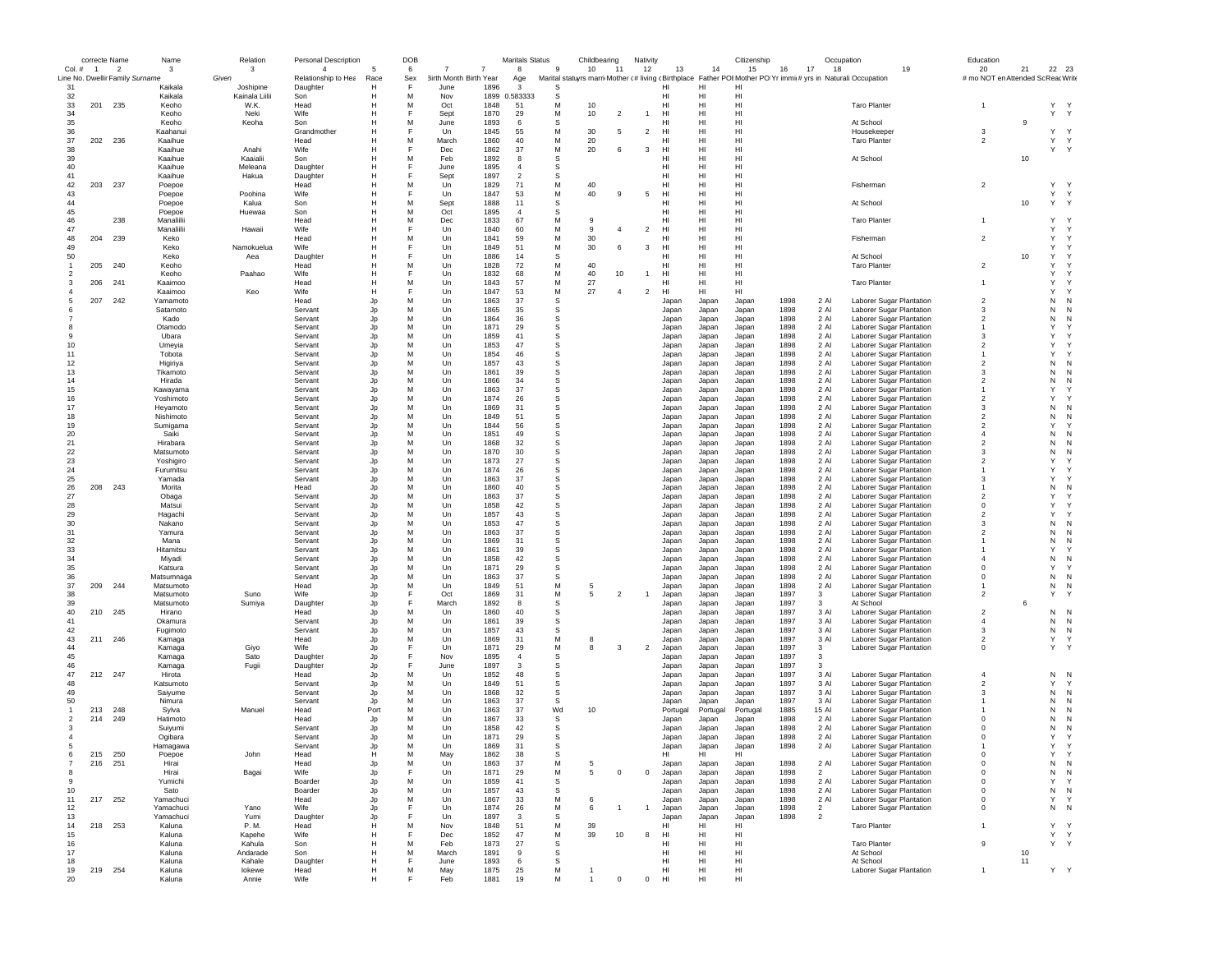| correcte Name | | | Name | | Relation | Personal Description | | DOB | | | Maritals Status | Childbearing | | | Nativity | | | Citizenship | | | Occupation | Education | | | |
|---|---|---|---|---|---|---|---|---|---|---|---|---|---|---|---|---|---|---|---|---|---|---|---|---|---|
| Col. # | 1 | 2 | 3 | 3 | 4 | 5 | 6 | 7 | 7 | 8 | 9 | 10 | 11 | 12 | 13 | 14 | 15 | 16 | 17 | 18 | 19 | 20 | 21 | 22 | 23 |
| Line No. | Dwellir | Family | Surname | Given | Relationship to Hea | Race | Sex | Birth Month | Birth Year | Age | Marital status | yrs marri | Mother c# | living c | Birthplace | Father PO | Mother PO | Yr immi | # yrs in | Naturali | Occupation | # mo NOT en | Attended Sc | Reac | Write |
| 31 | | | Kaikala | Joshipine | Daughter | H | F | June | 1896 | 3 | S | | | | HI | HI | HI | | | | | | | | |
| 32 | | | Kaikala | Kainala Liilii | Son | H | M | Nov | 1899 | 0.583333 | S | | | | HI | HI | HI | | | | | | | | |
| 33 | 201 | 235 | Keoho | W.K. | Head | H | M | Oct | 1848 | 51 | M | 10 | | | HI | HI | HI | | | | Taro Planter | 1 | | Y | Y |
| 34 | | | Keoho | Neki | Wife | H | F | Sept | 1870 | 29 | M | 10 | 2 | 1 | HI | HI | HI | | | | | | | Y | Y |
| 35 | | | Keoho | Keoha | Son | H | M | June | 1893 | 6 | S | | | | HI | HI | HI | | | | At School | | 9 | | |
| 36 | | | Kaahanui | | Grandmother | H | F | Un | 1845 | 55 | M | 30 | 5 | 2 | HI | HI | HI | | | | Housekeeper | 3 | | Y | Y |
| 37 | 202 | 236 | Kaaihue | | Head | H | M | March | 1860 | 40 | M | 20 | | | HI | HI | HI | | | | Taro Planter | 2 | | Y | Y |
| 38 | | | Kaaihue | Anahi | Wife | H | F | Dec | 1862 | 37 | M | 20 | 6 | 3 | HI | HI | HI | | | | | | | Y | Y |
| 39 | | | Kaaihue | Kaaialii | Son | H | M | Feb | 1892 | 8 | S | | | | HI | HI | HI | | | | At School | | 10 | | |
| 40 | | | Kaaihue | Meleana | Daughter | H | F | June | 1895 | 4 | S | | | | HI | HI | HI | | | | | | | | |
| 41 | | | Kaaihue | Hakua | Daughter | H | F | Sept | 1897 | 2 | S | | | | HI | HI | HI | | | | | | | | |
| 42 | 203 | 237 | Poepoe | | Head | H | M | Un | 1829 | 71 | M | 40 | | | HI | HI | HI | | | | Fisherman | 2 | | Y | Y |
| 43 | | | Poepoe | Poohina | Wife | H | F | Un | 1847 | 53 | M | 40 | 9 | 5 | HI | HI | HI | | | | | | | Y | Y |
| 44 | | | Poepoe | Kalua | Son | H | M | Sept | 1888 | 11 | S | | | | HI | HI | HI | | | | At School | | 10 | Y | Y |
| 45 | | | Poepoe | Huewaa | Son | H | M | Oct | 1895 | 4 | S | | | | HI | HI | HI | | | | | | | | |
| 46 | | 238 | Manaliilii | | Head | H | M | Dec | 1833 | 67 | M | 9 | | | HI | HI | HI | | | | Taro Planter | 1 | | Y | Y |
| 47 | | | Manaliilii | Hawaii | Wife | H | F | Un | 1840 | 60 | M | 9 | 4 | 2 | HI | HI | HI | | | | | | | Y | Y |
| 48 | 204 | 239 | Keko | | Head | H | M | Un | 1841 | 59 | M | 30 | | | HI | HI | HI | | | | Fisherman | 2 | | Y | Y |
| 49 | | | Keko | Namokuelua | Wife | H | F | Un | 1849 | 51 | M | 30 | 6 | 3 | HI | HI | HI | | | | | | | Y | Y |
| 50 | | | Keko | Aea | Daughter | H | F | Un | 1886 | 14 | S | | | | HI | HI | HI | | | | At School | | 10 | Y | Y |
| 1 | 205 | 240 | Keoho | | Head | H | M | Un | 1828 | 72 | M | 40 | | | HI | HI | HI | | | | Taro Planter | 2 | | Y | Y |
| 2 | | | Keoho | Paahao | Wife | H | F | Un | 1832 | 68 | M | 40 | 10 | 1 | HI | HI | HI | | | | | | | Y | Y |
| 3 | 206 | 241 | Kaaimoo | | Head | H | M | Un | 1843 | 57 | M | 27 | | | HI | HI | HI | | | | Taro Planter | 1 | | Y | Y |
| 4 | | | Kaaimoo | Keo | Wife | H | F | Un | 1847 | 53 | M | 27 | 4 | 2 | HI | HI | HI | | | | | | | Y | Y |
| 5 | 207 | 242 | Yamamoto | | Head | Jp | M | Un | 1863 | 37 | S | | | | Japan | Japan | Japan | 1898 | 2 | Al | Laborer Sugar Plantation | 2 | | N | N |
| 6 | | | Satamoto | | Servant | Jp | M | Un | 1865 | 35 | S | | | | Japan | Japan | Japan | 1898 | 2 | Al | Laborer Sugar Plantation | 3 | | N | N |
| 7 | | | Kado | | Servant | Jp | M | Un | 1864 | 36 | S | | | | Japan | Japan | Japan | 1898 | 2 | Al | Laborer Sugar Plantation | 2 | | N | N |
| 8 | | | Otamodo | | Servant | Jp | M | Un | 1871 | 29 | S | | | | Japan | Japan | Japan | 1898 | 2 | Al | Laborer Sugar Plantation | 1 | | Y | Y |
| 9 | | | Ubara | | Servant | Jp | M | Un | 1859 | 41 | S | | | | Japan | Japan | Japan | 1898 | 2 | Al | Laborer Sugar Plantation | 3 | | Y | Y |
| 10 | | | Umeyia | | Servant | Jp | M | Un | 1853 | 47 | S | | | | Japan | Japan | Japan | 1898 | 2 | Al | Laborer Sugar Plantation | 2 | | Y | Y |
| 11 | | | Tobota | | Servant | Jp | M | Un | 1854 | 46 | S | | | | Japan | Japan | Japan | 1898 | 2 | Al | Laborer Sugar Plantation | 1 | | Y | Y |
| 12 | | | Higiriya | | Servant | Jp | M | Un | 1857 | 43 | S | | | | Japan | Japan | Japan | 1898 | 2 | Al | Laborer Sugar Plantation | 2 | | N | N |
| 13 | | | Tikamoto | | Servant | Jp | M | Un | 1861 | 39 | S | | | | Japan | Japan | Japan | 1898 | 2 | Al | Laborer Sugar Plantation | 3 | | N | N |
| 14 | | | Hirada | | Servant | Jp | M | Un | 1866 | 34 | S | | | | Japan | Japan | Japan | 1898 | 2 | Al | Laborer Sugar Plantation | 2 | | N | N |
| 15 | | | Kawayama | | Servant | Jp | M | Un | 1863 | 37 | S | | | | Japan | Japan | Japan | 1898 | 2 | Al | Laborer Sugar Plantation | 1 | | Y | Y |
| 16 | | | Yoshimoto | | Servant | Jp | M | Un | 1874 | 26 | S | | | | Japan | Japan | Japan | 1898 | 2 | Al | Laborer Sugar Plantation | 2 | | Y | Y |
| 17 | | | Heyamoto | | Servant | Jp | M | Un | 1869 | 31 | S | | | | Japan | Japan | Japan | 1898 | 2 | Al | Laborer Sugar Plantation | 3 | | N | N |
| 18 | | | Nishimoto | | Servant | Jp | M | Un | 1849 | 51 | S | | | | Japan | Japan | Japan | 1898 | 2 | Al | Laborer Sugar Plantation | 2 | | N | N |
| 19 | | | Sumigama | | Servant | Jp | M | Un | 1844 | 56 | S | | | | Japan | Japan | Japan | 1898 | 2 | Al | Laborer Sugar Plantation | 2 | | Y | Y |
| 20 | | | Saiki | | Servant | Jp | M | Un | 1851 | 49 | S | | | | Japan | Japan | Japan | 1898 | 2 | Al | Laborer Sugar Plantation | 4 | | N | N |
| 21 | | | Hirabara | | Servant | Jp | M | Un | 1868 | 32 | S | | | | Japan | Japan | Japan | 1898 | 2 | Al | Laborer Sugar Plantation | 2 | | N | N |
| 22 | | | Matsumoto | | Servant | Jp | M | Un | 1870 | 30 | S | | | | Japan | Japan | Japan | 1898 | 2 | Al | Laborer Sugar Plantation | 3 | | N | N |
| 23 | | | Yoshigiro | | Servant | Jp | M | Un | 1873 | 27 | S | | | | Japan | Japan | Japan | 1898 | 2 | Al | Laborer Sugar Plantation | 2 | | Y | Y |
| 24 | | | Furumitsu | | Servant | Jp | M | Un | 1874 | 26 | S | | | | Japan | Japan | Japan | 1898 | 2 | Al | Laborer Sugar Plantation | 1 | | Y | Y |
| 25 | | | Yamada | | Servant | Jp | M | Un | 1863 | 37 | S | | | | Japan | Japan | Japan | 1898 | 2 | Al | Laborer Sugar Plantation | 3 | | Y | Y |
| 26 | 208 | 243 | Morita | | Head | Jp | M | Un | 1860 | 40 | S | | | | Japan | Japan | Japan | 1898 | 2 | Al | Laborer Sugar Plantation | 1 | | N | N |
| 27 | | | Obaga | | Servant | Jp | M | Un | 1863 | 37 | S | | | | Japan | Japan | Japan | 1898 | 2 | Al | Laborer Sugar Plantation | 2 | | Y | Y |
| 28 | | | Matsui | | Servant | Jp | M | Un | 1858 | 42 | S | | | | Japan | Japan | Japan | 1898 | 2 | Al | Laborer Sugar Plantation | 0 | | Y | Y |
| 29 | | | Hagachi | | Servant | Jp | M | Un | 1857 | 43 | S | | | | Japan | Japan | Japan | 1898 | 2 | Al | Laborer Sugar Plantation | 2 | | Y | Y |
| 30 | | | Nakano | | Servant | Jp | M | Un | 1853 | 47 | S | | | | Japan | Japan | Japan | 1898 | 2 | Al | Laborer Sugar Plantation | 3 | | N | N |
| 31 | | | Yamura | | Servant | Jp | M | Un | 1863 | 37 | S | | | | Japan | Japan | Japan | 1898 | 2 | Al | Laborer Sugar Plantation | 2 | | N | N |
| 32 | | | Mana | | Servant | Jp | M | Un | 1869 | 31 | S | | | | Japan | Japan | Japan | 1898 | 2 | Al | Laborer Sugar Plantation | 1 | | N | N |
| 33 | | | Hitamitsu | | Servant | Jp | M | Un | 1861 | 39 | S | | | | Japan | Japan | Japan | 1898 | 2 | Al | Laborer Sugar Plantation | 1 | | Y | Y |
| 34 | | | Miyadi | | Servant | Jp | M | Un | 1858 | 42 | S | | | | Japan | Japan | Japan | 1898 | 2 | Al | Laborer Sugar Plantation | 4 | | N | N |
| 35 | | | Katsura | | Servant | Jp | M | Un | 1871 | 29 | S | | | | Japan | Japan | Japan | 1898 | 2 | Al | Laborer Sugar Plantation | 0 | | Y | Y |
| 36 | | | Matsumnaga | | Servant | Jp | M | Un | 1863 | 37 | S | | | | Japan | Japan | Japan | 1898 | 2 | Al | Laborer Sugar Plantation | 0 | | N | N |
| 37 | 209 | 244 | Matsumoto | | Head | Jp | M | Un | 1849 | 51 | M | 5 | | | Japan | Japan | Japan | 1898 | 2 | Al | Laborer Sugar Plantation | 1 | | N | N |
| 38 | | | Matsumoto | Suno | Wife | Jp | F | Oct | 1869 | 31 | M | 5 | 2 | 1 | Japan | Japan | Japan | 1897 | 3 | | Laborer Sugar Plantation | 2 | | Y | Y |
| 39 | | | Matsumoto | Sumiya | Daughter | Jp | F | March | 1892 | 8 | S | | | | Japan | Japan | Japan | 1897 | 3 | | At School | | 6 | | |
| 40 | 210 | 245 | Hirano | | Head | Jp | M | Un | 1860 | 40 | S | | | | Japan | Japan | Japan | 1897 | 3 | Al | Laborer Sugar Plantation | 2 | | N | N |
| 41 | | | Okamura | | Servant | Jp | M | Un | 1861 | 39 | S | | | | Japan | Japan | Japan | 1897 | 3 | Al | Laborer Sugar Plantation | 4 | | N | N |
| 42 | | | Fugimoto | | Servant | Jp | M | Un | 1857 | 43 | S | | | | Japan | Japan | Japan | 1897 | 3 | Al | Laborer Sugar Plantation | 3 | | N | N |
| 43 | 211 | 246 | Kamaga | | Head | Jp | M | Un | 1869 | 31 | M | 8 | | | Japan | Japan | Japan | 1897 | 3 | Al | Laborer Sugar Plantation | 2 | | Y | Y |
| 44 | | | Kamaga | Giyo | Wife | Jp | F | Un | 1871 | 29 | M | 8 | 3 | 2 | Japan | Japan | Japan | 1897 | 3 | | Laborer Sugar Plantation | 0 | | Y | Y |
| 45 | | | Kamaga | Sato | Daughter | Jp | F | Nov | 1895 | 4 | S | | | | Japan | Japan | Japan | 1897 | 3 | | | | | | |
| 46 | | | Kamaga | Fugii | Daughter | Jp | F | June | 1897 | 3 | S | | | | Japan | Japan | Japan | 1897 | 3 | | | | | | |
| 47 | 212 | 247 | Hirota | | Head | Jp | M | Un | 1852 | 48 | S | | | | Japan | Japan | Japan | 1897 | 3 | Al | Laborer Sugar Plantation | 4 | | N | N |
| 48 | | | Katsumoto | | Servant | Jp | M | Un | 1849 | 51 | S | | | | Japan | Japan | Japan | 1897 | 3 | Al | Laborer Sugar Plantation | 2 | | Y | Y |
| 49 | | | Saiyume | | Servant | Jp | M | Un | 1868 | 32 | S | | | | Japan | Japan | Japan | 1897 | 3 | Al | Laborer Sugar Plantation | 3 | | N | N |
| 50 | | | Nimura | | Servant | Jp | M | Un | 1863 | 37 | S | | | | Japan | Japan | Japan | 1897 | 3 | Al | Laborer Sugar Plantation | 1 | | N | N |
| 1 | 213 | 248 | Sylva | Manuel | Head | Port | M | Un | 1863 | 37 | Wd | 10 | | | Portugal | Portugal | Portugal | 1885 | 15 | Al | Laborer Sugar Plantation | 1 | | N | N |
| 2 | 214 | 249 | Hatimoto | | Head | Jp | M | Un | 1867 | 33 | S | | | | Japan | Japan | Japan | 1898 | 2 | Al | Laborer Sugar Plantation | 0 | | N | N |
| 3 | | | Suiyumi | | Servant | Jp | M | Un | 1858 | 42 | S | | | | Japan | Japan | Japan | 1898 | 2 | Al | Laborer Sugar Plantation | 0 | | N | N |
| 4 | | | Ogibara | | Servant | Jp | M | Un | 1871 | 29 | S | | | | Japan | Japan | Japan | 1898 | 2 | Al | Laborer Sugar Plantation | 0 | | Y | Y |
| 5 | | | Hamagawa | | Servant | Jp | M | Un | 1869 | 31 | S | | | | Japan | Japan | Japan | 1898 | 2 | Al | Laborer Sugar Plantation | 1 | | Y | Y |
| 6 | 215 | 250 | Poepoe | John | Head | H | M | May | 1862 | 38 | S | | | | HI | HI | HI | | | | Laborer Sugar Plantation | 0 | | Y | Y |
| 7 | 216 | 251 | Hirai | | Head | Jp | M | Un | 1863 | 37 | M | 5 | | | Japan | Japan | Japan | 1898 | 2 | Al | Laborer Sugar Plantation | 0 | | N | N |
| 8 | | | Hirai | Bagai | Wife | Jp | F | Un | 1871 | 29 | M | 5 | 0 | 0 | Japan | Japan | Japan | 1898 | 2 | | Laborer Sugar Plantation | 0 | | N | N |
| 9 | | | Yumichi | | Boarder | Jp | M | Un | 1859 | 41 | S | | | | Japan | Japan | Japan | 1898 | 2 | Al | Laborer Sugar Plantation | 0 | | Y | Y |
| 10 | | | Sato | | Boarder | Jp | M | Un | 1857 | 43 | S | | | | Japan | Japan | Japan | 1898 | 2 | Al | Laborer Sugar Plantation | 0 | | N | N |
| 11 | 217 | 252 | Yamachuci | | Head | Jp | M | Un | 1867 | 33 | M | 6 | | | Japan | Japan | Japan | 1898 | 2 | Al | Laborer Sugar Plantation | 0 | | Y | Y |
| 12 | | | Yamachuci | Yano | Wife | Jp | F | Un | 1874 | 26 | M | 6 | 1 | 1 | Japan | Japan | Japan | 1898 | 2 | | Laborer Sugar Plantation | 0 | | N | N |
| 13 | | | Yamachuci | Yumi | Daughter | Jp | F | Un | 1897 | 3 | S | | | | Japan | Japan | Japan | 1898 | 2 | | | | | | |
| 14 | 218 | 253 | Kaluna | P. M. | Head | H | M | Nov | 1848 | 51 | M | 39 | | | HI | HI | HI | | | | Taro Planter | 1 | | Y | Y |
| 15 | | | Kaluna | Kapehe | Wife | H | F | Dec | 1852 | 47 | M | 39 | 10 | 8 | HI | HI | HI | | | | | | | Y | Y |
| 16 | | | Kaluna | Kahula | Son | H | M | Feb | 1873 | 27 | S | | | | HI | HI | HI | | | | Taro Planter | 9 | | Y | Y |
| 17 | | | Kaluna | Andarade | Son | H | M | March | 1891 | 9 | S | | | | HI | HI | HI | | | | At School | | 10 | | |
| 18 | | | Kaluna | Kahale | Daughter | H | F | June | 1893 | 6 | S | | | | HI | HI | HI | | | | At School | | 11 | | |
| 19 | 219 | 254 | Kaluna | Iokewe | Head | H | M | May | 1875 | 25 | M | 1 | | | HI | HI | HI | | | | Laborer Sugar Plantation | 1 | | Y | Y |
| 20 | | | Kaluna | Annie | Wife | H | F | Feb | 1881 | 19 | M | 1 | 0 | 0 | HI | HI | HI | | | | | | | | |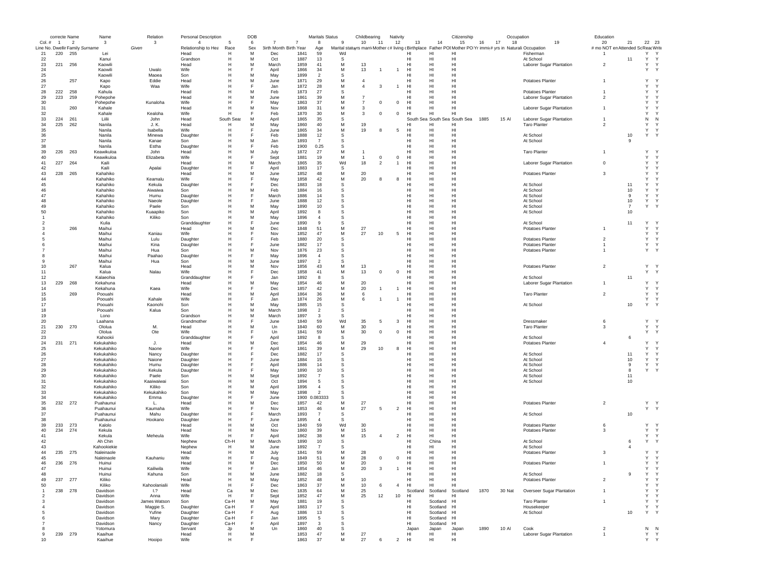| | correcte | Name | Name | Relation | Personal Description | | DOB | | | Maritals Status | | Childbearing | | Nativity | | | Citizenship | | | Occupation | | Education | | | |
|---|---|---|---|---|---|---|---|---|---|---|---|---|---|---|---|---|---|---|---|---|---|---|---|---|---|
| Col. # | 1 | 2 | 3 | 3 | 4 | 5 | 6 | 7 | 7 | 8 | 9 | 10 | 11 | 12 | 13 | 14 | 15 | 16 | 17 | 18 | 19 | 20 | 21 | 22 | 23 |
| Line No. | Dwellir | Family | Surname | Given | Relationship to Hea | Race | Sex | Birth Month | Birth Year | Age | Marital status | yrs marri | Mother c | # living c | Birthplace | Father PO | Mother PO | Yr immi | # yrs in | Naturali | Occupation | # mo NOT em | Attended Sc | Read | Write |
| 21 | 220 | 255 | Lei | | Head | H | M | Dec | 1841 | 59 | Wd | | | | HI | HI | HI | | | | Fisherman | 1 | | Y | Y |
| 22 | | | Kanui | | Grandson | H | M | Oct | 1887 | 13 | S | | | | HI | HI | HI | | | | At School | | 11 | Y | Y |
| 23 | 221 | 256 | Kaowili | | Head | H | M | March | 1859 | 41 | M | 13 | | | HI | HI | HI | | | | Laborer Sugar Plantation | 2 | | Y | Y |
| 24 | | | Kaowili | Uwalo | Wife | H | F | April | 1866 | 34 | M | 13 | 1 | 1 | HI | HI | HI | | | | | | | Y | Y |
| 25 | | | Kaowili | Maoea | Son | H | M | May | 1899 | 2 | S | | | | HI | HI | HI | | | | | | | | |
| 26 | | 257 | Kapo | Eddie | Head | H | M | June | 1871 | 29 | M | 4 | | | HI | HI | HI | | | | Potatoes Planter | 1 | | Y | Y |
| 27 | | | Kapo | Waa | Wife | H | F | Jan | 1872 | 28 | M | 4 | 3 | 1 | HI | HI | HI | | | | | | | Y | Y |
| 28 | 222 | 258 | Kahula | | Head | H | M | Feb | 1873 | 27 | S | | | | HI | HI | HI | | | | Potatoes Planter | 1 | | Y | Y |
| 29 | 223 | 259 | Pohepohe | | Head | H | M | June | 1861 | 39 | M | 7 | | | HI | HI | HI | | | | Laborer Sugar Plantation | 2 | | Y | Y |
| 30 | | | Pohepohe | Kunaloha | Wife | H | F | May | 1863 | 37 | M | 7 | 0 | 0 | HI | HI | HI | | | | | | | Y | Y |
| 31 | | 260 | Kahale | | Head | H | M | Nov | 1868 | 31 | M | 3 | | | HI | HI | HI | | | | Laborer Sugar Plantation | 1 | | Y | Y |
| 32 | | | Kahale | Kealoha | Wife | H | F | Feb | 1870 | 30 | M | 3 | 0 | 0 | HI | HI | HI | | | | | | | Y | Y |
| 33 | 224 | 261 | Liilii | John | Head | South Seas | M | April | 1865 | 35 | S | | | | South Sea | South Sea | South Sea | 1885 | 15 | Al | Laborer Sugar Plantation | 1 | | N | N |
| 34 | 225 | 262 | Nanila | J. K. | Head | H | M | May | 1860 | 40 | M | 19 | | | HI | HI | HI | | | | Taro Planter | 2 | | Y | Y |
| 35 | | | Nanila | Isabella | Wife | H | F | June | 1865 | 34 | M | 19 | 8 | 5 | HI | HI | HI | | | | | | | Y | Y |
| 36 | | | Nanila | Minewa | Daughter | H | F | Feb | 1888 | 12 | S | | | | HI | HI | HI | | | | At School | | 10 | Y | Y |
| 37 | | | Nanila | Kanae | Son | H | M | Jan | 1893 | 7 | S | | | | HI | HI | HI | | | | At School | | 9 | | |
| 38 | | | Nanila | Estha | Daughter | H | F | Feb | 1900 | 0.25 | S | | | | HI | HI | HI | | | | | | | | |
| 39 | 226 | 263 | Keawikuloa | John | Head | H | M | July | 1872 | 27 | M | 1 | | | HI | HI | HI | | | | Taro Planter | 1 | | Y | Y |
| 40 | | | Keawikuloa | Elizabeta | Wife | H | F | Sept | 1881 | 19 | M | 1 | 0 | 0 | HI | HI | HI | | | | | | | Y | Y |
| 41 | 227 | 264 | Kaili | | Head | H | M | March | 1865 | 35 | Wd | 18 | 2 | 1 | HI | HI | HI | | | | Laborer Sugar Plantation | 0 | | Y | Y |
| 42 | | | Kaili | Apalai | Daughter | H | F | April | 1883 | 17 | S | | | | HI | HI | HI | | | | | | | Y | Y |
| 43 | 228 | 265 | Kahahiko | | Head | H | M | June | 1852 | 48 | M | 20 | | | HI | HI | HI | | | | Potatoes Planter | 3 | | Y | Y |
| 44 | | | Kahahiko | Keamalu | Wife | H | F | May | 1858 | 42 | M | 20 | 8 | 8 | HI | HI | HI | | | | | | | Y | Y |
| 45 | | | Kahahiko | Kekula | Daughter | H | F | Dec | 1883 | 18 | S | | | | HI | HI | HI | | | | At School | | 11 | Y | Y |
| 46 | | | Kahahiko | Aiwaiwa | Son | H | M | Feb | 1884 | 16 | S | | | | HI | HI | HI | | | | At School | | 10 | Y | Y |
| 47 | | | Kahahiko | Humu | Daughter | H | F | March | 1886 | 14 | S | | | | HI | HI | HI | | | | At School | | 9 | Y | Y |
| 48 | | | Kahahiko | Naeole | Daughter | H | F | June | 1888 | 12 | S | | | | HI | HI | HI | | | | At School | | 10 | Y | Y |
| 49 | | | Kahahiko | Paele | Son | H | M | May | 1890 | 10 | S | | | | HI | HI | HI | | | | At School | | 7 | Y | Y |
| 50 | | | Kahahiko | Kuaapiko | Son | H | M | April | 1892 | 8 | S | | | | HI | HI | HI | | | | At School | | 10 | | |
| 1 | | | Kahahiko | Kiliko | Son | H | M | May | 1896 | 4 | S | | | | HI | HI | HI | | | | | | | | |
| 2 | | | Kulia | | Granddaughter | H | F | June | 1890 | 9 | S | | | | HI | HI | HI | | | | At School | | 11 | Y | Y |
| 3 | | 266 | Maihui | | Head | H | M | Dec | 1848 | 51 | M | 27 | | | HI | HI | HI | | | | Potatoes Planter | 1 | | Y | Y |
| 4 | | | Maihui | Kaniau | Wife | H | F | Nov | 1852 | 47 | M | 27 | 10 | 5 | HI | HI | HI | | | | | | | Y | Y |
| 5 | | | Maihui | Lulu | Daughter | H | F | Feb | 1880 | 20 | S | | | | HI | HI | HI | | | | Potatoes Planter | 2 | | Y | Y |
| 6 | | | Maihui | Kina | Daughter | H | F | June | 1882 | 17 | S | | | | HI | HI | HI | | | | Potatoes Planter | 1 | | Y | Y |
| 7 | | | Maihui | Hua | Son | H | M | Nov | 1876 | 23 | S | | | | HI | HI | HI | | | | Potatoes Planter | 1 | | Y | Y |
| 8 | | | Maihui | Paahao | Daughter | H | F | May | 1896 | 4 | S | | | | HI | HI | HI | | | | | | | | |
| 9 | | | Maihui | Hua | Son | H | M | June | 1897 | 2 | S | | | | HI | HI | HI | | | | | | | | |
| 10 | | 267 | Kalua | | Head | H | M | Nov | 1856 | 43 | M | 13 | | | HI | HI | HI | | | | Potatoes Planter | 2 | | Y | Y |
| 11 | | | Kalua | Nalau | Wife | H | F | Dec | 1858 | 41 | M | 13 | 0 | 0 | HI | HI | HI | | | | | | | Y | Y |
| 12 | | | Kalaeohia | | Granddaughter | H | F | Jan | 1892 | 8 | S | | | | HI | HI | HI | | | | At School | | 11 | | |
| 13 | 229 | 268 | Kekahuna | | Head | H | M | May | 1854 | 46 | M | 20 | | | HI | HI | HI | | | | Laborer Sugar Plantation | 1 | | Y | Y |
| 14 | | | Kekahuna | Kaea | Wife | H | F | Dec | 1857 | 42 | M | 20 | 1 | 1 | HI | HI | HI | | | | | | | Y | Y |
| 15 | | 269 | Poouahi | | Head | H | M | April | 1864 | 36 | M | 6 | | | HI | HI | HI | | | | Taro Planter | 2 | | Y | Y |
| 16 | | | Poouahi | Kahale | Wife | H | F | Jan | 1874 | 26 | M | 6 | 1 | 1 | HI | HI | HI | | | | | | | Y | Y |
| 17 | | | Poouahi | Kaonohi | Son | H | M | May | 1885 | 15 | S | | | | HI | HI | HI | | | | At School | | 10 | Y | Y |
| 18 | | | Poouahi | Kalua | Son | H | M | March | 1898 | 2 | S | | | | HI | HI | HI | | | | | | | | |
| 19 | | | Lono | | Grandson | H | M | March | 1897 | 3 | S | | | | HI | HI | HI | | | | | | | | |
| 20 | | | Laahana | | Grandmother | H | F | June | 1840 | 59 | Wd | 35 | 5 | 3 | HI | HI | HI | | | | Dressmaker | 6 | | Y | Y |
| 21 | 230 | 270 | Ololua | M. | Head | H | M | Un | 1840 | 60 | M | 30 | | | HI | HI | HI | | | | Taro Planter | 3 | | Y | Y |
| 22 | | | Ololua | Ote | Wife | H | F | Un | 1841 | 59 | M | 30 | 0 | 0 | HI | HI | HI | | | | | | | Y | Y |
| 23 | | | Kahookii | | Granddaughter | H | F | April | 1892 | 8 | S | | | | HI | HI | HI | | | | At School | | 6 | | |
| 24 | 231 | 271 | Kekukahiko | J. | Head | H | M | Dec | 1854 | 46 | M | 29 | | | HI | HI | HI | | | | Potatoes Planter | 4 | | Y | Y |
| 25 | | | Kekukahiko | Naone | Wife | H | F | April | 1861 | 39 | M | 29 | 10 | 8 | HI | HI | HI | | | | | | | Y | Y |
| 26 | | | Kekukahiko | Nancy | Daughter | H | F | Dec | 1882 | 17 | S | | | | HI | HI | HI | | | | At School | | 11 | Y | Y |
| 27 | | | Kekukahiko | Naione | Daughter | H | F | June | 1884 | 15 | S | | | | HI | HI | HI | | | | At School | | 10 | Y | Y |
| 28 | | | Kekukahiko | Humu | Daughter | H | F | April | 1886 | 14 | S | | | | HI | HI | HI | | | | At School | | 9 | Y | Y |
| 29 | | | Kekukahiko | Kekula | Daughter | H | F | May | 1890 | 10 | S | | | | HI | HI | HI | | | | At School | | 8 | Y | Y |
| 30 | | | Kekukahiko | Paele | Son | H | M | Sept | 1892 | 7 | S | | | | HI | HI | HI | | | | At School | | 11 | | |
| 31 | | | Kekukahiko | Kaaiwaiwai | Son | H | M | Oct | 1894 | 5 | S | | | | HI | HI | HI | | | | At School | | 10 | | |
| 32 | | | Kekukahiko | Kiliko | Son | H | M | April | 1896 | 4 | S | | | | HI | HI | HI | | | | | | | | |
| 33 | | | Kekukahiko | Kekukahiko | Son | H | M | May | 1898 | 2 | S | | | | HI | HI | HI | | | | | | | | |
| 34 | | | Kekukahiko | Emma | Daughter | H | F | June | 1900 | 0.083333 | S | | | | HI | HI | HI | | | | | | | | |
| 35 | 232 | 272 | Puahaunui | L. | Head | H | M | Dec | 1857 | 42 | M | 27 | | | HI | HI | HI | | | | Potatoes Planter | 2 | | Y | Y |
| 36 | | | Puahaunui | Kaumaha | Wife | H | F | Nov | 1853 | 46 | M | 27 | 5 | 2 | HI | HI | HI | | | | | | | Y | Y |
| 37 | | | Puahaunui | Mahu | Daughter | H | F | March | 1893 | 7 | S | | | | HI | HI | HI | | | | At School | | 10 | | |
| 38 | | | Puahaunui | Hookano | Daughter | H | F | June | 1895 | 4 | S | | | | HI | HI | HI | | | | | | | | |
| 39 | 233 | 273 | Kalolo | | Head | H | M | Oct | 1840 | 59 | Wd | 30 | | | HI | HI | HI | | | | Potatoes Planter | 6 | | Y | Y |
| 40 | 234 | 274 | Kekula | | Head | H | M | Nov | 1860 | 39 | M | 15 | | | HI | HI | HI | | | | Potatoes Planter | 3 | | Y | Y |
| 41 | | | Kekula | Meheula | Wife | H | F | April | 1862 | 38 | M | 15 | 4 | 2 | HI | HI | HI | | | | | | | Y | Y |
| 42 | | | Ah Chin | | Nephew | Ch-H | M | March | 1890 | 10 | S | | | | HI | China | HI | | | | At School | | 6 | Y | Y |
| 43 | | | Kahookiekie | | Nephew | H | M | June | 1892 | 7 | S | | | | HI | HI | HI | | | | At School | | 4 | | |
| 44 | 235 | 275 | Naleinaole | | Head | H | M | July | 1841 | 59 | M | 28 | | | HI | HI | HI | | | | Potatoes Planter | 3 | | Y | Y |
| 45 | | | Naleinaole | Kauhaniu | Wife | H | F | Aug | 1849 | 51 | M | 28 | 0 | 0 | HI | HI | HI | | | | | | | Y | Y |
| 46 | 236 | 276 | Huinui | | Head | H | M | Dec | 1850 | 50 | M | 20 | | | HI | HI | HI | | | | Potatoes Planter | 1 | | Y | Y |
| 47 | | | Huinui | Kailiwila | Wife | H | F | Jan | 1854 | 46 | M | 20 | 3 | 1 | HI | HI | HI | | | | | | | Y | Y |
| 48 | | | Huinui | Kahuna | Son | H | M | June | 1882 | 18 | S | | | | HI | HI | HI | | | | At School | | 9 | Y | Y |
| 49 | 237 | 277 | Kiliko | | Head | H | M | May | 1852 | 48 | M | 10 | | | HI | HI | HI | | | | Potatoes Planter | 2 | | Y | Y |
| 50 | | | Kiliko | Kahoolanialii | Wife | H | F | Dec | 1863 | 37 | M | 10 | 6 | 4 | HI | HI | HI | | | | | | | Y | Y |
| 1 | 238 | 278 | Davidson | I.? | Head | Ca | M | Dec | 1835 | 64 | M | 25 | | | Scotland | Scotland | Scotland | 1870 | 30 | Nat | Overseer Sugar Plantation | 1 | | Y | Y |
| 2 | | | Davidson | Anna | Wife | H | F | Sept | 1852 | 47 | M | 25 | 12 | 10 | HI | HI | HI | | | | | | | Y | Y |
| 3 | | | Davidson | James Watson | Son | Ca-H | M | May | 1881 | 19 | S | | | | HI | Scotland | HI | | | | Taro Planter | 1 | | Y | Y |
| 4 | | | Davidson | Maggie S. | Daughter | Ca-H | F | April | 1883 | 17 | S | | | | HI | Scotland | HI | | | | Housekeeper | | | Y | Y |
| 5 | | | Davidson | Yufine | Daughter | Ca-H | F | Aug | 1886 | 13 | S | | | | HI | Scotland | HI | | | | At School | | 10 | Y | Y |
| 6 | | | Davidson | Mary | Daughter | Ca-H | F | Jan | 1895 | 5 | S | | | | HI | Scotland | HI | | | | | | | | |
| 7 | | | Davidson | Nancy | Daughter | Ca-H | F | April | 1897 | 3 | S | | | | HI | Scotland | HI | | | | | | | | |
| 8 | | | Yotomura | | Servant | Jp | M | Un | 1860 | 40 | S | | | | Japan | Japan | Japan | 1890 | 10 | Al | Cook | 2 | | N | N |
| 9 | 239 | 279 | Kaaihue | | Head | H | M | | 1853 | 47 | M | 27 | | | HI | HI | HI | | | | Laborer Sugar Plantation | 1 | | Y | Y |
| 10 | | | Kaaihue | Hooipo | Wife | H | F | | 1863 | 37 | M | 27 | 6 | 2 | HI | HI | HI | | | | | | | Y | Y |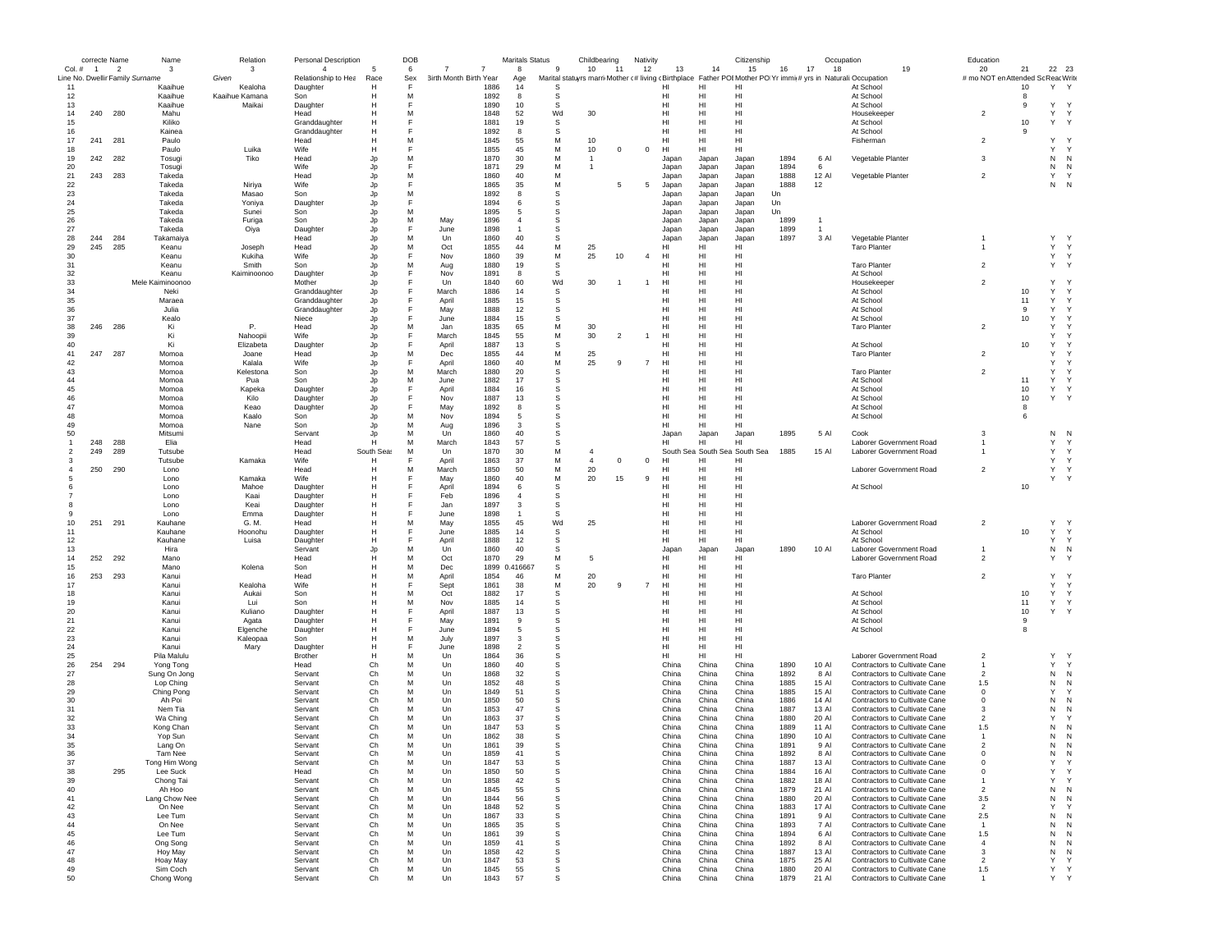| correcte Name | | | Name | | Relation | Personal Description | | DOB | | Maritals Status | | Childbearing | | | Nativity | | | Citizenship | | | Occupation | Education | | | |
|---|---|---|---|---|---|---|---|---|---|---|---|---|---|---|---|---|---|---|---|---|---|---|---|---|---|
| Col. # | 1 | 2 | 3 | | 4 | 5 | 6 | 7 | 7 | 8 | 9 | 10 | 11 | 12 | 13 | 14 | 15 | 16 | 17 | 18 | 19 | 20 | 21 | 22 | 23 |
| Line No. | Dwellin | Family | Surname | Given | Relationship to Hea | Race | Sex | Birth Month | Birth Year | Age | Marital statu | yrs marri | Mother c | # living c | Birthplace | Father POI | Mother PO | Yr immi | # yrs in | Naturali | Occupation | # mo NOT en | Attended Sc | Reac | Write |
| 11 | | | Kaaihue | Kealoha | Daughter | H | F | | 1886 | 14 | S | | | | HI | HI | HI | | | | At School | | 10 | Y | Y |
| 12 | | | Kaaihue | Kaaihue Kamana | Son | H | M | | 1892 | 8 | S | | | | HI | HI | HI | | | | At School | | 8 | | |
| 13 | | | Kaaihue | Maikai | Daughter | H | F | | 1890 | 10 | S | | | | HI | HI | HI | | | | At School | | 9 | Y | Y |
| 14 | 240 | 280 | Mahu | | Head | H | M | | 1848 | 52 | Wd | 30 | | | HI | HI | HI | | | | Housekeeper | 2 | | Y | Y |
| 15 | | | Kiliko | | Granddaughter | H | F | | 1881 | 19 | S | | | | HI | HI | HI | | | | At School | | 10 | Y | Y |
| 16 | | | Kainea | | Granddaughter | H | F | | 1892 | 8 | S | | | | HI | HI | HI | | | | At School | | 9 | | |
| 17 | 241 | 281 | Paulo | | Head | H | M | | 1845 | 55 | M | 10 | | | HI | HI | HI | | | | Fisherman | 2 | | Y | Y |
| 18 | | | Paulo | Luika | Wife | H | F | | 1855 | 45 | M | 10 | 0 | 0 | HI | HI | HI | | | | | | | Y | Y |
| 19 | 242 | 282 | Tosugi | Tiko | Head | Jp | M | | 1870 | 30 | M | 1 | | | Japan | Japan | Japan | 1894 | 6 | Al | Vegetable Planter | 3 | | N | N |
| 20 | | | Tosugi | | Wife | Jp | F | | 1871 | 29 | M | 1 | | | Japan | Japan | Japan | 1894 | 6 | | | | | N | N |
| 21 | 243 | 283 | Takeda | | Head | Jp | M | | 1860 | 40 | M | | | | Japan | Japan | Japan | 1888 | 12 | Al | Vegetable Planter | 2 | | Y | Y |
| 22 | | | Takeda | Niriya | Wife | Jp | F | | 1865 | 35 | M | | 5 | 5 | Japan | Japan | Japan | 1888 | 12 | | | | | N | N |
| 23 | | | Takeda | Masao | Son | Jp | M | | 1892 | 8 | S | | | | Japan | Japan | Japan | Un | | | | | | | |
| 24 | | | Takeda | Yoniya | Daughter | Jp | F | | 1894 | 6 | S | | | | Japan | Japan | Japan | Un | | | | | | | |
| 25 | | | Takeda | Sunei | Son | Jp | M | | 1895 | 5 | S | | | | Japan | Japan | Japan | Un | | | | | | | |
| 26 | | | Takeda | Furiga | Son | Jp | M | May | 1896 | 4 | S | | | | Japan | Japan | Japan | 1899 | 1 | | | | | | |
| 27 | | | Takeda | Oiya | Daughter | Jp | F | June | 1898 | 1 | S | | | | Japan | Japan | Japan | 1899 | 1 | | | | | | |
| 28 | 244 | 284 | Takamaiya | | Head | Jp | M | Un | 1860 | 40 | S | | | | Japan | Japan | Japan | 1897 | 3 | Al | Vegetable Planter | 1 | | Y | Y |
| 29 | 245 | 285 | Keanu | Joseph | Head | Jp | M | Oct | 1855 | 44 | M | 25 | | | HI | HI | HI | | | | Taro Planter | 1 | | Y | Y |
| 30 | | | Keanu | Kukiha | Wife | Jp | F | Nov | 1860 | 39 | M | 25 | 10 | 4 | HI | HI | HI | | | | | | | Y | Y |
| 31 | | | Keanu | Smith | Son | Jp | M | Aug | 1880 | 19 | S | | | | HI | HI | HI | | | | Taro Planter | 2 | | Y | Y |
| 32 | | | Keanu | Kaiminoonoo | Daughter | Jp | F | Nov | 1891 | 8 | S | | | | HI | HI | HI | | | | At School | | | | |
| 33 | | | Mele Kaiminoonoo | | Mother | Jp | F | Un | 1840 | 60 | Wd | 30 | 1 | 1 | HI | HI | HI | | | | Housekeeper | 2 | | Y | Y |
| 34 | | | Neki | | Granddaughter | Jp | F | March | 1886 | 14 | S | | | | HI | HI | HI | | | | At School | | 10 | Y | Y |
| 35 | | | Maraea | | Granddaughter | Jp | F | April | 1885 | 15 | S | | | | HI | HI | HI | | | | At School | | 11 | Y | Y |
| 36 | | | Julia | | Granddaughter | Jp | F | May | 1888 | 12 | S | | | | HI | HI | HI | | | | At School | | 9 | Y | Y |
| 37 | | | Kealo | | Niece | Jp | F | June | 1884 | 15 | S | | | | HI | HI | HI | | | | At School | | 10 | Y | Y |
| 38 | 246 | 286 | Ki | P. | Head | Jp | M | Jan | 1835 | 65 | M | 30 | | | HI | HI | HI | | | | Taro Planter | 2 | | Y | Y |
| 39 | | | Ki | Nahoopii | Wife | Jp | F | March | 1845 | 55 | M | 30 | 2 | 1 | HI | HI | HI | | | | | | | Y | Y |
| 40 | | | Ki | Elizabeta | Daughter | Jp | F | April | 1887 | 13 | S | | | | HI | HI | HI | | | | At School | | 10 | Y | Y |
| 41 | 247 | 287 | Momoa | Joane | Head | Jp | M | Dec | 1855 | 44 | M | 25 | | | HI | HI | HI | | | | Taro Planter | 2 | | Y | Y |
| 42 | | | Momoa | Kalala | Wife | Jp | F | April | 1860 | 40 | M | 25 | 9 | 7 | HI | HI | HI | | | | | | | Y | Y |
| 43 | | | Momoa | Kelestona | Son | Jp | M | March | 1880 | 20 | S | | | | HI | HI | HI | | | | Taro Planter | 2 | | Y | Y |
| 44 | | | Momoa | Pua | Son | Jp | M | June | 1882 | 17 | S | | | | HI | HI | HI | | | | At School | | 11 | Y | Y |
| 45 | | | Momoa | Kapeka | Daughter | Jp | F | April | 1884 | 16 | S | | | | HI | HI | HI | | | | At School | | 10 | Y | Y |
| 46 | | | Momoa | Kilo | Daughter | Jp | F | Nov | 1887 | 13 | S | | | | HI | HI | HI | | | | At School | | 10 | Y | Y |
| 47 | | | Momoa | Keao | Daughter | Jp | F | May | 1892 | 8 | S | | | | HI | HI | HI | | | | At School | | 8 | | |
| 48 | | | Momoa | Kaalo | Son | Jp | M | Nov | 1894 | 5 | S | | | | HI | HI | HI | | | | At School | | 6 | | |
| 49 | | | Momoa | Nane | Son | Jp | M | Aug | 1896 | 3 | S | | | | HI | HI | HI | | | | | | | | |
| 50 | | | Mitsumi | | Servant | Jp | M | Un | 1860 | 40 | S | | | | Japan | Japan | Japan | 1895 | 5 | Al | Cook | 3 | | N | N |
| 1 | 248 | 288 | Elia | | Head | H | M | March | 1843 | 57 | S | | | | HI | HI | HI | | | | Laborer Government Road | 1 | | Y | Y |
| 2 | 249 | 289 | Tutsube | | Head | South Seas | M | Un | 1870 | 30 | M | 4 | | | South Sea | South Sea | South Sea | 1885 | 15 | Al | Laborer Government Road | 1 | | Y | Y |
| 3 | | | Tutsube | Kamaka | Wife | H | F | April | 1863 | 37 | M | 4 | 0 | 0 | HI | HI | HI | | | | | | | Y | Y |
| 4 | 250 | 290 | Lono | | Head | H | M | March | 1850 | 50 | M | 20 | | | HI | HI | HI | | | | Laborer Government Road | 2 | | Y | Y |
| 5 | | | Lono | Kamaka | Wife | H | F | May | 1860 | 40 | M | 20 | 15 | 9 | HI | HI | HI | | | | | | | Y | Y |
| 6 | | | Lono | Mahoe | Daughter | H | F | April | 1894 | 6 | S | | | | HI | HI | HI | | | | At School | | 10 | | |
| 7 | | | Lono | Kaai | Daughter | H | F | Feb | 1896 | 4 | S | | | | HI | HI | HI | | | | | | | | |
| 8 | | | Lono | Keai | Daughter | H | F | Jan | 1897 | 3 | S | | | | HI | HI | HI | | | | | | | | |
| 9 | | | Lono | Emma | Daughter | H | F | June | 1898 | 1 | S | | | | HI | HI | HI | | | | | | | | |
| 10 | 251 | 291 | Kauhane | G. M. | Head | H | M | May | 1855 | 45 | Wd | 25 | | | HI | HI | HI | | | | Laborer Government Road | 2 | | Y | Y |
| 11 | | | Kauhane | Hoonohu | Daughter | H | F | June | 1885 | 14 | S | | | | HI | HI | HI | | | | At School | | 10 | Y | Y |
| 12 | | | Kauhane | Luisa | Daughter | H | F | April | 1888 | 12 | S | | | | HI | HI | HI | | | | At School | | | Y | Y |
| 13 | | | Hira | | Servant | Jp | M | Un | 1860 | 40 | S | | | | Japan | Japan | Japan | 1890 | 10 | Al | Laborer Government Road | 1 | | N | N |
| 14 | 252 | 292 | Mano | | Head | H | M | Oct | 1870 | 29 | M | 5 | | | HI | HI | HI | | | | Laborer Government Road | 2 | | Y | Y |
| 15 | | | Mano | Kolena | Son | H | M | Dec | 1899 | 0.416667 | S | | | | HI | HI | HI | | | | | | | | |
| 16 | 253 | 293 | Kanui | | Head | H | M | April | 1854 | 46 | M | 20 | | | HI | HI | HI | | | | Taro Planter | 2 | | Y | Y |
| 17 | | | Kanui | Kealoha | Wife | H | F | Sept | 1861 | 38 | M | 20 | 9 | 7 | HI | HI | HI | | | | | | | Y | Y |
| 18 | | | Kanui | Aukai | Son | H | M | Oct | 1882 | 17 | S | | | | HI | HI | HI | | | | At School | | 10 | Y | Y |
| 19 | | | Kanui | Lui | Son | H | M | Nov | 1885 | 14 | S | | | | HI | HI | HI | | | | At School | | 11 | Y | Y |
| 20 | | | Kanui | Kuliano | Daughter | H | F | April | 1887 | 13 | S | | | | HI | HI | HI | | | | At School | | 10 | Y | Y |
| 21 | | | Kanui | Agata | Daughter | H | F | May | 1891 | 9 | S | | | | HI | HI | HI | | | | At School | | 9 | | |
| 22 | | | Kanui | Elgenche | Daughter | H | F | June | 1894 | 5 | S | | | | HI | HI | HI | | | | At School | | 8 | | |
| 23 | | | Kanui | Kaleopaa | Son | H | M | July | 1897 | 3 | S | | | | HI | HI | HI | | | | | | | | |
| 24 | | | Kanui | Mary | Daughter | H | F | June | 1898 | 2 | S | | | | HI | HI | HI | | | | | | | | |
| 25 | | | Pila Malulu | | Brother | H | M | Un | 1864 | 36 | S | | | | HI | HI | HI | | | | Laborer Government Road | 2 | | Y | Y |
| 26 | 254 | 294 | Yong Tong | | Head | Ch | M | Un | 1860 | 40 | S | | | | China | China | China | 1890 | 10 | Al | Contractors to Cultivate Cane | 1 | | Y | Y |
| 27 | | | Sung On Jong | | Servant | Ch | M | Un | 1868 | 32 | S | | | | China | China | China | 1892 | 8 | Al | Contractors to Cultivate Cane | 2 | | N | N |
| 28 | | | Lop Ching | | Servant | Ch | M | Un | 1852 | 48 | S | | | | China | China | China | 1885 | 15 | Al | Contractors to Cultivate Cane | 1.5 | | N | N |
| 29 | | | Ching Pong | | Servant | Ch | M | Un | 1849 | 51 | S | | | | China | China | China | 1885 | 15 | Al | Contractors to Cultivate Cane | 0 | | Y | Y |
| 30 | | | Ah Poi | | Servant | Ch | M | Un | 1850 | 50 | S | | | | China | China | China | 1886 | 14 | Al | Contractors to Cultivate Cane | 0 | | N | N |
| 31 | | | Nem Tia | | Servant | Ch | M | Un | 1853 | 47 | S | | | | China | China | China | 1887 | 13 | Al | Contractors to Cultivate Cane | 3 | | N | N |
| 32 | | | Wa Ching | | Servant | Ch | M | Un | 1863 | 37 | S | | | | China | China | China | 1880 | 20 | Al | Contractors to Cultivate Cane | 2 | | Y | Y |
| 33 | | | Kong Chan | | Servant | Ch | M | Un | 1847 | 53 | S | | | | China | China | China | 1889 | 11 | Al | Contractors to Cultivate Cane | 1.5 | | N | N |
| 34 | | | Yop Sun | | Servant | Ch | M | Un | 1862 | 38 | S | | | | China | China | China | 1890 | 10 | Al | Contractors to Cultivate Cane | 1 | | N | N |
| 35 | | | Lang On | | Servant | Ch | M | Un | 1861 | 39 | S | | | | China | China | China | 1891 | 9 | Al | Contractors to Cultivate Cane | 2 | | N | N |
| 36 | | | Tam Nee | | Servant | Ch | M | Un | 1859 | 41 | S | | | | China | China | China | 1892 | 8 | Al | Contractors to Cultivate Cane | 0 | | N | N |
| 37 | | | Tong Him Wong | | Servant | Ch | M | Un | 1847 | 53 | S | | | | China | China | China | 1887 | 13 | Al | Contractors to Cultivate Cane | 0 | | Y | Y |
| 38 | | 295 | Lee Suck | | Head | Ch | M | Un | 1850 | 50 | S | | | | China | China | China | 1884 | 16 | Al | Contractors to Cultivate Cane | 0 | | Y | Y |
| 39 | | | Chong Tai | | Servant | Ch | M | Un | 1858 | 42 | S | | | | China | China | China | 1882 | 18 | Al | Contractors to Cultivate Cane | 1 | | Y | Y |
| 40 | | | Ah Hoo | | Servant | Ch | M | Un | 1845 | 55 | S | | | | China | China | China | 1879 | 21 | Al | Contractors to Cultivate Cane | 2 | | N | N |
| 41 | | | Lang Chow Nee | | Servant | Ch | M | Un | 1844 | 56 | S | | | | China | China | China | 1880 | 20 | Al | Contractors to Cultivate Cane | 3.5 | | N | N |
| 42 | | | On Nee | | Servant | Ch | M | Un | 1848 | 52 | S | | | | China | China | China | 1883 | 17 | Al | Contractors to Cultivate Cane | 2 | | Y | Y |
| 43 | | | Lee Tum | | Servant | Ch | M | Un | 1867 | 33 | S | | | | China | China | China | 1891 | 9 | Al | Contractors to Cultivate Cane | 2.5 | | N | N |
| 44 | | | On Nee | | Servant | Ch | M | Un | 1865 | 35 | S | | | | China | China | China | 1893 | 7 | Al | Contractors to Cultivate Cane | 1 | | N | N |
| 45 | | | Lee Tum | | Servant | Ch | M | Un | 1861 | 39 | S | | | | China | China | China | 1894 | 6 | Al | Contractors to Cultivate Cane | 1.5 | | N | N |
| 46 | | | Ong Song | | Servant | Ch | M | Un | 1859 | 41 | S | | | | China | China | China | 1892 | 8 | Al | Contractors to Cultivate Cane | 4 | | N | N |
| 47 | | | Hoy May | | Servant | Ch | M | Un | 1858 | 42 | S | | | | China | China | China | 1887 | 13 | Al | Contractors to Cultivate Cane | 3 | | N | N |
| 48 | | | Hoay May | | Servant | Ch | M | Un | 1847 | 53 | S | | | | China | China | China | 1875 | 25 | Al | Contractors to Cultivate Cane | 2 | | Y | Y |
| 49 | | | Sim Coch | | Servant | Ch | M | Un | 1845 | 55 | S | | | | China | China | China | 1880 | 20 | Al | Contractors to Cultivate Cane | 1.5 | | Y | Y |
| 50 | | | Chong Wong | | Servant | Ch | M | Un | 1843 | 57 | S | | | | China | China | China | 1879 | 21 | Al | Contractors to Cultivate Cane | 1 | | Y | Y |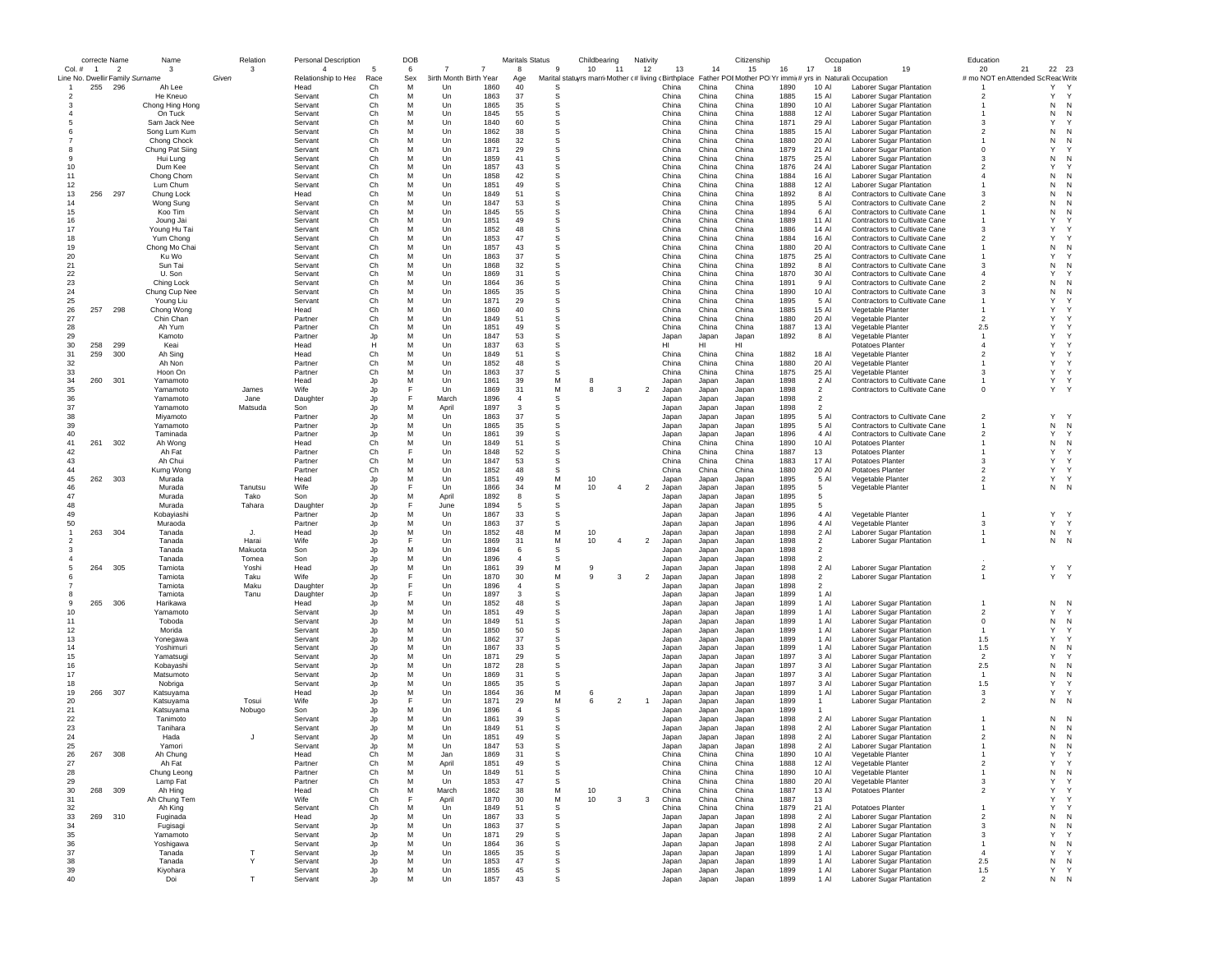| | correcte Name | | Name | | Relation | Personal Description | | DOB | | | | Maritals Status | | Childbearing | | Nativity | | | | Citizenship | | | Occupation | | Education | | | |
|---|---|---|---|---|---|---|---|---|---|---|---|---|---|---|---|---|---|---|---|---|---|---|---|---|---|---|---|---|
| Col. # | 1 | 2 | 3 | | 3 | 4 | 5 | 6 | 7 | 7 | 8 | 9 | 10 | 11 | 12 | 13 | 14 | 15 | 16 | 17 | 18 | 19 | 20 | 21 | 22 | 23 |
| Line No. | Dwellin | Family | Surname | Given | | Relationship to Hea | Race | Sex | Birth Month | Birth Year | Age | Marital status | yrs marri | Mother c | # living c | Birthplace | Father PO | Mother PO | Yr immi | # yrs in | Naturali | Occupation | # mo NOT en | Attended Sc | Read | Write |
| 1 | 255 | 296 | Ah Lee | | | Head | Ch | M | Un | 1860 | 40 | S | | | | China | China | China | 1890 | 10 | Al | Laborer Sugar Plantation | 1 | | Y | Y |
| 2 | | | He Kneuo | | | Servant | Ch | M | Un | 1863 | 37 | S | | | | China | China | China | 1885 | 15 | Al | Laborer Sugar Plantation | 2 | | Y | Y |
| 3 | | | Chong Hing Hong | | | Servant | Ch | M | Un | 1865 | 35 | S | | | | China | China | China | 1890 | 10 | Al | Laborer Sugar Plantation | 1 | | N | N |
| 4 | | | On Tuck | | | Servant | Ch | M | Un | 1845 | 55 | S | | | | China | China | China | 1888 | 12 | Al | Laborer Sugar Plantation | 1 | | N | N |
| 5 | | | Sam Jack Nee | | | Servant | Ch | M | Un | 1840 | 60 | S | | | | China | China | China | 1871 | 29 | Al | Laborer Sugar Plantation | 3 | | Y | Y |
| 6 | | | Song Lum Kum | | | Servant | Ch | M | Un | 1862 | 38 | S | | | | China | China | China | 1885 | 15 | Al | Laborer Sugar Plantation | 2 | | N | N |
| 7 | | | Chong Chock | | | Servant | Ch | M | Un | 1868 | 32 | S | | | | China | China | China | 1880 | 20 | Al | Laborer Sugar Plantation | 1 | | N | N |
| 8 | | | Chung Pat Siing | | | Servant | Ch | M | Un | 1871 | 29 | S | | | | China | China | China | 1879 | 21 | Al | Laborer Sugar Plantation | 0 | | Y | Y |
| 9 | | | Hui Lung | | | Servant | Ch | M | Un | 1859 | 41 | S | | | | China | China | China | 1875 | 25 | Al | Laborer Sugar Plantation | 3 | | N | N |
| 10 | | | Dum Kee | | | Servant | Ch | M | Un | 1857 | 43 | S | | | | China | China | China | 1876 | 24 | Al | Laborer Sugar Plantation | 2 | | Y | Y |
| 11 | | | Chong Chom | | | Servant | Ch | M | Un | 1858 | 42 | S | | | | China | China | China | 1884 | 16 | Al | Laborer Sugar Plantation | 4 | | N | N |
| 12 | | | Lum Chum | | | Servant | Ch | M | Un | 1851 | 49 | S | | | | China | China | China | 1888 | 12 | Al | Laborer Sugar Plantation | 1 | | N | N |
| 13 | 256 | 297 | Chung Lock | | | Head | Ch | M | Un | 1849 | 51 | S | | | | China | China | China | 1892 | 8 | Al | Contractors to Cultivate Cane | 3 | | N | N |
| 14 | | | Wong Sung | | | Servant | Ch | M | Un | 1847 | 53 | S | | | | China | China | China | 1895 | 5 | Al | Contractors to Cultivate Cane | 2 | | N | N |
| 15 | | | Koo Tim | | | Servant | Ch | M | Un | 1845 | 55 | S | | | | China | China | China | 1894 | 6 | Al | Contractors to Cultivate Cane | 1 | | N | N |
| 16 | | | Joung Jai | | | Servant | Ch | M | Un | 1851 | 49 | S | | | | China | China | China | 1889 | 11 | Al | Contractors to Cultivate Cane | 1 | | Y | Y |
| 17 | | | Young Hu Tai | | | Servant | Ch | M | Un | 1852 | 48 | S | | | | China | China | China | 1886 | 14 | Al | Contractors to Cultivate Cane | 3 | | Y | Y |
| 18 | | | Yum Chong | | | Servant | Ch | M | Un | 1853 | 47 | S | | | | China | China | China | 1884 | 16 | Al | Contractors to Cultivate Cane | 2 | | Y | Y |
| 19 | | | Chong Mo Chai | | | Servant | Ch | M | Un | 1857 | 43 | S | | | | China | China | China | 1880 | 20 | Al | Contractors to Cultivate Cane | 1 | | N | N |
| 20 | | | Ku Wo | | | Servant | Ch | M | Un | 1863 | 37 | S | | | | China | China | China | 1875 | 25 | Al | Contractors to Cultivate Cane | 1 | | Y | Y |
| 21 | | | Sun Tai | | | Servant | Ch | M | Un | 1868 | 32 | S | | | | China | China | China | 1892 | 8 | Al | Contractors to Cultivate Cane | 3 | | N | N |
| 22 | | | U. Son | | | Servant | Ch | M | Un | 1869 | 31 | S | | | | China | China | China | 1870 | 30 | Al | Contractors to Cultivate Cane | 4 | | Y | Y |
| 23 | | | Ching Lock | | | Servant | Ch | M | Un | 1864 | 36 | S | | | | China | China | China | 1891 | 9 | Al | Contractors to Cultivate Cane | 2 | | N | N |
| 24 | | | Chung Cup Nee | | | Servant | Ch | M | Un | 1865 | 35 | S | | | | China | China | China | 1890 | 10 | Al | Contractors to Cultivate Cane | 3 | | N | N |
| 25 | | | Young Liu | | | Servant | Ch | M | Un | 1871 | 29 | S | | | | China | China | China | 1895 | 5 | Al | Contractors to Cultivate Cane | 1 | | Y | Y |
| 26 | 257 | 298 | Chong Wong | | | Head | Ch | M | Un | 1860 | 40 | S | | | | China | China | China | 1885 | 15 | Al | Vegetable Planter | 1 | | Y | Y |
| 27 | | | Chin Chan | | | Partner | Ch | M | Un | 1849 | 51 | S | | | | China | China | China | 1880 | 20 | Al | Vegetable Planter | 2 | | Y | Y |
| 28 | | | Ah Yum | | | Partner | Ch | M | Un | 1851 | 49 | S | | | | China | China | China | 1887 | 13 | Al | Vegetable Planter | 2.5 | | Y | Y |
| 29 | | | Kamoto | | | Partner | Jp | M | Un | 1847 | 53 | S | | | | Japan | Japan | Japan | 1892 | 8 | Al | Vegetable Planter | 1 | | Y | Y |
| 30 | 258 | 299 | Keai | | | Head | H | M | Un | 1837 | 63 | S | | | | HI | HI | HI | | | | Potatoes Planter | 4 | | Y | Y |
| 31 | 259 | 300 | Ah Sing | | | Head | Ch | M | Un | 1849 | 51 | S | | | | China | China | China | 1882 | 18 | Al | Vegetable Planter | 2 | | Y | Y |
| 32 | | | Ah Non | | | Partner | Ch | M | Un | 1852 | 48 | S | | | | China | China | China | 1880 | 20 | Al | Vegetable Planter | 1 | | Y | Y |
| 33 | | | Hoon On | | | Partner | Ch | M | Un | 1863 | 37 | S | | | | China | China | China | 1875 | 25 | Al | Vegetable Planter | 3 | | Y | Y |
| 34 | 260 | 301 | Yamamoto | | | Head | Jp | M | Un | 1861 | 39 | M | 8 | | | Japan | Japan | Japan | 1898 | 2 | Al | Contractors to Cultivate Cane | 1 | | Y | Y |
| 35 | | | Yamamoto | | James | Wife | Jp | F | Un | 1869 | 31 | M | 8 | 3 | 2 | Japan | Japan | Japan | 1898 | 2 | | Contractors to Cultivate Cane | 0 | | Y | Y |
| 36 | | | Yamamoto | | Jane | Daughter | Jp | F | March | 1896 | 4 | S | | | | Japan | Japan | Japan | 1898 | 2 | | | | | | |
| 37 | | | Yamamoto | | Matsuda | Son | Jp | M | April | 1897 | 3 | S | | | | Japan | Japan | Japan | 1898 | 2 | | | | | | |
| 38 | | | Miyamoto | | | Partner | Jp | M | Un | 1863 | 37 | S | | | | Japan | Japan | Japan | 1895 | 5 | Al | Contractors to Cultivate Cane | 2 | | Y | Y |
| 39 | | | Yamamoto | | | Partner | Jp | M | Un | 1865 | 35 | S | | | | Japan | Japan | Japan | 1895 | 5 | Al | Contractors to Cultivate Cane | 1 | | N | N |
| 40 | | | Taminada | | | Partner | Jp | M | Un | 1861 | 39 | S | | | | Japan | Japan | Japan | 1896 | 4 | Al | Contractors to Cultivate Cane | 2 | | Y | Y |
| 41 | 261 | 302 | Ah Wong | | | Head | Ch | M | Un | 1849 | 51 | S | | | | China | China | China | 1890 | 10 | Al | Potatoes Planter | 1 | | N | N |
| 42 | | | Ah Fat | | | Partner | Ch | F | Un | 1848 | 52 | S | | | | China | China | China | 1887 | 13 | | Potatoes Planter | 1 | | Y | Y |
| 43 | | | Ah Chui | | | Partner | Ch | M | Un | 1847 | 53 | S | | | | China | China | China | 1883 | 17 | Al | Potatoes Planter | 3 | | Y | Y |
| 44 | | | Kumg Wong | | | Partner | Ch | M | Un | 1852 | 48 | S | | | | China | China | China | 1880 | 20 | Al | Potatoes Planter | 2 | | Y | Y |
| 45 | 262 | 303 | Murada | | | Head | Jp | M | Un | 1851 | 49 | M | 10 | | | Japan | Japan | Japan | 1895 | 5 | Al | Vegetable Planter | 2 | | Y | Y |
| 46 | | | Murada | | Tanutsu | Wife | Jp | F | Un | 1866 | 34 | M | 10 | 4 | 2 | Japan | Japan | Japan | 1895 | 5 | | Vegetable Planter | 1 | | N | N |
| 47 | | | Murada | | Tako | Son | Jp | M | April | 1892 | 8 | S | | | | Japan | Japan | Japan | 1895 | 5 | | | | | | |
| 48 | | | Murada | | Tahara | Daughter | Jp | F | June | 1894 | 5 | S | | | | Japan | Japan | Japan | 1895 | 5 | | | | | | |
| 49 | | | Kobayiashi | | | Partner | Jp | M | Un | 1867 | 33 | S | | | | Japan | Japan | Japan | 1896 | 4 | Al | Vegetable Planter | 1 | | Y | Y |
| 50 | | | Muraoda | | | Partner | Jp | M | Un | 1863 | 37 | S | | | | Japan | Japan | Japan | 1896 | 4 | Al | Vegetable Planter | 3 | | Y | Y |
| 1 | 263 | 304 | Tanada | | J. | Head | Jp | M | Un | 1852 | 48 | M | 10 | | | Japan | Japan | Japan | 1898 | 2 | Al | Laborer Sugar Plantation | 1 | | N | Y |
| 2 | | | Tanada | | Harai | Wife | Jp | F | Un | 1869 | 31 | M | 10 | 4 | 2 | Japan | Japan | Japan | 1898 | 2 | | Laborer Sugar Plantation | 1 | | N | N |
| 3 | | | Tanada | | Makuota | Son | Jp | M | Un | 1894 | 6 | S | | | | Japan | Japan | Japan | 1898 | 2 | | | | | | |
| 4 | | | Tanada | | Tomea | Son | Jp | M | Un | 1896 | 4 | S | | | | Japan | Japan | Japan | 1898 | 2 | | | . | | | |
| 5 | 264 | 305 | Tamiota | | Yoshi | Head | Jp | M | Un | 1861 | 39 | M | 9 | | | Japan | Japan | Japan | 1898 | 2 | Al | Laborer Sugar Plantation | 2 | | Y | Y |
| 6 | | | Tamiota | | Taku | Wife | Jp | F | Un | 1870 | 30 | M | 9 | 3 | 2 | Japan | Japan | Japan | 1898 | 2 | | Laborer Sugar Plantation | 1 | | Y | Y |
| 7 | | | Tamiota | | Maku | Daughter | Jp | F | Un | 1896 | 4 | S | | | | Japan | Japan | Japan | 1898 | 2 | | | | | | |
| 8 | | | Tamiota | | Tanu | Daughter | Jp | F | Un | 1897 | 3 | S | | | | Japan | Japan | Japan | 1899 | 1 | Al | | | | | |
| 9 | 265 | 306 | Harikawa | | | Head | Jp | M | Un | 1852 | 48 | S | | | | Japan | Japan | Japan | 1899 | 1 | Al | Laborer Sugar Plantation | 1 | | N | N |
| 10 | | | Yamamoto | | | Servant | Jp | M | Un | 1851 | 49 | S | | | | Japan | Japan | Japan | 1899 | 1 | Al | Laborer Sugar Plantation | 2 | | Y | Y |
| 11 | | | Toboda | | | Servant | Jp | M | Un | 1849 | 51 | S | | | | Japan | Japan | Japan | 1899 | 1 | Al | Laborer Sugar Plantation | 0 | | N | N |
| 12 | | | Morida | | | Servant | Jp | M | Un | 1850 | 50 | S | | | | Japan | Japan | Japan | 1899 | 1 | Al | Laborer Sugar Plantation | 1 | | Y | Y |
| 13 | | | Yonegawa | | | Servant | Jp | M | Un | 1862 | 37 | S | | | | Japan | Japan | Japan | 1899 | 1 | Al | Laborer Sugar Plantation | 1.5 | | Y | Y |
| 14 | | | Yoshimuri | | | Servant | Jp | M | Un | 1867 | 33 | S | | | | Japan | Japan | Japan | 1899 | 1 | Al | Laborer Sugar Plantation | 1.5 | | N | N |
| 15 | | | Yamatsugi | | | Servant | Jp | M | Un | 1871 | 29 | S | | | | Japan | Japan | Japan | 1897 | 3 | Al | Laborer Sugar Plantation | 2 | | Y | Y |
| 16 | | | Kobayashi | | | Servant | Jp | M | Un | 1872 | 28 | S | | | | Japan | Japan | Japan | 1897 | 3 | Al | Laborer Sugar Plantation | 2.5 | | N | N |
| 17 | | | Matsumoto | | | Servant | Jp | M | Un | 1869 | 31 | S | | | | Japan | Japan | Japan | 1897 | 3 | Al | Laborer Sugar Plantation | 1 | | N | N |
| 18 | | | Nobriga | | | Servant | Jp | M | Un | 1865 | 35 | S | | | | Japan | Japan | Japan | 1897 | 3 | Al | Laborer Sugar Plantation | 1.5 | | Y | Y |
| 19 | 266 | 307 | Katsuyama | | | Head | Jp | M | Un | 1864 | 36 | M | 6 | | | Japan | Japan | Japan | 1899 | 1 | Al | Laborer Sugar Plantation | 3 | | Y | Y |
| 20 | | | Katsuyama | | Tosui | Wife | Jp | F | Un | 1871 | 29 | M | 6 | 2 | 1 | Japan | Japan | Japan | 1899 | 1 | | Laborer Sugar Plantation | 2 | | N | N |
| 21 | | | Katsuyama | | Nobugo | Son | Jp | M | Un | 1896 | 4 | S | | | | Japan | Japan | Japan | 1899 | 1 | | | | | | |
| 22 | | | Tanimoto | | | Servant | Jp | M | Un | 1861 | 39 | S | | | | Japan | Japan | Japan | 1898 | 2 | Al | Laborer Sugar Plantation | 1 | | N | N |
| 23 | | | Tanihara | | | Servant | Jp | M | Un | 1849 | 51 | S | | | | Japan | Japan | Japan | 1898 | 2 | Al | Laborer Sugar Plantation | 1 | | N | N |
| 24 | | | Hada | | J | Servant | Jp | M | Un | 1851 | 49 | S | | | | Japan | Japan | Japan | 1898 | 2 | Al | Laborer Sugar Plantation | 2 | | N | N |
| 25 | | | Yamori | | | Servant | Jp | M | Un | 1847 | 53 | S | | | | Japan | Japan | Japan | 1898 | 2 | Al | Laborer Sugar Plantation | 1 | | N | N |
| 26 | 267 | 308 | Ah Chung | | | Head | Ch | M | Jan | 1869 | 31 | S | | | | China | China | China | 1890 | 10 | Al | Vegetable Planter | 1 | | Y | Y |
| 27 | | | Ah Fat | | | Partner | Ch | M | April | 1851 | 49 | S | | | | China | China | China | 1888 | 12 | Al | Vegetable Planter | 2 | | Y | Y |
| 28 | | | Chung Leong | | | Partner | Ch | M | Un | 1849 | 51 | S | | | | China | China | China | 1890 | 10 | Al | Vegetable Planter | 1 | | N | N |
| 29 | | | Lamp Fat | | | Partner | Ch | M | Un | 1853 | 47 | S | | | | China | China | China | 1880 | 20 | Al | Vegetable Planter | 3 | | Y | Y |
| 30 | 268 | 309 | Ah Hing | | | Head | Ch | M | March | 1862 | 38 | M | 10 | | | China | China | China | 1887 | 13 | Al | Potatoes Planter | 2 | | Y | Y |
| 31 | | | Ah Chung Tem | | | Wife | Ch | F | April | 1870 | 30 | M | 10 | 3 | 3 | China | China | China | 1887 | 13 | | | | | Y | Y |
| 32 | | | Ah King | | | Servant | Ch | M | Un | 1849 | 51 | S | | | | China | China | China | 1879 | 21 | Al | Potatoes Planter | 1 | | Y | Y |
| 33 | 269 | 310 | Fuginada | | | Head | Jp | M | Un | 1867 | 33 | S | | | | Japan | Japan | Japan | 1898 | 2 | Al | Laborer Sugar Plantation | 2 | | N | N |
| 34 | | | Fugisagi | | | Servant | Jp | M | Un | 1863 | 37 | S | | | | Japan | Japan | Japan | 1898 | 2 | Al | Laborer Sugar Plantation | 3 | | N | N |
| 35 | | | Yamamoto | | | Servant | Jp | M | Un | 1871 | 29 | S | | | | Japan | Japan | Japan | 1898 | 2 | Al | Laborer Sugar Plantation | 3 | | Y | Y |
| 36 | | | Yoshigawa | | | Servant | Jp | M | Un | 1864 | 36 | S | | | | Japan | Japan | Japan | 1898 | 2 | Al | Laborer Sugar Plantation | 1 | | N | N |
| 37 | | | Tanada | | T | Servant | Jp | M | Un | 1865 | 35 | S | | | | Japan | Japan | Japan | 1899 | 1 | Al | Laborer Sugar Plantation | 4 | | Y | Y |
| 38 | | | Tanada | | Y | Servant | Jp | M | Un | 1853 | 47 | S | | | | Japan | Japan | Japan | 1899 | 1 | Al | Laborer Sugar Plantation | 2.5 | | N | N |
| 39 | | | Kiyohara | | | Servant | Jp | M | Un | 1855 | 45 | S | | | | Japan | Japan | Japan | 1899 | 1 | Al | Laborer Sugar Plantation | 1.5 | | Y | Y |
| 40 | | | Doi | | T | Servant | Jp | M | Un | 1857 | 43 | S | | | | Japan | Japan | Japan | 1899 | 1 | Al | Laborer Sugar Plantation | 2 | | N | N |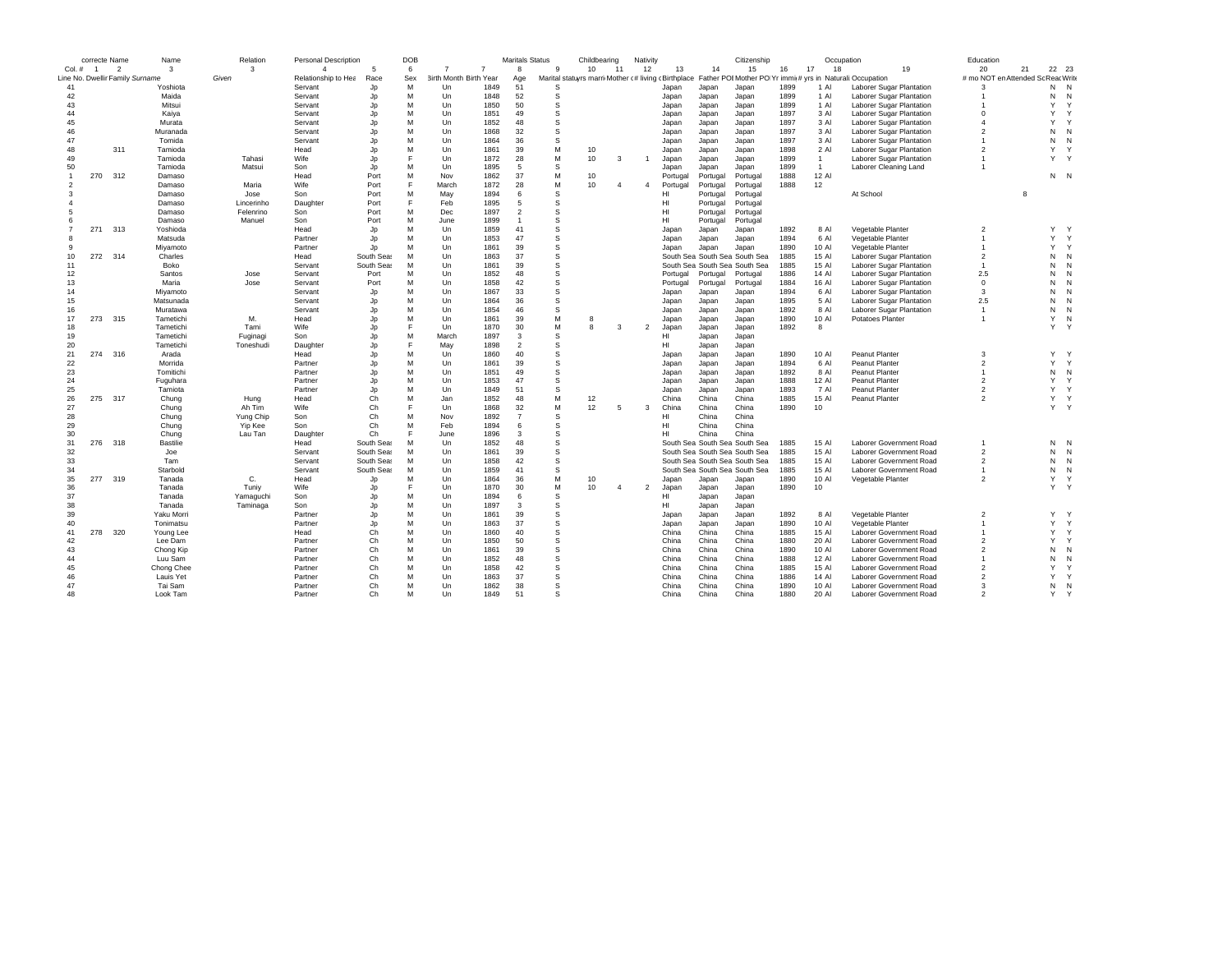| | correcte Name | | Name | | Relation | Personal Description | | DOB | | | Maritals Status | Childbearing | | | Nativity | | | Citizenship | | | Occupation | Education | | | |
|---|---|---|---|---|---|---|---|---|---|---|---|---|---|---|---|---|---|---|---|---|---|---|---|---|---|
| Col. # | 1 | 2 | 3 | | 4 | 5 | 6 | 7 | 7 | 8 | 9 | 10 | 11 | 12 | 13 | 14 | 15 | 16 | 17 | 18 | 19 | 20 | 21 | 22 | 23 |
| Line No. | Dwellir | Family | Surname | Given | Relationship to Hea | Race | Sex | Birth Month | Birth Year | Age | Marital statu | yrs marri | Mother c | # living c | Birthplace | Father POB | Mother PO | Yr immi | # yrs in | Naturali | Occupation | # mo NOT en | Attended Sc | Read | Write |
| 41 | | | Yoshiota | | Servant | Jp | M | Un | 1849 | 51 | S | | | | Japan | Japan | Japan | 1899 | 1 | Al | Laborer Sugar Plantation | 3 | | N | N |
| 42 | | | Maida | | Servant | Jp | M | Un | 1848 | 52 | S | | | | Japan | Japan | Japan | 1899 | 1 | Al | Laborer Sugar Plantation | 1 | | N | N |
| 43 | | | Mitsui | | Servant | Jp | M | Un | 1850 | 50 | S | | | | Japan | Japan | Japan | 1899 | 1 | Al | Laborer Sugar Plantation | 1 | | Y | Y |
| 44 | | | Kaiya | | Servant | Jp | M | Un | 1851 | 49 | S | | | | Japan | Japan | Japan | 1897 | 3 | Al | Laborer Sugar Plantation | 0 | | Y | Y |
| 45 | | | Murata | | Servant | Jp | M | Un | 1852 | 48 | S | | | | Japan | Japan | Japan | 1897 | 3 | Al | Laborer Sugar Plantation | 4 | | Y | Y |
| 46 | | | Muranada | | Servant | Jp | M | Un | 1868 | 32 | S | | | | Japan | Japan | Japan | 1897 | 3 | Al | Laborer Sugar Plantation | 2 | | N | N |
| 47 | | | Tomida | | Servant | Jp | M | Un | 1864 | 36 | S | | | | Japan | Japan | Japan | 1897 | 3 | Al | Laborer Sugar Plantation | 1 | | N | N |
| 48 | | 311 | Tamioda | | Head | Jp | M | Un | 1861 | 39 | M | 10 | | | Japan | Japan | Japan | 1898 | 2 | Al | Laborer Sugar Plantation | 2 | | Y | Y |
| 49 | | | Tamioda | Tahasi | Wife | Jp | F | Un | 1872 | 28 | M | 10 | 3 | 1 | Japan | Japan | Japan | 1899 | 1 | | Laborer Sugar Plantation | 1 | | Y | Y |
| 50 | | | Tamioda | Matsui | Son | Jp | M | Un | 1895 | 5 | S | | | | Japan | Japan | Japan | 1899 | 1 | | Laborer Cleaning Land | 1 | | | |
| 1 | 270 | 312 | Damaso | | Head | Port | M | Nov | 1862 | 37 | M | 10 | | | Portugal | Portugal | Portugal | 1888 | 12 | Al | | | | N | N |
| 2 | | | Damaso | Maria | Wife | Port | F | March | 1872 | 28 | M | 10 | 4 | 4 | Portugal | Portugal | Portugal | 1888 | 12 | | | | | | |
| 3 | | | Damaso | Jose | Son | Port | M | May | 1894 | 6 | S | | | | HI | Portugal | Portugal | | | | At School | | 8 | | |
| 4 | | | Damaso | Lincerinho | Daughter | Port | F | Feb | 1895 | 5 | S | | | | HI | Portugal | Portugal | | | | | | | | |
| 5 | | | Damaso | Felenrino | Son | Port | M | Dec | 1897 | 2 | S | | | | HI | Portugal | Portugal | | | | | | | | |
| 6 | | | Damaso | Manuel | Son | Port | M | June | 1899 | 1 | S | | | | HI | Portugal | Portugal | | | | | | | | |
| 7 | 271 | 313 | Yoshioda | | Head | Jp | M | Un | 1859 | 41 | S | | | | Japan | Japan | Japan | 1892 | 8 | Al | Vegetable Planter | 2 | | Y | Y |
| 8 | | | Matsuda | | Partner | Jp | M | Un | 1853 | 47 | S | | | | Japan | Japan | Japan | 1894 | 6 | Al | Vegetable Planter | 1 | | Y | Y |
| 9 | | | Miyamoto | | Partner | Jp | M | Un | 1861 | 39 | S | | | | Japan | Japan | Japan | 1890 | 10 | Al | Vegetable Planter | 1 | | Y | Y |
| 10 | 272 | 314 | Charles | | Head | South Seas | M | Un | 1863 | 37 | S | | | | South Sea | South Sea | South Sea | 1885 | 15 | Al | Laborer Sugar Plantation | 2 | | N | N |
| 11 | | | Boko | | Servant | South Seas | M | Un | 1861 | 39 | S | | | | South Sea | South Sea | South Sea | 1885 | 15 | Al | Laborer Sugar Plantation | 1 | | N | N |
| 12 | | | Santos | Jose | Servant | Port | M | Un | 1852 | 48 | S | | | | Portugal | Portugal | Portugal | 1886 | 14 | Al | Laborer Sugar Plantation | 2.5 | | N | N |
| 13 | | | Maria | Jose | Servant | Port | M | Un | 1858 | 42 | S | | | | Portugal | Portugal | Portugal | 1884 | 16 | Al | Laborer Sugar Plantation | 0 | | N | N |
| 14 | | | Miyamoto | | Servant | Jp | M | Un | 1867 | 33 | S | | | | Japan | Japan | Japan | 1894 | 6 | Al | Laborer Sugar Plantation | 3 | | N | N |
| 15 | | | Matsunada | | Servant | Jp | M | Un | 1864 | 36 | S | | | | Japan | Japan | Japan | 1895 | 5 | Al | Laborer Sugar Plantation | 2.5 | | N | N |
| 16 | | | Muratawa | | Servant | Jp | M | Un | 1854 | 46 | S | | | | Japan | Japan | Japan | 1892 | 8 | Al | Laborer Sugar Plantation | 1 | | N | N |
| 17 | 273 | 315 | Tametichi | M. | Head | Jp | M | Un | 1861 | 39 | M | 8 | | | Japan | Japan | Japan | 1890 | 10 | Al | Potatoes Planter | 1 | | Y | N |
| 18 | | | Tametichi | Tami | Wife | Jp | F | Un | 1870 | 30 | M | 8 | 3 | 2 | Japan | Japan | Japan | 1892 | 8 | | | | | Y | Y |
| 19 | | | Tametichi | Fuginagi | Son | Jp | M | March | 1897 | 3 | S | | | | HI | Japan | Japan | | | | | | | | |
| 20 | | | Tametichi | Toneshudi | Daughter | Jp | F | May | 1898 | 2 | S | | | | HI | Japan | Japan | | | | | | | | |
| 21 | 274 | 316 | Arada | | Head | Jp | M | Un | 1860 | 40 | S | | | | Japan | Japan | Japan | 1890 | 10 | Al | Peanut Planter | 3 | | Y | Y |
| 22 | | | Morrida | | Partner | Jp | M | Un | 1861 | 39 | S | | | | Japan | Japan | Japan | 1894 | 6 | Al | Peanut Planter | 2 | | Y | Y |
| 23 | | | Tomitichi | | Partner | Jp | M | Un | 1851 | 49 | S | | | | Japan | Japan | Japan | 1892 | 8 | Al | Peanut Planter | 1 | | N | N |
| 24 | | | Fuguhara | | Partner | Jp | M | Un | 1853 | 47 | S | | | | Japan | Japan | Japan | 1888 | 12 | Al | Peanut Planter | 2 | | Y | Y |
| 25 | | | Tamiota | | Partner | Jp | M | Un | 1849 | 51 | S | | | | Japan | Japan | Japan | 1893 | 7 | Al | Peanut Planter | 2 | | Y | Y |
| 26 | 275 | 317 | Chung | Hung | Head | Ch | M | Jan | 1852 | 48 | M | 12 | | | China | China | China | 1885 | 15 | Al | Peanut Planter | 2 | | Y | Y |
| 27 | | | Chung | Ah Tim | Wife | Ch | F | Un | 1868 | 32 | M | 12 | 5 | 3 | China | China | China | 1890 | 10 | | | | | Y | Y |
| 28 | | | Chung | Yung Chip | Son | Ch | M | Nov | 1892 | 7 | S | | | | HI | China | China | | | | | | | | |
| 29 | | | Chung | Yip Kee | Son | Ch | M | Feb | 1894 | 6 | S | | | | HI | China | China | | | | | | | | |
| 30 | | | Chung | Lau Tan | Daughter | Ch | F | June | 1896 | 3 | S | | | | HI | China | China | | | | | | | | |
| 31 | 276 | 318 | Bastilie | | Head | South Seas | M | Un | 1852 | 48 | S | | | | South Sea | South Sea | South Sea | 1885 | 15 | Al | Laborer Government Road | 1 | | N | N |
| 32 | | | Joe | | Servant | South Seas | M | Un | 1861 | 39 | S | | | | South Sea | South Sea | South Sea | 1885 | 15 | Al | Laborer Government Road | 2 | | N | N |
| 33 | | | Tam | | Servant | South Seas | M | Un | 1858 | 42 | S | | | | South Sea | South Sea | South Sea | 1885 | 15 | Al | Laborer Government Road | 2 | | N | N |
| 34 | | | Starbold | | Servant | South Seas | M | Un | 1859 | 41 | S | | | | South Sea | South Sea | South Sea | 1885 | 15 | Al | Laborer Government Road | 1 | | N | N |
| 35 | 277 | 319 | Tanada | C. | Head | Jp | M | Un | 1864 | 36 | M | 10 | | | Japan | Japan | Japan | 1890 | 10 | Al | Vegetable Planter | 2 | | Y | Y |
| 36 | | | Tanada | Tuniy | Wife | Jp | F | Un | 1870 | 30 | M | 10 | 4 | 2 | Japan | Japan | Japan | 1890 | 10 | | | | | Y | Y |
| 37 | | | Tanada | Yamaguchi | Son | Jp | M | Un | 1894 | 6 | S | | | | HI | Japan | Japan | | | | | | | | |
| 38 | | | Tanada | Taminaga | Son | Jp | M | Un | 1897 | 3 | S | | | | HI | Japan | Japan | | | | | | | | |
| 39 | | | Yaku Morri | | Partner | Jp | M | Un | 1861 | 39 | S | | | | Japan | Japan | Japan | 1892 | 8 | Al | Vegetable Planter | 2 | | Y | Y |
| 40 | | | Tonimatsu | | Partner | Jp | M | Un | 1863 | 37 | S | | | | Japan | Japan | Japan | 1890 | 10 | Al | Vegetable Planter | 1 | | Y | Y |
| 41 | 278 | 320 | Young Lee | | Head | Ch | M | Un | 1860 | 40 | S | | | | China | China | China | 1885 | 15 | Al | Laborer Government Road | 1 | | Y | Y |
| 42 | | | Lee Dam | | Partner | Ch | M | Un | 1850 | 50 | S | | | | China | China | China | 1880 | 20 | Al | Laborer Government Road | 2 | | Y | Y |
| 43 | | | Chong Kip | | Partner | Ch | M | Un | 1861 | 39 | S | | | | China | China | China | 1890 | 10 | Al | Laborer Government Road | 2 | | N | N |
| 44 | | | Luu Sam | | Partner | Ch | M | Un | 1852 | 48 | S | | | | China | China | China | 1888 | 12 | Al | Laborer Government Road | 1 | | N | N |
| 45 | | | Chong Chee | | Partner | Ch | M | Un | 1858 | 42 | S | | | | China | China | China | 1885 | 15 | Al | Laborer Government Road | 2 | | Y | Y |
| 46 | | | Lauis Yet | | Partner | Ch | M | Un | 1863 | 37 | S | | | | China | China | China | 1886 | 14 | Al | Laborer Government Road | 2 | | Y | Y |
| 47 | | | Tai Sam | | Partner | Ch | M | Un | 1862 | 38 | S | | | | China | China | China | 1890 | 10 | Al | Laborer Government Road | 3 | | N | N |
| 48 | | | Look Tam | | Partner | Ch | M | Un | 1849 | 51 | S | | | | China | China | China | 1880 | 20 | Al | Laborer Government Road | 2 | | Y | Y |